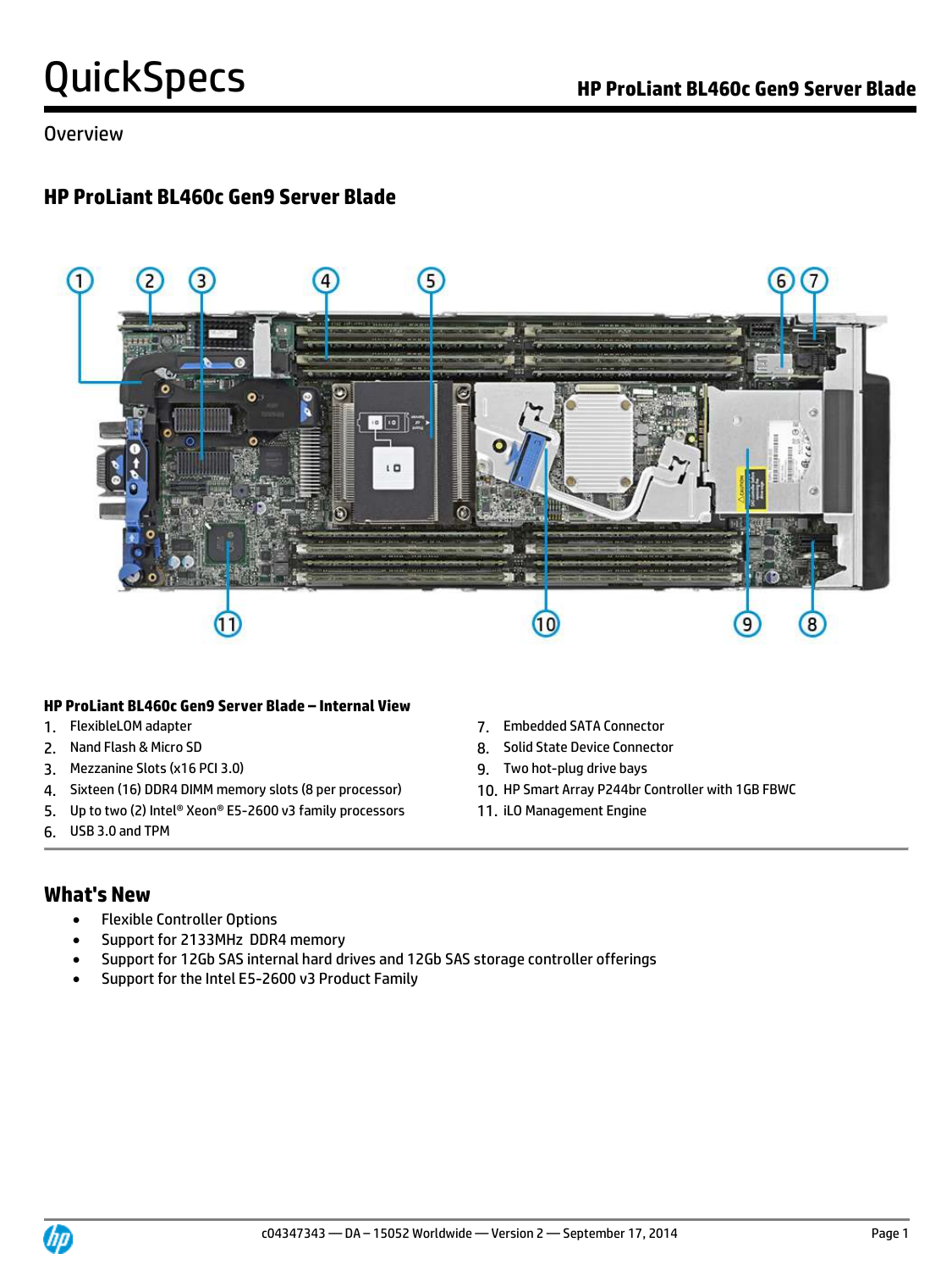# QuickSpecs

## HP ProLiant BL460c Gen9 Server Blade

Overview

### HP ProLiant BL460c Gen9 Server Blade

**HP ProLiant BL460c Gen9 Server Blade – Internal View**

1. FlexibleLOM adapter
2. Nand Flash & Micro SD
3. Mezzanine Slots (x16 PCI 3.0)
4. Sixteen (16) DDR4 DIMM memory slots (8 per processor)
5. Up to two (2) Intel® Xeon® E5-2600 v3 family processors
6. USB 3.0 and TPM
7. Embedded SATA Connector
8. Solid State Device Connector
9. Two hot-plug drive bays
10. HP Smart Array P244br Controller with 1GB FBWC
11. iLO Management Engine

### What's New

- Flexible Controller Options
- Support for 2133MHz DDR4 memory
- Support for 12Gb SAS internal hard drives and 12Gb SAS storage controller offerings
- Support for the Intel E5-2600 v3 Product Family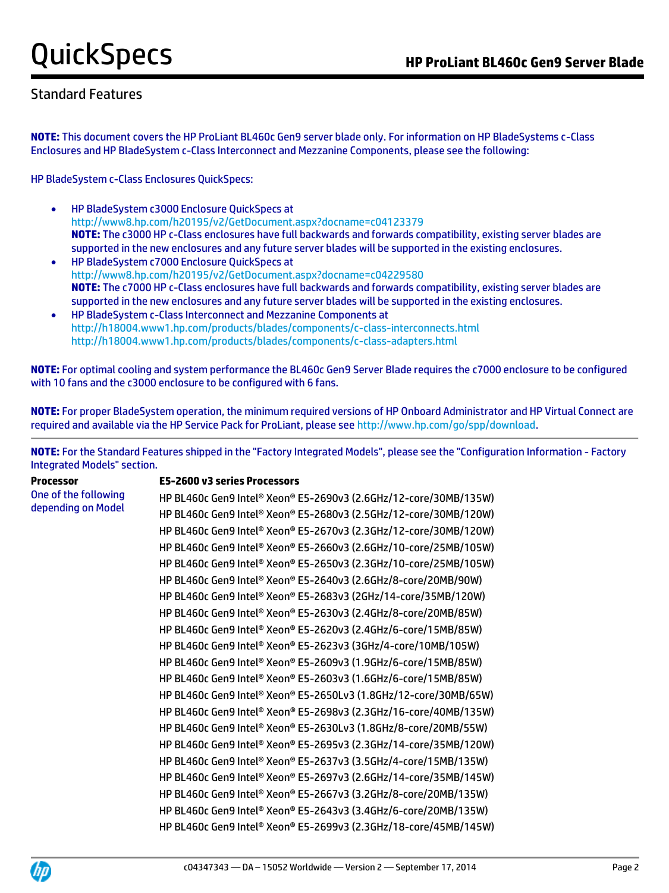## Standard Features

**NOTE:** This document covers the HP ProLiant BL460c Gen9 server blade only. For information on HP BladeSystems c-Class Enclosures and HP BladeSystem c-Class Interconnect and Mezzanine Components, please see the following:

HP BladeSystem c-Class Enclosures QuickSpecs:

- HP BladeSystem c3000 Enclosure QuickSpecs at http://www8.hp.com/h20195/v2/GetDocument.aspx?docname=c04123379
  **NOTE:** The c3000 HP c-Class enclosures have full backwards and forwards compatibility, existing server blades are supported in the new enclosures and any future server blades will be supported in the existing enclosures.
- HP BladeSystem c7000 Enclosure QuickSpecs at http://www8.hp.com/h20195/v2/GetDocument.aspx?docname=c04229580
  **NOTE:** The c7000 HP c-Class enclosures have full backwards and forwards compatibility, existing server blades are supported in the new enclosures and any future server blades will be supported in the existing enclosures.
- HP BladeSystem c-Class Interconnect and Mezzanine Components at
  http://h18004.www1.hp.com/products/blades/components/c-class-interconnects.html
  http://h18004.www1.hp.com/products/blades/components/c-class-adapters.html

**NOTE:** For optimal cooling and system performance the BL460c Gen9 Server Blade requires the c7000 enclosure to be configured with 10 fans and the c3000 enclosure to be configured with 6 fans.

**NOTE:** For proper BladeSystem operation, the minimum required versions of HP Onboard Administrator and HP Virtual Connect are required and available via the HP Service Pack for ProLiant, please see http://www.hp.com/go/spp/download.

**NOTE:** For the Standard Features shipped in the "Factory Integrated Models", please see the "Configuration Information - Factory Integrated Models" section.

**Processor**
One of the following depending on Model

**E5-2600 v3 series Processors**

HP BL460c Gen9 Intel® Xeon® E5-2690v3 (2.6GHz/12-core/30MB/135W)
HP BL460c Gen9 Intel® Xeon® E5-2680v3 (2.5GHz/12-core/30MB/120W)
HP BL460c Gen9 Intel® Xeon® E5-2670v3 (2.3GHz/12-core/30MB/120W)
HP BL460c Gen9 Intel® Xeon® E5-2660v3 (2.6GHz/10-core/25MB/105W)
HP BL460c Gen9 Intel® Xeon® E5-2650v3 (2.3GHz/10-core/25MB/105W)
HP BL460c Gen9 Intel® Xeon® E5-2640v3 (2.6GHz/8-core/20MB/90W)
HP BL460c Gen9 Intel® Xeon® E5-2683v3 (2GHz/14-core/35MB/120W)
HP BL460c Gen9 Intel® Xeon® E5-2630v3 (2.4GHz/8-core/20MB/85W)
HP BL460c Gen9 Intel® Xeon® E5-2620v3 (2.4GHz/6-core/15MB/85W)
HP BL460c Gen9 Intel® Xeon® E5-2623v3 (3GHz/4-core/10MB/105W)
HP BL460c Gen9 Intel® Xeon® E5-2609v3 (1.9GHz/6-core/15MB/85W)
HP BL460c Gen9 Intel® Xeon® E5-2603v3 (1.6GHz/6-core/15MB/85W)
HP BL460c Gen9 Intel® Xeon® E5-2650Lv3 (1.8GHz/12-core/30MB/65W)
HP BL460c Gen9 Intel® Xeon® E5-2698v3 (2.3GHz/16-core/40MB/135W)
HP BL460c Gen9 Intel® Xeon® E5-2630Lv3 (1.8GHz/8-core/20MB/55W)
HP BL460c Gen9 Intel® Xeon® E5-2695v3 (2.3GHz/14-core/35MB/120W)
HP BL460c Gen9 Intel® Xeon® E5-2637v3 (3.5GHz/4-core/15MB/135W)
HP BL460c Gen9 Intel® Xeon® E5-2697v3 (2.6GHz/14-core/35MB/145W)
HP BL460c Gen9 Intel® Xeon® E5-2667v3 (3.2GHz/8-core/20MB/135W)
HP BL460c Gen9 Intel® Xeon® E5-2643v3 (3.4GHz/6-core/20MB/135W)
HP BL460c Gen9 Intel® Xeon® E5-2699v3 (2.3GHz/18-core/45MB/145W)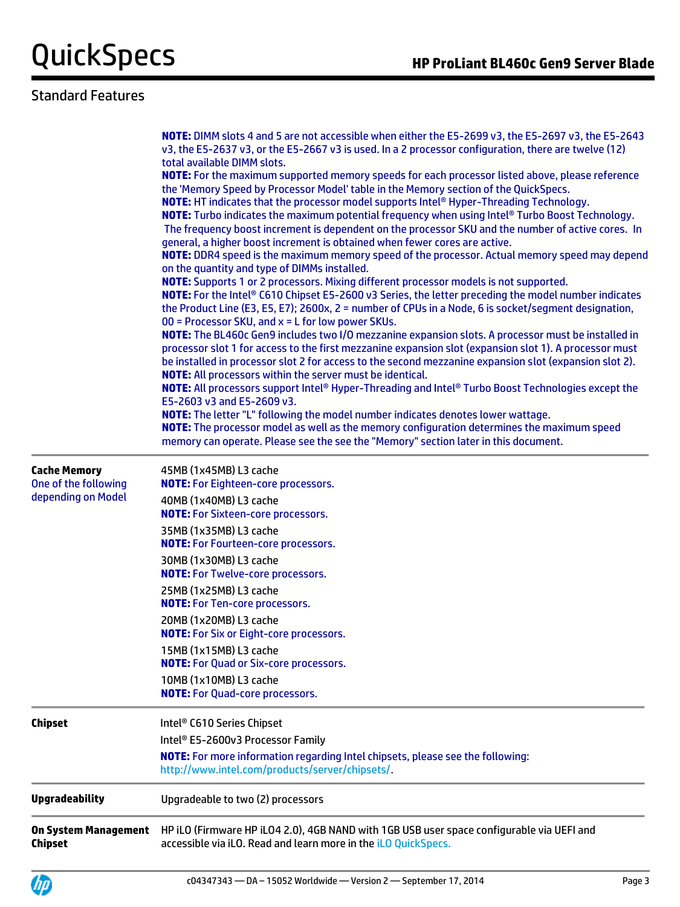## Standard Features

**NOTE:** DIMM slots 4 and 5 are not accessible when either the E5-2699 v3, the E5-2697 v3, the E5-2643 v3, the E5-2637 v3, or the E5-2667 v3 is used. In a 2 processor configuration, there are twelve (12) total available DIMM slots.
**NOTE:** For the maximum supported memory speeds for each processor listed above, please reference the 'Memory Speed by Processor Model' table in the Memory section of the QuickSpecs.
**NOTE:** HT indicates that the processor model supports Intel® Hyper-Threading Technology.
**NOTE:** Turbo indicates the maximum potential frequency when using Intel® Turbo Boost Technology. The frequency boost increment is dependent on the processor SKU and the number of active cores. In general, a higher boost increment is obtained when fewer cores are active.
**NOTE:** DDR4 speed is the maximum memory speed of the processor. Actual memory speed may depend on the quantity and type of DIMMs installed.
**NOTE:** Supports 1 or 2 processors. Mixing different processor models is not supported.
**NOTE:** For the Intel® C610 Chipset E5-2600 v3 Series, the letter preceding the model number indicates the Product Line (E3, E5, E7); 2600x, 2 = number of CPUs in a Node, 6 is socket/segment designation, 00 = Processor SKU, and x = L for low power SKUs.
**NOTE:** The BL460c Gen9 includes two I/O mezzanine expansion slots. A processor must be installed in processor slot 1 for access to the first mezzanine expansion slot (expansion slot 1). A processor must be installed in processor slot 2 for access to the second mezzanine expansion slot (expansion slot 2).
**NOTE:** All processors within the server must be identical.
**NOTE:** All processors support Intel® Hyper-Threading and Intel® Turbo Boost Technologies except the E5-2603 v3 and E5-2609 v3.
**NOTE:** The letter "L" following the model number indicates denotes lower wattage.
**NOTE:** The processor model as well as the memory configuration determines the maximum speed memory can operate. Please see the see the "Memory" section later in this document.

| | |
|---|---|
| **Cache Memory**<br>One of the following depending on Model | 45MB (1x45MB) L3 cache<br>**NOTE:** For Eighteen-core processors.<br>40MB (1x40MB) L3 cache<br>**NOTE:** For Sixteen-core processors.<br>35MB (1x35MB) L3 cache<br>**NOTE:** For Fourteen-core processors.<br>30MB (1x30MB) L3 cache<br>**NOTE:** For Twelve-core processors.<br>25MB (1x25MB) L3 cache<br>**NOTE:** For Ten-core processors.<br>20MB (1x20MB) L3 cache<br>**NOTE:** For Six or Eight-core processors.<br>15MB (1x15MB) L3 cache<br>**NOTE:** For Quad or Six-core processors.<br>10MB (1x10MB) L3 cache<br>**NOTE:** For Quad-core processors. |
| **Chipset** | Intel® C610 Series Chipset<br>Intel® E5-2600v3 Processor Family<br>**NOTE:** For more information regarding Intel chipsets, please see the following: http://www.intel.com/products/server/chipsets/. |
| **Upgradeability** | Upgradeable to two (2) processors |
| **On System Management Chipset** | HP iLO (Firmware HP iLO4 2.0), 4GB NAND with 1GB USB user space configurable via UEFI and accessible via iLO. Read and learn more in the iLO QuickSpecs. |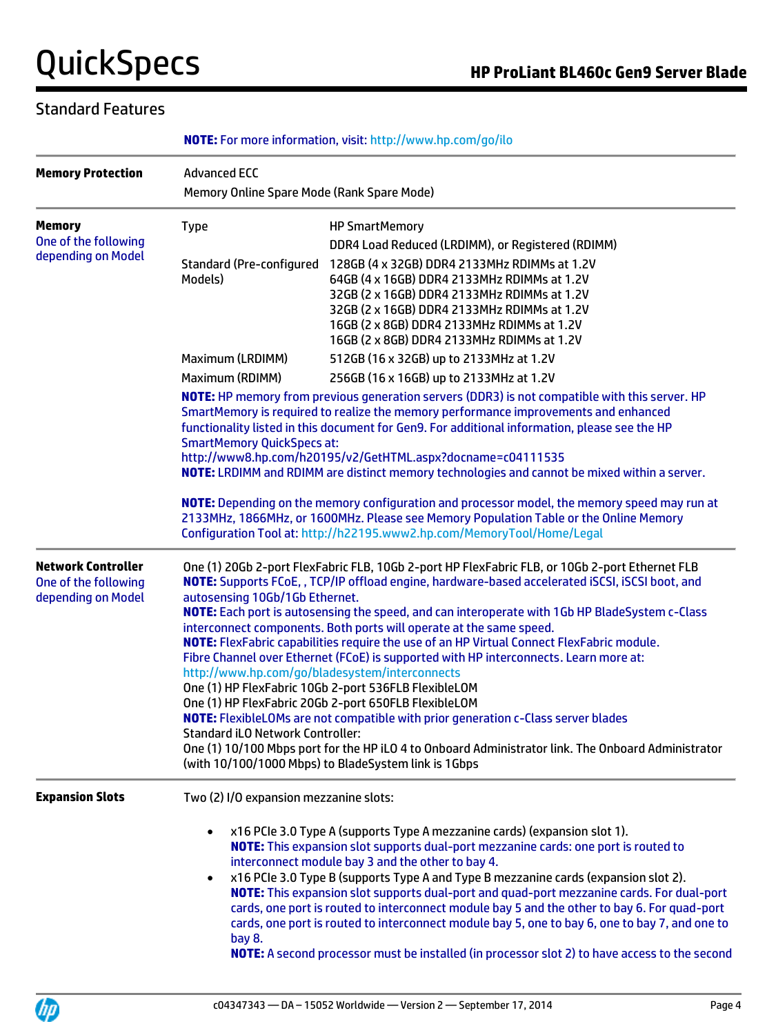## Standard Features

| | |
|---|---|
| | **NOTE:** For more information, visit: http://www.hp.com/go/ilo |
| **Memory Protection** | Advanced ECC<br>Memory Online Spare Mode (Rank Spare Mode) |
| **Memory**<br>One of the following depending on Model | **Type:** HP SmartMemory<br>DDR4 Load Reduced (LRDIMM), or Registered (RDIMM)<br>**Standard (Pre-configured Models):**<br>128GB (4 x 32GB) DDR4 2133MHz RDIMMs at 1.2V<br>64GB (4 x 16GB) DDR4 2133MHz RDIMMs at 1.2V<br>32GB (2 x 16GB) DDR4 2133MHz RDIMMs at 1.2V<br>32GB (2 x 16GB) DDR4 2133MHz RDIMMs at 1.2V<br>16GB (2 x 8GB) DDR4 2133MHz RDIMMs at 1.2V<br>16GB (2 x 8GB) DDR4 2133MHz RDIMMs at 1.2V<br>**Maximum (LRDIMM):** 512GB (16 x 32GB) up to 2133MHz at 1.2V<br>**Maximum (RDIMM):** 256GB (16 x 16GB) up to 2133MHz at 1.2V<br>**NOTE:** HP memory from previous generation servers (DDR3) is not compatible with this server. HP SmartMemory is required to realize the memory performance improvements and enhanced functionality listed in this document for Gen9. For additional information, please see the HP SmartMemory QuickSpecs at: http://www8.hp.com/h20195/v2/GetHTML.aspx?docname=c04111535<br>**NOTE:** LRDIMM and RDIMM are distinct memory technologies and cannot be mixed within a server.<br>**NOTE:** Depending on the memory configuration and processor model, the memory speed may run at 2133MHz, 1866MHz, or 1600MHz. Please see Memory Population Table or the Online Memory Configuration Tool at: http://h22195.www2.hp.com/MemoryTool/Home/Legal |
| **Network Controller**<br>One of the following depending on Model | One (1) 20Gb 2-port FlexFabric FLB, 10Gb 2-port HP FlexFabric FLB, or 10Gb 2-port Ethernet FLB<br>**NOTE:** Supports FCoE, , TCP/IP offload engine, hardware-based accelerated iSCSI, iSCSI boot, and autosensing 10Gb/1Gb Ethernet.<br>**NOTE:** Each port is autosensing the speed, and can interoperate with 1Gb HP BladeSystem c-Class interconnect components. Both ports will operate at the same speed.<br>**NOTE:** FlexFabric capabilities require the use of an HP Virtual Connect FlexFabric module. Fibre Channel over Ethernet (FCoE) is supported with HP interconnects. Learn more at: http://www.hp.com/go/bladesystem/interconnects<br>One (1) HP FlexFabric 10Gb 2-port 536FLB FlexibleLOM<br>One (1) HP FlexFabric 20Gb 2-port 650FLB FlexibleLOM<br>**NOTE:** FlexibleLOMs are not compatible with prior generation c-Class server blades<br>Standard iLO Network Controller:<br>One (1) 10/100 Mbps port for the HP iLO 4 to Onboard Administrator link. The Onboard Administrator (with 10/100/1000 Mbps) to BladeSystem link is 1Gbps |
| **Expansion Slots** | Two (2) I/O expansion mezzanine slots:<br>• x16 PCIe 3.0 Type A (supports Type A mezzanine cards) (expansion slot 1).<br>**NOTE:** This expansion slot supports dual-port mezzanine cards: one port is routed to interconnect module bay 3 and the other to bay 4.<br>• x16 PCIe 3.0 Type B (supports Type A and Type B mezzanine cards (expansion slot 2).<br>**NOTE:** This expansion slot supports dual-port and quad-port mezzanine cards. For dual-port cards, one port is routed to interconnect module bay 5 and the other to bay 6. For quad-port cards, one port is routed to interconnect module bay 5, one to bay 6, one to bay 7, and one to bay 8.<br>**NOTE:** A second processor must be installed (in processor slot 2) to have access to the second |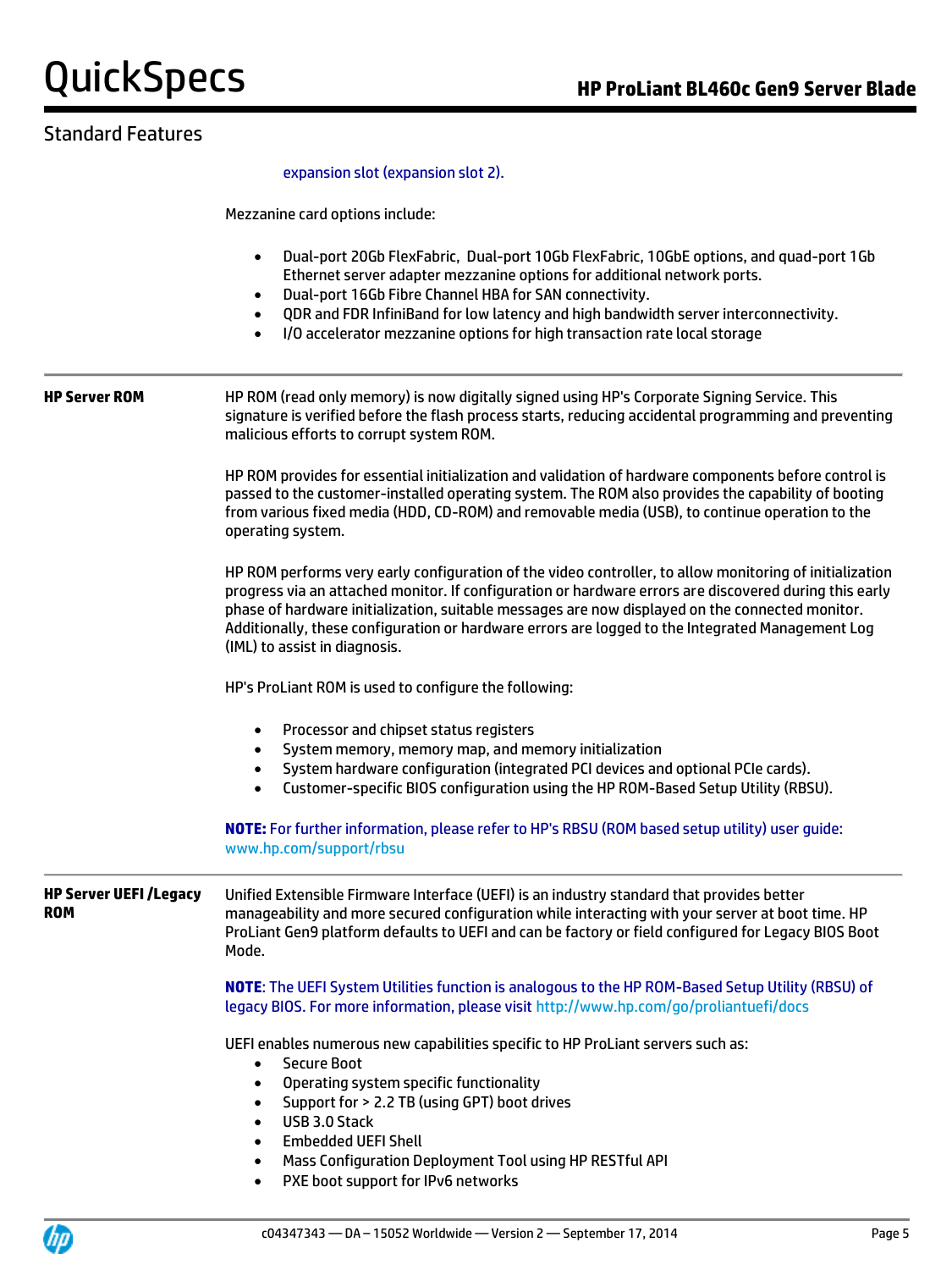## Standard Features

expansion slot (expansion slot 2).

Mezzanine card options include:

- Dual-port 20Gb FlexFabric, Dual-port 10Gb FlexFabric, 10GbE options, and quad-port 1Gb Ethernet server adapter mezzanine options for additional network ports.
- Dual-port 16Gb Fibre Channel HBA for SAN connectivity.
- QDR and FDR InfiniBand for low latency and high bandwidth server interconnectivity.
- I/O accelerator mezzanine options for high transaction rate local storage

---

**HP Server ROM**

HP ROM (read only memory) is now digitally signed using HP's Corporate Signing Service. This signature is verified before the flash process starts, reducing accidental programming and preventing malicious efforts to corrupt system ROM.

HP ROM provides for essential initialization and validation of hardware components before control is passed to the customer-installed operating system. The ROM also provides the capability of booting from various fixed media (HDD, CD-ROM) and removable media (USB), to continue operation to the operating system.

HP ROM performs very early configuration of the video controller, to allow monitoring of initialization progress via an attached monitor. If configuration or hardware errors are discovered during this early phase of hardware initialization, suitable messages are now displayed on the connected monitor. Additionally, these configuration or hardware errors are logged to the Integrated Management Log (IML) to assist in diagnosis.

HP's ProLiant ROM is used to configure the following:

- Processor and chipset status registers
- System memory, memory map, and memory initialization
- System hardware configuration (integrated PCI devices and optional PCIe cards).
- Customer-specific BIOS configuration using the HP ROM-Based Setup Utility (RBSU).

**NOTE:** For further information, please refer to HP's RBSU (ROM based setup utility) user guide: www.hp.com/support/rbsu

---

**HP Server UEFI /Legacy ROM**

Unified Extensible Firmware Interface (UEFI) is an industry standard that provides better manageability and more secured configuration while interacting with your server at boot time. HP ProLiant Gen9 platform defaults to UEFI and can be factory or field configured for Legacy BIOS Boot Mode.

**NOTE**: The UEFI System Utilities function is analogous to the HP ROM-Based Setup Utility (RBSU) of legacy BIOS. For more information, please visit http://www.hp.com/go/proliantuefi/docs

UEFI enables numerous new capabilities specific to HP ProLiant servers such as:

- Secure Boot
- Operating system specific functionality
- Support for > 2.2 TB (using GPT) boot drives
- USB 3.0 Stack
- Embedded UEFI Shell
- Mass Configuration Deployment Tool using HP RESTful API
- PXE boot support for IPv6 networks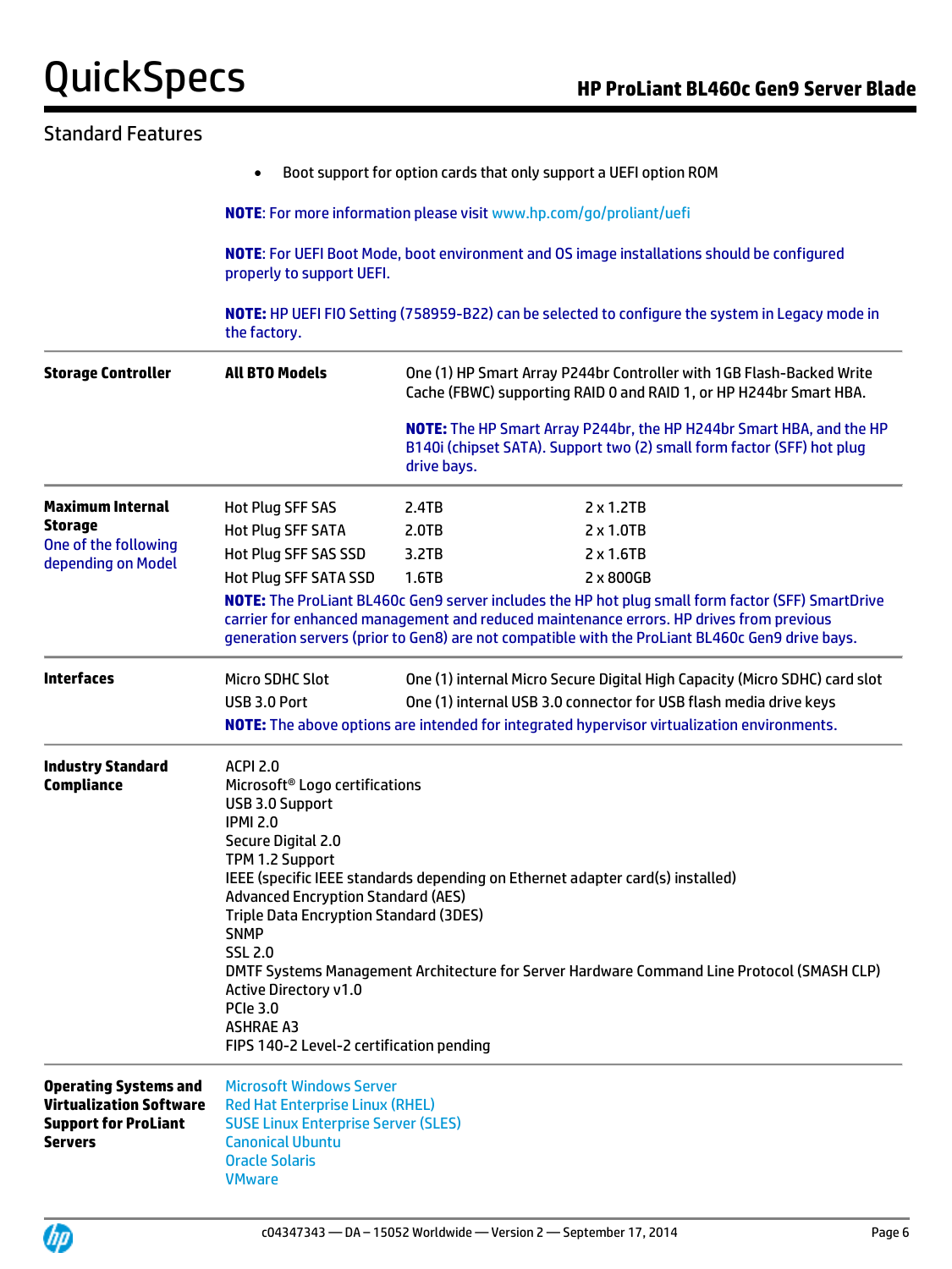## Standard Features

- Boot support for option cards that only support a UEFI option ROM

**NOTE**: For more information please visit www.hp.com/go/proliant/uefi

**NOTE**: For UEFI Boot Mode, boot environment and OS image installations should be configured properly to support UEFI.

**NOTE:** HP UEFI FIO Setting (758959-B22) can be selected to configure the system in Legacy mode in the factory.

| | | | |
|---|---|---|---|
| **Storage Controller** | **All BTO Models** | One (1) HP Smart Array P244br Controller with 1GB Flash-Backed Write Cache (FBWC) supporting RAID 0 and RAID 1, or HP H244br Smart HBA.<br><br>**NOTE:** The HP Smart Array P244br, the HP H244br Smart HBA, and the HP B140i (chipset SATA). Support two (2) small form factor (SFF) hot plug drive bays. | |
| **Maximum Internal Storage**<br>One of the following depending on Model | Hot Plug SFF SAS | 2.4TB | 2 x 1.2TB |
| | Hot Plug SFF SATA | 2.0TB | 2 x 1.0TB |
| | Hot Plug SFF SAS SSD | 3.2TB | 2 x 1.6TB |
| | Hot Plug SFF SATA SSD | 1.6TB | 2 x 800GB |
| | **NOTE:** The ProLiant BL460c Gen9 server includes the HP hot plug small form factor (SFF) SmartDrive carrier for enhanced management and reduced maintenance errors. HP drives from previous generation servers (prior to Gen8) are not compatible with the ProLiant BL460c Gen9 drive bays. | | |
| **Interfaces** | Micro SDHC Slot | One (1) internal Micro Secure Digital High Capacity (Micro SDHC) card slot | |
| | USB 3.0 Port | One (1) internal USB 3.0 connector for USB flash media drive keys | |
| | **NOTE:** The above options are intended for integrated hypervisor virtualization environments. | | |

**Industry Standard Compliance**

ACPI 2.0
Microsoft® Logo certifications
USB 3.0 Support
IPMI 2.0
Secure Digital 2.0
TPM 1.2 Support
IEEE (specific IEEE standards depending on Ethernet adapter card(s) installed)
Advanced Encryption Standard (AES)
Triple Data Encryption Standard (3DES)
SNMP
SSL 2.0
DMTF Systems Management Architecture for Server Hardware Command Line Protocol (SMASH CLP)
Active Directory v1.0
PCIe 3.0
ASHRAE A3
FIPS 140-2 Level-2 certification pending

**Operating Systems and Virtualization Software Support for ProLiant Servers**

Microsoft Windows Server
Red Hat Enterprise Linux (RHEL)
SUSE Linux Enterprise Server (SLES)
Canonical Ubuntu
Oracle Solaris
VMware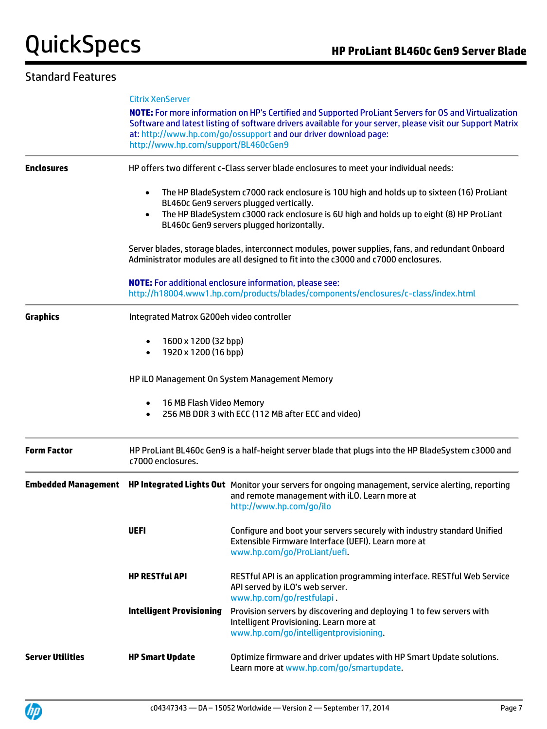## Standard Features

Citrix XenServer

**NOTE:** For more information on HP's Certified and Supported ProLiant Servers for OS and Virtualization Software and latest listing of software drivers available for your server, please visit our Support Matrix at: http://www.hp.com/go/ossupport and our driver download page: http://www.hp.com/support/BL460cGen9

**Enclosures**

HP offers two different c-Class server blade enclosures to meet your individual needs:

- The HP BladeSystem c7000 rack enclosure is 10U high and holds up to sixteen (16) ProLiant BL460c Gen9 servers plugged vertically.
- The HP BladeSystem c3000 rack enclosure is 6U high and holds up to eight (8) HP ProLiant BL460c Gen9 servers plugged horizontally.

Server blades, storage blades, interconnect modules, power supplies, fans, and redundant Onboard Administrator modules are all designed to fit into the c3000 and c7000 enclosures.

**NOTE:** For additional enclosure information, please see: http://h18004.www1.hp.com/products/blades/components/enclosures/c-class/index.html

**Graphics**

Integrated Matrox G200eh video controller

- 1600 x 1200 (32 bpp)
- 1920 x 1200 (16 bpp)

HP iLO Management On System Management Memory

- 16 MB Flash Video Memory
- 256 MB DDR 3 with ECC (112 MB after ECC and video)

**Form Factor**

HP ProLiant BL460c Gen9 is a half-height server blade that plugs into the HP BladeSystem c3000 and c7000 enclosures.

**Embedded Management**

| | |
|---|---|
| **HP Integrated Lights Out** | Monitor your servers for ongoing management, service alerting, reporting and remote management with iLO. Learn more at http://www.hp.com/go/ilo |
| **UEFI** | Configure and boot your servers securely with industry standard Unified Extensible Firmware Interface (UEFI). Learn more at www.hp.com/go/ProLiant/uefi. |
| **HP RESTful API** | RESTful API is an application programming interface. RESTful Web Service API served by iLO's web server. www.hp.com/go/restfulapi . |
| **Intelligent Provisioning** | Provision servers by discovering and deploying 1 to few servers with Intelligent Provisioning. Learn more at www.hp.com/go/intelligentprovisioning. |

**Server Utilities**

| | |
|---|---|
| **HP Smart Update** | Optimize firmware and driver updates with HP Smart Update solutions. Learn more at www.hp.com/go/smartupdate. |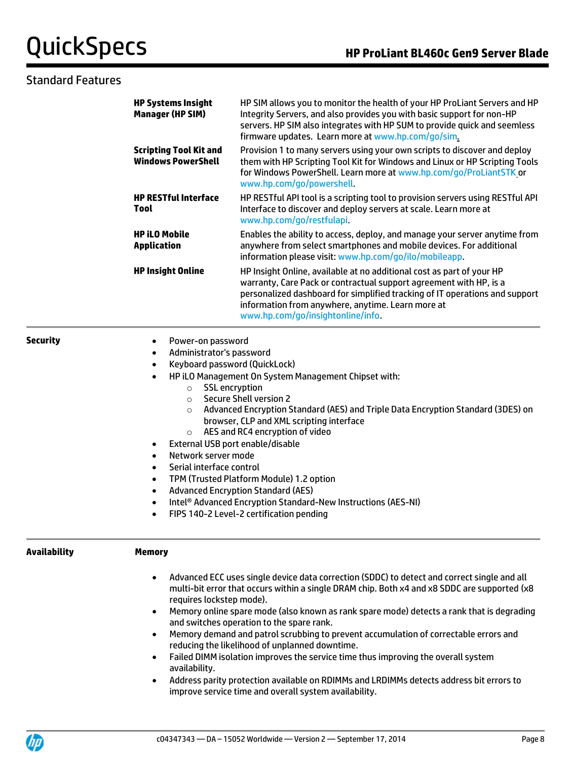## Standard Features

| | |
|---|---|
| **HP Systems Insight Manager (HP SIM)** | HP SIM allows you to monitor the health of your HP ProLiant Servers and HP Integrity Servers, and also provides you with basic support for non-HP servers. HP SIM also integrates with HP SUM to provide quick and seemless firmware updates. Learn more at www.hp.com/go/sim. |
| **Scripting Tool Kit and Windows PowerShell** | Provision 1 to many servers using your own scripts to discover and deploy them with HP Scripting Tool Kit for Windows and Linux or HP Scripting Tools for Windows PowerShell. Learn more at www.hp.com/go/ProLiantSTK or www.hp.com/go/powershell. |
| **HP RESTful Interface Tool** | HP RESTful API tool is a scripting tool to provision servers using RESTful API Interface to discover and deploy servers at scale. Learn more at www.hp.com/go/restfulapi. |
| **HP iLO Mobile Application** | Enables the ability to access, deploy, and manage your server anytime from anywhere from select smartphones and mobile devices. For additional information please visit: www.hp.com/go/ilo/mobileapp. |
| **HP Insight Online** | HP Insight Online, available at no additional cost as part of your HP warranty, Care Pack or contractual support agreement with HP, is a personalized dashboard for simplified tracking of IT operations and support information from anywhere, anytime. Learn more at www.hp.com/go/insightonline/info. |

### Security

- Power-on password
- Administrator's password
- Keyboard password (QuickLock)
- HP iLO Management On System Management Chipset with:
  - SSL encryption
  - Secure Shell version 2
  - Advanced Encryption Standard (AES) and Triple Data Encryption Standard (3DES) on browser, CLP and XML scripting interface
  - AES and RC4 encryption of video
- External USB port enable/disable
- Network server mode
- Serial interface control
- TPM (Trusted Platform Module) 1.2 option
- Advanced Encryption Standard (AES)
- Intel® Advanced Encryption Standard-New Instructions (AES-NI)
- FIPS 140-2 Level-2 certification pending

### Availability

**Memory**

- Advanced ECC uses single device data correction (SDDC) to detect and correct single and all multi-bit error that occurs within a single DRAM chip. Both x4 and x8 SDDC are supported (x8 requires lockstep mode).
- Memory online spare mode (also known as rank spare mode) detects a rank that is degrading and switches operation to the spare rank.
- Memory demand and patrol scrubbing to prevent accumulation of correctable errors and reducing the likelihood of unplanned downtime.
- Failed DIMM isolation improves the service time thus improving the overall system availability.
- Address parity protection available on RDIMMs and LRDIMMs detects address bit errors to improve service time and overall system availability.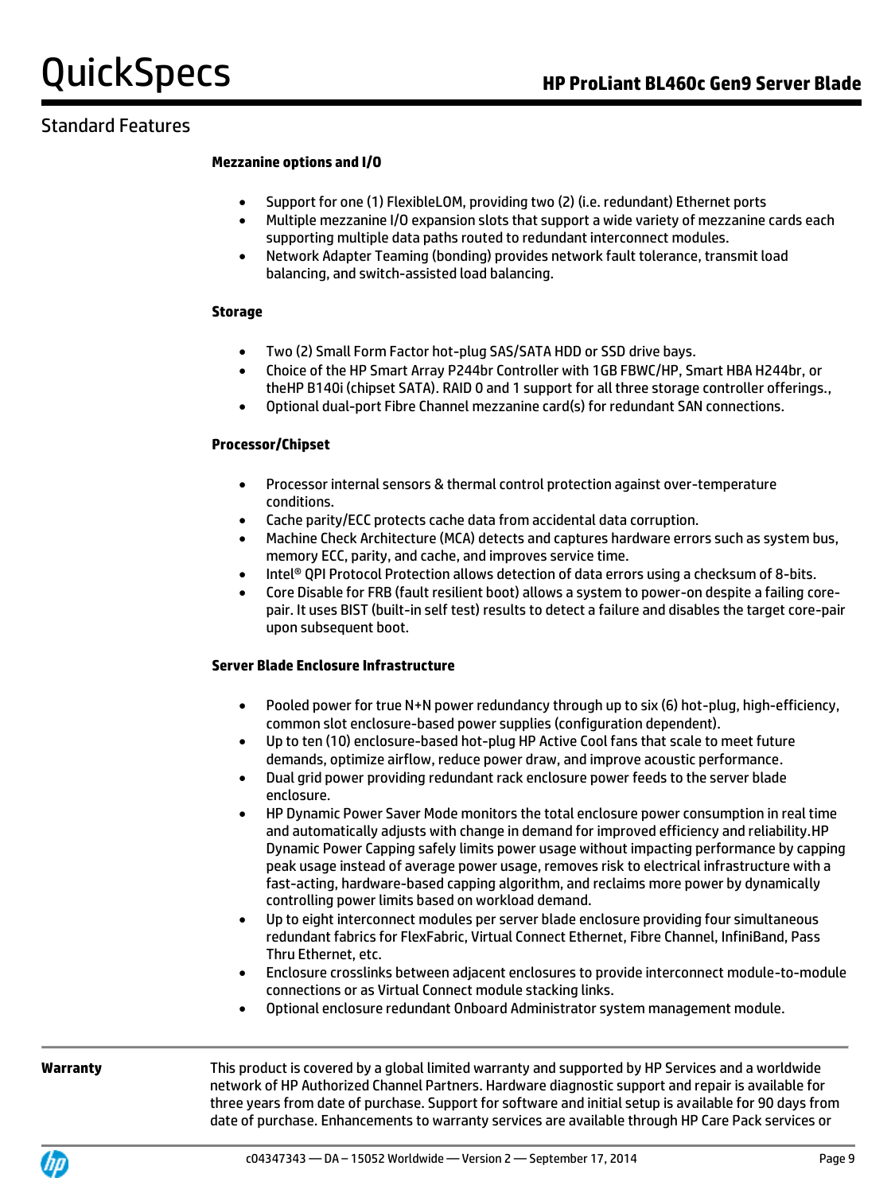## Standard Features

**Mezzanine options and I/O**

- Support for one (1) FlexibleLOM, providing two (2) (i.e. redundant) Ethernet ports
- Multiple mezzanine I/O expansion slots that support a wide variety of mezzanine cards each supporting multiple data paths routed to redundant interconnect modules.
- Network Adapter Teaming (bonding) provides network fault tolerance, transmit load balancing, and switch-assisted load balancing.

**Storage**

- Two (2) Small Form Factor hot-plug SAS/SATA HDD or SSD drive bays.
- Choice of the HP Smart Array P244br Controller with 1GB FBWC/HP, Smart HBA H244br, or theHP B140i (chipset SATA). RAID 0 and 1 support for all three storage controller offerings.,
- Optional dual-port Fibre Channel mezzanine card(s) for redundant SAN connections.

**Processor/Chipset**

- Processor internal sensors & thermal control protection against over-temperature conditions.
- Cache parity/ECC protects cache data from accidental data corruption.
- Machine Check Architecture (MCA) detects and captures hardware errors such as system bus, memory ECC, parity, and cache, and improves service time.
- Intel® QPI Protocol Protection allows detection of data errors using a checksum of 8-bits.
- Core Disable for FRB (fault resilient boot) allows a system to power-on despite a failing core-pair. It uses BIST (built-in self test) results to detect a failure and disables the target core-pair upon subsequent boot.

**Server Blade Enclosure Infrastructure**

- Pooled power for true N+N power redundancy through up to six (6) hot-plug, high-efficiency, common slot enclosure-based power supplies (configuration dependent).
- Up to ten (10) enclosure-based hot-plug HP Active Cool fans that scale to meet future demands, optimize airflow, reduce power draw, and improve acoustic performance.
- Dual grid power providing redundant rack enclosure power feeds to the server blade enclosure.
- HP Dynamic Power Saver Mode monitors the total enclosure power consumption in real time and automatically adjusts with change in demand for improved efficiency and reliability.HP Dynamic Power Capping safely limits power usage without impacting performance by capping peak usage instead of average power usage, removes risk to electrical infrastructure with a fast-acting, hardware-based capping algorithm, and reclaims more power by dynamically controlling power limits based on workload demand.
- Up to eight interconnect modules per server blade enclosure providing four simultaneous redundant fabrics for FlexFabric, Virtual Connect Ethernet, Fibre Channel, InfiniBand, Pass Thru Ethernet, etc.
- Enclosure crosslinks between adjacent enclosures to provide interconnect module-to-module connections or as Virtual Connect module stacking links.
- Optional enclosure redundant Onboard Administrator system management module.

**Warranty**

This product is covered by a global limited warranty and supported by HP Services and a worldwide network of HP Authorized Channel Partners. Hardware diagnostic support and repair is available for three years from date of purchase. Support for software and initial setup is available for 90 days from date of purchase. Enhancements to warranty services are available through HP Care Pack services or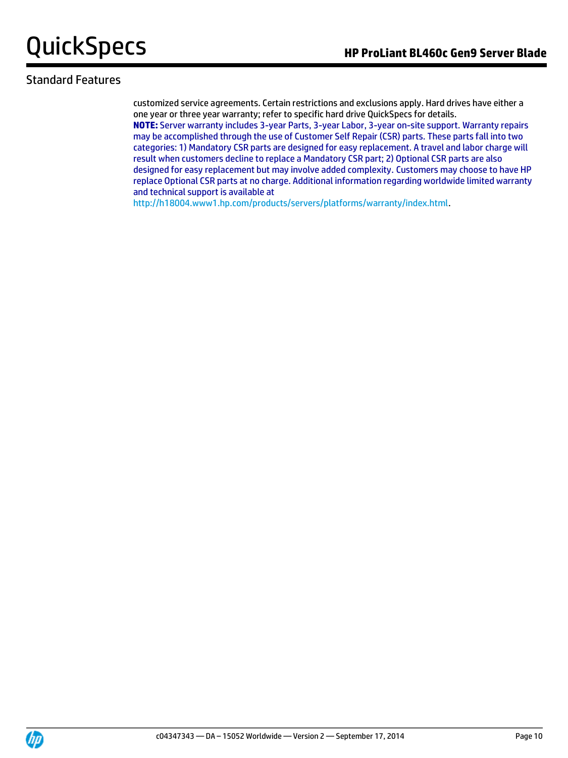## Standard Features

customized service agreements. Certain restrictions and exclusions apply. Hard drives have either a one year or three year warranty; refer to specific hard drive QuickSpecs for details.

**NOTE:** Server warranty includes 3-year Parts, 3-year Labor, 3-year on-site support. Warranty repairs may be accomplished through the use of Customer Self Repair (CSR) parts. These parts fall into two categories: 1) Mandatory CSR parts are designed for easy replacement. A travel and labor charge will result when customers decline to replace a Mandatory CSR part; 2) Optional CSR parts are also designed for easy replacement but may involve added complexity. Customers may choose to have HP replace Optional CSR parts at no charge. Additional information regarding worldwide limited warranty and technical support is available at http://h18004.www1.hp.com/products/servers/platforms/warranty/index.html.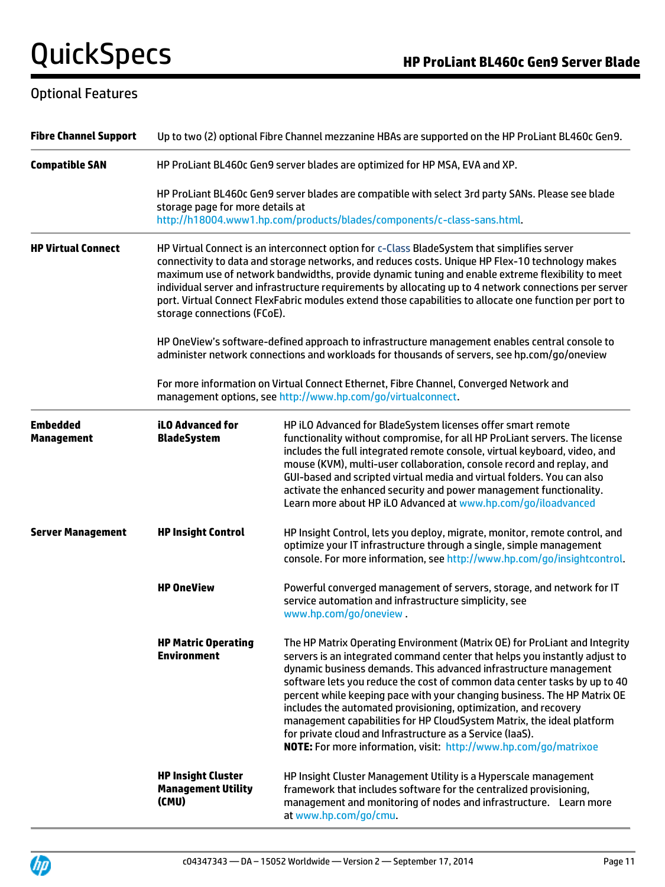## Optional Features

| | | |
|---|---|---|
| **Fibre Channel Support** | Up to two (2) optional Fibre Channel mezzanine HBAs are supported on the HP ProLiant BL460c Gen9. | |
| **Compatible SAN** | HP ProLiant BL460c Gen9 server blades are optimized for HP MSA, EVA and XP.<br><br>HP ProLiant BL460c Gen9 server blades are compatible with select 3rd party SANs. Please see blade storage page for more details at http://h18004.www1.hp.com/products/blades/components/c-class-sans.html. | |
| **HP Virtual Connect** | HP Virtual Connect is an interconnect option for c-Class BladeSystem that simplifies server connectivity to data and storage networks, and reduces costs. Unique HP Flex-10 technology makes maximum use of network bandwidths, provide dynamic tuning and enable extreme flexibility to meet individual server and infrastructure requirements by allocating up to 4 network connections per server port. Virtual Connect FlexFabric modules extend those capabilities to allocate one function per port to storage connections (FCoE).<br><br>HP OneView's software-defined approach to infrastructure management enables central console to administer network connections and workloads for thousands of servers, see hp.com/go/oneview<br><br>For more information on Virtual Connect Ethernet, Fibre Channel, Converged Network and management options, see http://www.hp.com/go/virtualconnect. | |
| **Embedded Management** | **iLO Advanced for BladeSystem** | HP iLO Advanced for BladeSystem licenses offer smart remote functionality without compromise, for all HP ProLiant servers. The license includes the full integrated remote console, virtual keyboard, video, and mouse (KVM), multi-user collaboration, console record and replay, and GUI-based and scripted virtual media and virtual folders. You can also activate the enhanced security and power management functionality. Learn more about HP iLO Advanced at www.hp.com/go/iloadvanced |
| **Server Management** | **HP Insight Control** | HP Insight Control, lets you deploy, migrate, monitor, remote control, and optimize your IT infrastructure through a single, simple management console. For more information, see http://www.hp.com/go/insightcontrol. |
| | **HP OneView** | Powerful converged management of servers, storage, and network for IT service automation and infrastructure simplicity, see www.hp.com/go/oneview . |
| | **HP Matric Operating Environment** | The HP Matrix Operating Environment (Matrix OE) for ProLiant and Integrity servers is an integrated command center that helps you instantly adjust to dynamic business demands. This advanced infrastructure management software lets you reduce the cost of common data center tasks by up to 40 percent while keeping pace with your changing business. The HP Matrix OE includes the automated provisioning, optimization, and recovery management capabilities for HP CloudSystem Matrix, the ideal platform for private cloud and Infrastructure as a Service (IaaS).<br>**NOTE:** For more information, visit: http://www.hp.com/go/matrixoe |
| | **HP Insight Cluster Management Utility (CMU)** | HP Insight Cluster Management Utility is a Hyperscale management framework that includes software for the centralized provisioning, management and monitoring of nodes and infrastructure. Learn more at www.hp.com/go/cmu. |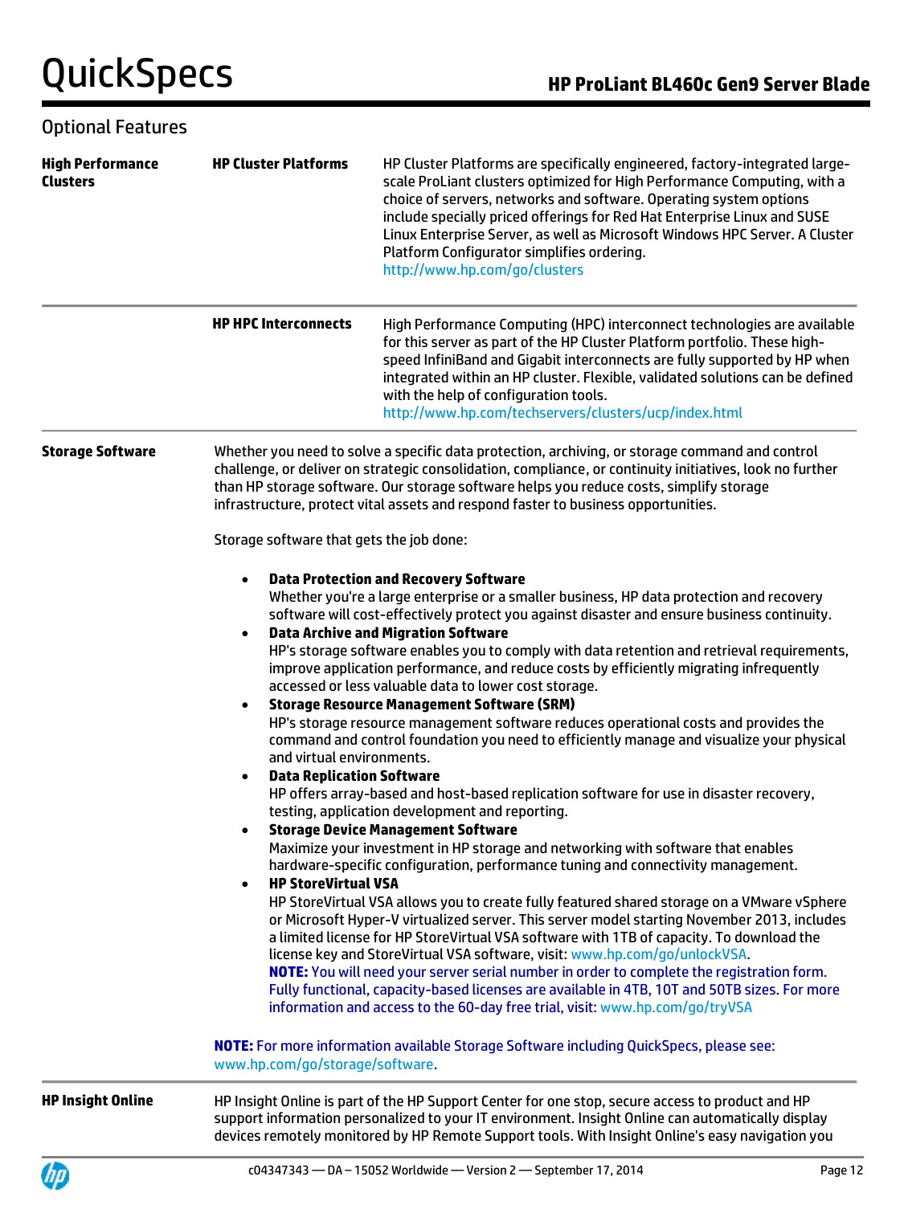## Optional Features

### High Performance Clusters

**HP Cluster Platforms**

HP Cluster Platforms are specifically engineered, factory-integrated large-scale ProLiant clusters optimized for High Performance Computing, with a choice of servers, networks and software. Operating system options include specially priced offerings for Red Hat Enterprise Linux and SUSE Linux Enterprise Server, as well as Microsoft Windows HPC Server. A Cluster Platform Configurator simplifies ordering.
http://www.hp.com/go/clusters

**HP HPC Interconnects**

High Performance Computing (HPC) interconnect technologies are available for this server as part of the HP Cluster Platform portfolio. These high-speed InfiniBand and Gigabit interconnects are fully supported by HP when integrated within an HP cluster. Flexible, validated solutions can be defined with the help of configuration tools.
http://www.hp.com/techservers/clusters/ucp/index.html

### Storage Software

Whether you need to solve a specific data protection, archiving, or storage command and control challenge, or deliver on strategic consolidation, compliance, or continuity initiatives, look no further than HP storage software. Our storage software helps you reduce costs, simplify storage infrastructure, protect vital assets and respond faster to business opportunities.

Storage software that gets the job done:

- **Data Protection and Recovery Software**
  Whether you're a large enterprise or a smaller business, HP data protection and recovery software will cost-effectively protect you against disaster and ensure business continuity.
- **Data Archive and Migration Software**
  HP's storage software enables you to comply with data retention and retrieval requirements, improve application performance, and reduce costs by efficiently migrating infrequently accessed or less valuable data to lower cost storage.
- **Storage Resource Management Software (SRM)**
  HP's storage resource management software reduces operational costs and provides the command and control foundation you need to efficiently manage and visualize your physical and virtual environments.
- **Data Replication Software**
  HP offers array-based and host-based replication software for use in disaster recovery, testing, application development and reporting.
- **Storage Device Management Software**
  Maximize your investment in HP storage and networking with software that enables hardware-specific configuration, performance tuning and connectivity management.
- **HP StoreVirtual VSA**
  HP StoreVirtual VSA allows you to create fully featured shared storage on a VMware vSphere or Microsoft Hyper-V virtualized server. This server model starting November 2013, includes a limited license for HP StoreVirtual VSA software with 1TB of capacity. To download the license key and StoreVirtual VSA software, visit: www.hp.com/go/unlockVSA.
  **NOTE:** You will need your server serial number in order to complete the registration form. Fully functional, capacity-based licenses are available in 4TB, 10T and 50TB sizes. For more information and access to the 60-day free trial, visit: www.hp.com/go/tryVSA

**NOTE:** For more information available Storage Software including QuickSpecs, please see: www.hp.com/go/storage/software.

### HP Insight Online

HP Insight Online is part of the HP Support Center for one stop, secure access to product and HP support information personalized to your IT environment. Insight Online can automatically display devices remotely monitored by HP Remote Support tools. With Insight Online's easy navigation you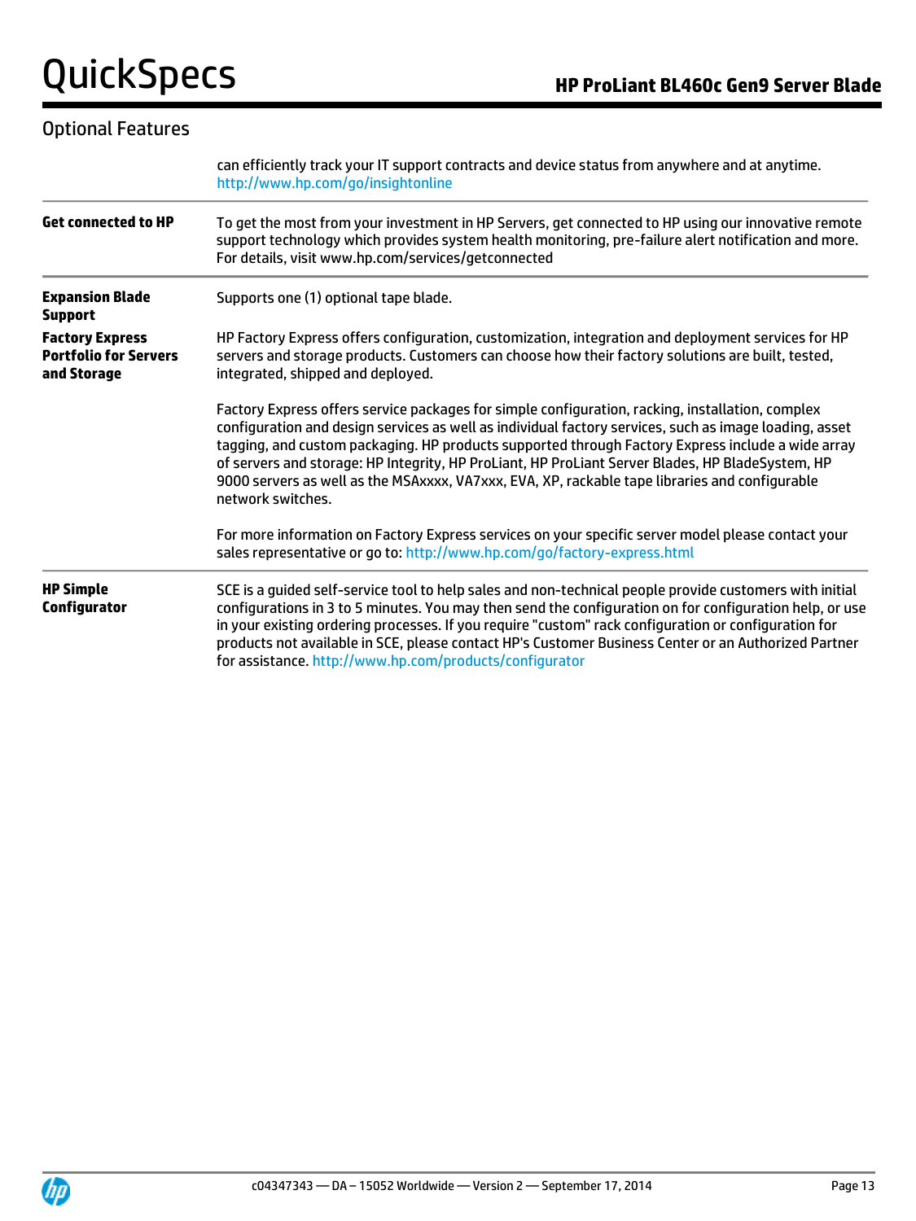## Optional Features

| | |
|---|---|
| | can efficiently track your IT support contracts and device status from anywhere and at anytime. http://www.hp.com/go/insightonline |
| **Get connected to HP** | To get the most from your investment in HP Servers, get connected to HP using our innovative remote support technology which provides system health monitoring, pre-failure alert notification and more. For details, visit www.hp.com/services/getconnected |
| **Expansion Blade Support** | Supports one (1) optional tape blade. |
| **Factory Express Portfolio for Servers and Storage** | HP Factory Express offers configuration, customization, integration and deployment services for HP servers and storage products. Customers can choose how their factory solutions are built, tested, integrated, shipped and deployed.<br><br>Factory Express offers service packages for simple configuration, racking, installation, complex configuration and design services as well as individual factory services, such as image loading, asset tagging, and custom packaging. HP products supported through Factory Express include a wide array of servers and storage: HP Integrity, HP ProLiant, HP ProLiant Server Blades, HP BladeSystem, HP 9000 servers as well as the MSAxxxx, VA7xxx, EVA, XP, rackable tape libraries and configurable network switches.<br><br>For more information on Factory Express services on your specific server model please contact your sales representative or go to: http://www.hp.com/go/factory-express.html |
| **HP Simple Configurator** | SCE is a guided self-service tool to help sales and non-technical people provide customers with initial configurations in 3 to 5 minutes. You may then send the configuration on for configuration help, or use in your existing ordering processes. If you require "custom" rack configuration or configuration for products not available in SCE, please contact HP's Customer Business Center or an Authorized Partner for assistance. http://www.hp.com/products/configurator |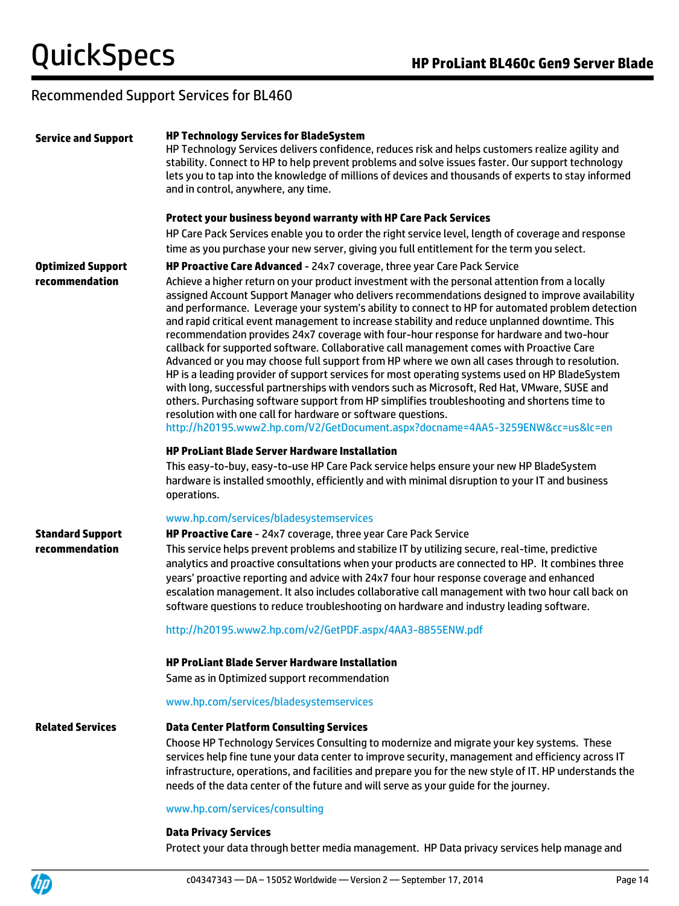## Recommended Support Services for BL460

**Service and Support**

**HP Technology Services for BladeSystem**
HP Technology Services delivers confidence, reduces risk and helps customers realize agility and stability. Connect to HP to help prevent problems and solve issues faster. Our support technology lets you to tap into the knowledge of millions of devices and thousands of experts to stay informed and in control, anywhere, any time.

**Protect your business beyond warranty with HP Care Pack Services**
HP Care Pack Services enable you to order the right service level, length of coverage and response time as you purchase your new server, giving you full entitlement for the term you select.

**Optimized Support recommendation**

**HP Proactive Care Advanced** - 24x7 coverage, three year Care Pack Service
Achieve a higher return on your product investment with the personal attention from a locally assigned Account Support Manager who delivers recommendations designed to improve availability and performance. Leverage your system's ability to connect to HP for automated problem detection and rapid critical event management to increase stability and reduce unplanned downtime. This recommendation provides 24x7 coverage with four-hour response for hardware and two-hour callback for supported software. Collaborative call management comes with Proactive Care Advanced or you may choose full support from HP where we own all cases through to resolution. HP is a leading provider of support services for most operating systems used on HP BladeSystem with long, successful partnerships with vendors such as Microsoft, Red Hat, VMware, SUSE and others. Purchasing software support from HP simplifies troubleshooting and shortens time to resolution with one call for hardware or software questions.
http://h20195.www2.hp.com/V2/GetDocument.aspx?docname=4AA5-3259ENW&cc=us&lc=en

**HP ProLiant Blade Server Hardware Installation**
This easy-to-buy, easy-to-use HP Care Pack service helps ensure your new HP BladeSystem hardware is installed smoothly, efficiently and with minimal disruption to your IT and business operations.

www.hp.com/services/bladesystemservices

**Standard Support recommendation**

**HP Proactive Care** - 24x7 coverage, three year Care Pack Service
This service helps prevent problems and stabilize IT by utilizing secure, real-time, predictive analytics and proactive consultations when your products are connected to HP. It combines three years' proactive reporting and advice with 24x7 four hour response coverage and enhanced escalation management. It also includes collaborative call management with two hour call back on software questions to reduce troubleshooting on hardware and industry leading software.

http://h20195.www2.hp.com/v2/GetPDF.aspx/4AA3-8855ENW.pdf

**HP ProLiant Blade Server Hardware Installation**
Same as in Optimized support recommendation

www.hp.com/services/bladesystemservices

**Related Services**

**Data Center Platform Consulting Services**
Choose HP Technology Services Consulting to modernize and migrate your key systems. These services help fine tune your data center to improve security, management and efficiency across IT infrastructure, operations, and facilities and prepare you for the new style of IT. HP understands the needs of the data center of the future and will serve as your guide for the journey.

www.hp.com/services/consulting

**Data Privacy Services**
Protect your data through better media management. HP Data privacy services help manage and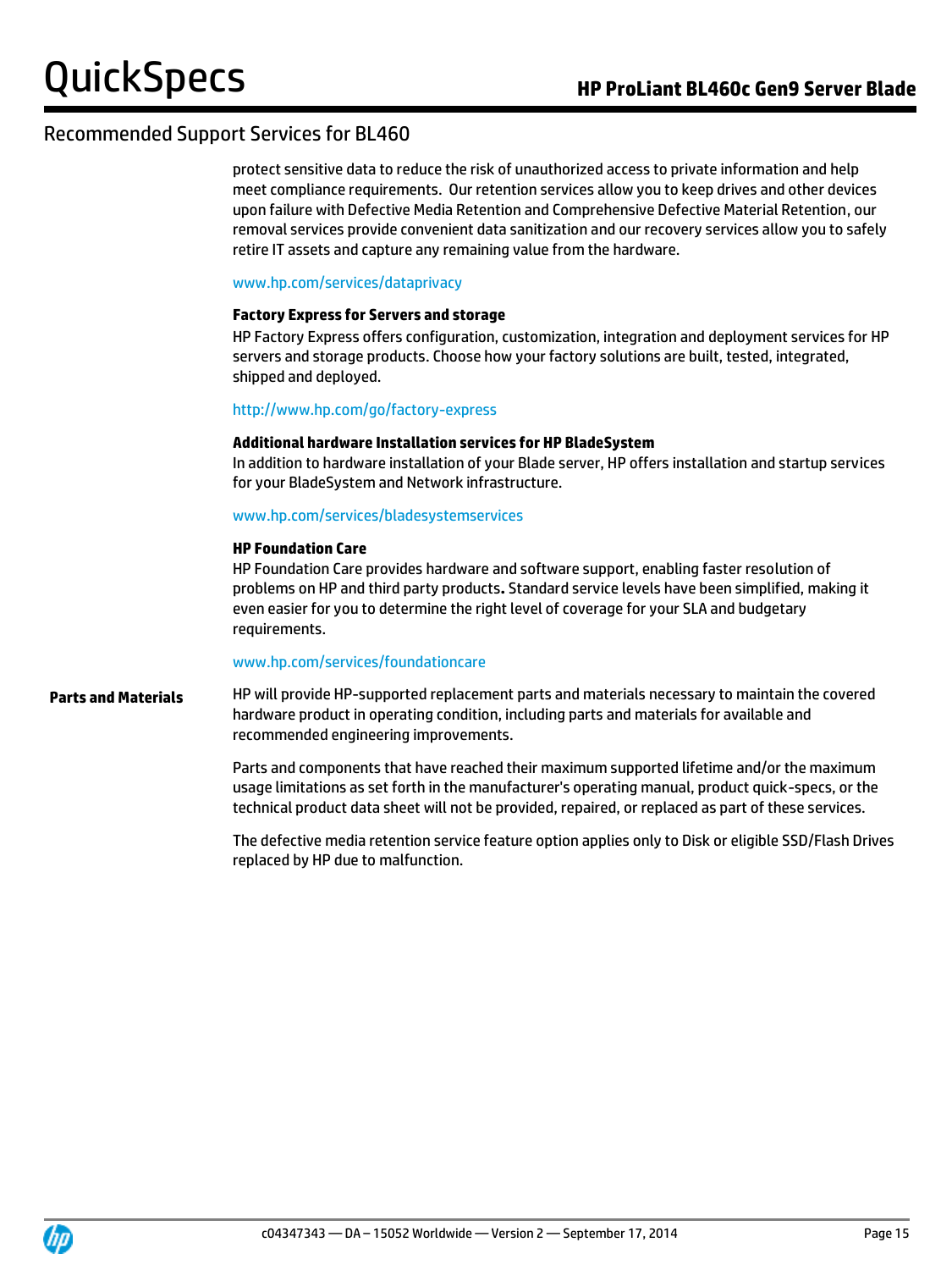## Recommended Support Services for BL460

protect sensitive data to reduce the risk of unauthorized access to private information and help meet compliance requirements. Our retention services allow you to keep drives and other devices upon failure with Defective Media Retention and Comprehensive Defective Material Retention, our removal services provide convenient data sanitization and our recovery services allow you to safely retire IT assets and capture any remaining value from the hardware.

www.hp.com/services/dataprivacy

**Factory Express for Servers and storage**

HP Factory Express offers configuration, customization, integration and deployment services for HP servers and storage products. Choose how your factory solutions are built, tested, integrated, shipped and deployed.

http://www.hp.com/go/factory-express

**Additional hardware Installation services for HP BladeSystem**

In addition to hardware installation of your Blade server, HP offers installation and startup services for your BladeSystem and Network infrastructure.

www.hp.com/services/bladesystemservices

**HP Foundation Care**

HP Foundation Care provides hardware and software support, enabling faster resolution of problems on HP and third party products**.** Standard service levels have been simplified, making it even easier for you to determine the right level of coverage for your SLA and budgetary requirements.

www.hp.com/services/foundationcare

**Parts and Materials**

HP will provide HP-supported replacement parts and materials necessary to maintain the covered hardware product in operating condition, including parts and materials for available and recommended engineering improvements.

Parts and components that have reached their maximum supported lifetime and/or the maximum usage limitations as set forth in the manufacturer's operating manual, product quick-specs, or the technical product data sheet will not be provided, repaired, or replaced as part of these services.

The defective media retention service feature option applies only to Disk or eligible SSD/Flash Drives replaced by HP due to malfunction.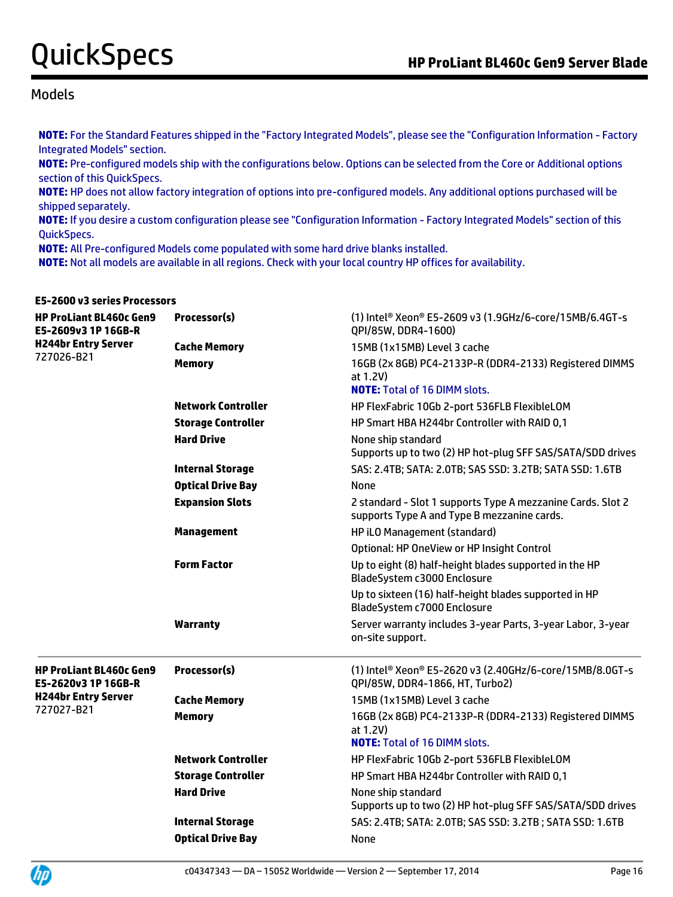## Models

**NOTE:** For the Standard Features shipped in the "Factory Integrated Models", please see the "Configuration Information - Factory Integrated Models" section.
**NOTE:** Pre-configured models ship with the configurations below. Options can be selected from the Core or Additional options section of this QuickSpecs.
**NOTE:** HP does not allow factory integration of options into pre-configured models. Any additional options purchased will be shipped separately.
**NOTE:** If you desire a custom configuration please see "Configuration Information - Factory Integrated Models" section of this QuickSpecs.
**NOTE:** All Pre-configured Models come populated with some hard drive blanks installed.
**NOTE:** Not all models are available in all regions. Check with your local country HP offices for availability.

**E5-2600 v3 series Processors**

| Model | Feature | Specification |
|---|---|---|
| **HP ProLiant BL460c Gen9 E5-2609v3 1P 16GB-R H244br Entry Server** 727026-B21 | **Processor(s)** | (1) Intel® Xeon® E5-2609 v3 (1.9GHz/6-core/15MB/6.4GT-s QPI/85W, DDR4-1600) |
| | **Cache Memory** | 15MB (1x15MB) Level 3 cache |
| | **Memory** | 16GB (2x 8GB) PC4-2133P-R (DDR4-2133) Registered DIMMS at 1.2V) **NOTE:** Total of 16 DIMM slots. |
| | **Network Controller** | HP FlexFabric 10Gb 2-port 536FLB FlexibleLOM |
| | **Storage Controller** | HP Smart HBA H244br Controller with RAID 0,1 |
| | **Hard Drive** | None ship standard Supports up to two (2) HP hot-plug SFF SAS/SATA/SDD drives |
| | **Internal Storage** | SAS: 2.4TB; SATA: 2.0TB; SAS SSD: 3.2TB; SATA SSD: 1.6TB |
| | **Optical Drive Bay** | None |
| | **Expansion Slots** | 2 standard - Slot 1 supports Type A mezzanine Cards. Slot 2 supports Type A and Type B mezzanine cards. |
| | **Management** | HP iLO Management (standard) Optional: HP OneView or HP Insight Control |
| | **Form Factor** | Up to eight (8) half-height blades supported in the HP BladeSystem c3000 Enclosure Up to sixteen (16) half-height blades supported in HP BladeSystem c7000 Enclosure |
| | **Warranty** | Server warranty includes 3-year Parts, 3-year Labor, 3-year on-site support. |
| **HP ProLiant BL460c Gen9 E5-2620v3 1P 16GB-R H244br Entry Server** 727027-B21 | **Processor(s)** | (1) Intel® Xeon® E5-2620 v3 (2.40GHz/6-core/15MB/8.0GT-s QPI/85W, DDR4-1866, HT, Turbo2) |
| | **Cache Memory** | 15MB (1x15MB) Level 3 cache |
| | **Memory** | 16GB (2x 8GB) PC4-2133P-R (DDR4-2133) Registered DIMMS at 1.2V) **NOTE:** Total of 16 DIMM slots. |
| | **Network Controller** | HP FlexFabric 10Gb 2-port 536FLB FlexibleLOM |
| | **Storage Controller** | HP Smart HBA H244br Controller with RAID 0,1 |
| | **Hard Drive** | None ship standard Supports up to two (2) HP hot-plug SFF SAS/SATA/SDD drives |
| | **Internal Storage** | SAS: 2.4TB; SATA: 2.0TB; SAS SSD: 3.2TB ; SATA SSD: 1.6TB |
| | **Optical Drive Bay** | None |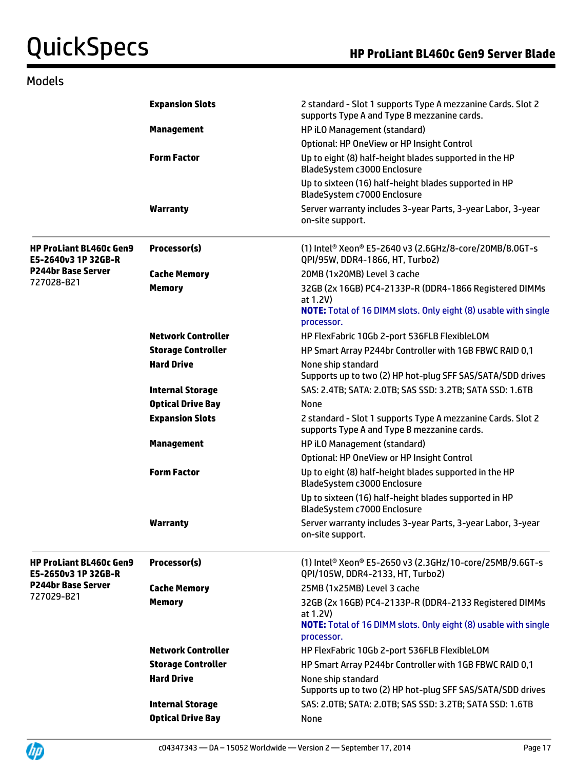## Models

| | | |
|---|---|---|
| | **Expansion Slots** | 2 standard - Slot 1 supports Type A mezzanine Cards. Slot 2 supports Type A and Type B mezzanine cards. |
| | **Management** | HP iLO Management (standard) |
| | | Optional: HP OneView or HP Insight Control |
| | **Form Factor** | Up to eight (8) half-height blades supported in the HP BladeSystem c3000 Enclosure |
| | | Up to sixteen (16) half-height blades supported in HP BladeSystem c7000 Enclosure |
| | **Warranty** | Server warranty includes 3-year Parts, 3-year Labor, 3-year on-site support. |
| **HP ProLiant BL460c Gen9 E5-2640v3 1P 32GB-R P244br Base Server** 727028-B21 | **Processor(s)** | (1) Intel® Xeon® E5-2640 v3 (2.6GHz/8-core/20MB/8.0GT-s QPI/95W, DDR4-1866, HT, Turbo2) |
| | **Cache Memory** | 20MB (1x20MB) Level 3 cache |
| | **Memory** | 32GB (2x 16GB) PC4-2133P-R (DDR4-1866 Registered DIMMs at 1.2V) **NOTE:** Total of 16 DIMM slots. Only eight (8) usable with single processor. |
| | **Network Controller** | HP FlexFabric 10Gb 2-port 536FLB FlexibleLOM |
| | **Storage Controller** | HP Smart Array P244br Controller with 1GB FBWC RAID 0,1 |
| | **Hard Drive** | None ship standard Supports up to two (2) HP hot-plug SFF SAS/SATA/SDD drives |
| | **Internal Storage** | SAS: 2.4TB; SATA: 2.0TB; SAS SSD: 3.2TB; SATA SSD: 1.6TB |
| | **Optical Drive Bay** | None |
| | **Expansion Slots** | 2 standard - Slot 1 supports Type A mezzanine Cards. Slot 2 supports Type A and Type B mezzanine cards. |
| | **Management** | HP iLO Management (standard) |
| | | Optional: HP OneView or HP Insight Control |
| | **Form Factor** | Up to eight (8) half-height blades supported in the HP BladeSystem c3000 Enclosure |
| | | Up to sixteen (16) half-height blades supported in HP BladeSystem c7000 Enclosure |
| | **Warranty** | Server warranty includes 3-year Parts, 3-year Labor, 3-year on-site support. |
| **HP ProLiant BL460c Gen9 E5-2650v3 1P 32GB-R P244br Base Server** 727029-B21 | **Processor(s)** | (1) Intel® Xeon® E5-2650 v3 (2.3GHz/10-core/25MB/9.6GT-s QPI/105W, DDR4-2133, HT, Turbo2) |
| | **Cache Memory** | 25MB (1x25MB) Level 3 cache |
| | **Memory** | 32GB (2x 16GB) PC4-2133P-R (DDR4-2133 Registered DIMMs at 1.2V) **NOTE:** Total of 16 DIMM slots. Only eight (8) usable with single processor. |
| | **Network Controller** | HP FlexFabric 10Gb 2-port 536FLB FlexibleLOM |
| | **Storage Controller** | HP Smart Array P244br Controller with 1GB FBWC RAID 0,1 |
| | **Hard Drive** | None ship standard Supports up to two (2) HP hot-plug SFF SAS/SATA/SDD drives |
| | **Internal Storage** | SAS: 2.0TB; SATA: 2.0TB; SAS SSD: 3.2TB; SATA SSD: 1.6TB |
| | **Optical Drive Bay** | None |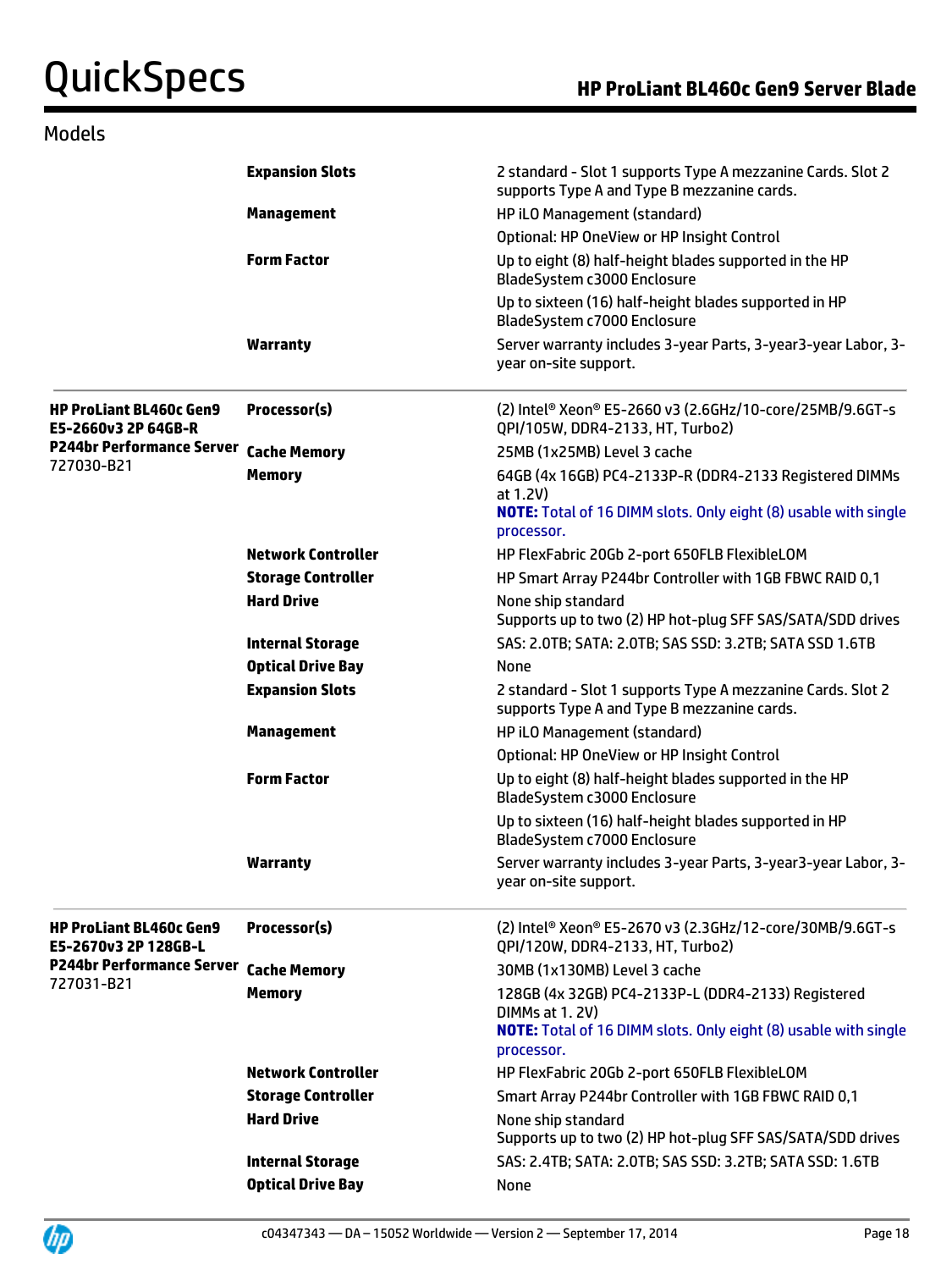## Models

| | | |
|---|---|---|
| | **Expansion Slots** | 2 standard - Slot 1 supports Type A mezzanine Cards. Slot 2 supports Type A and Type B mezzanine cards. |
| | **Management** | HP iLO Management (standard) |
| | | Optional: HP OneView or HP Insight Control |
| | **Form Factor** | Up to eight (8) half-height blades supported in the HP BladeSystem c3000 Enclosure |
| | | Up to sixteen (16) half-height blades supported in HP BladeSystem c7000 Enclosure |
| | **Warranty** | Server warranty includes 3-year Parts, 3-year3-year Labor, 3-year on-site support. |
| **HP ProLiant BL460c Gen9 E5-2660v3 2P 64GB-R P244br Performance Server** 727030-B21 | **Processor(s)** | (2) Intel® Xeon® E5-2660 v3 (2.6GHz/10-core/25MB/9.6GT-s QPI/105W, DDR4-2133, HT, Turbo2) |
| | **Cache Memory** | 25MB (1x25MB) Level 3 cache |
| | **Memory** | 64GB (4x 16GB) PC4-2133P-R (DDR4-2133 Registered DIMMs at 1.2V)<br>**NOTE:** Total of 16 DIMM slots. Only eight (8) usable with single processor. |
| | **Network Controller** | HP FlexFabric 20Gb 2-port 650FLB FlexibleLOM |
| | **Storage Controller** | HP Smart Array P244br Controller with 1GB FBWC RAID 0,1 |
| | **Hard Drive** | None ship standard<br>Supports up to two (2) HP hot-plug SFF SAS/SATA/SDD drives |
| | **Internal Storage** | SAS: 2.0TB; SATA: 2.0TB; SAS SSD: 3.2TB; SATA SSD 1.6TB |
| | **Optical Drive Bay** | None |
| | **Expansion Slots** | 2 standard - Slot 1 supports Type A mezzanine Cards. Slot 2 supports Type A and Type B mezzanine cards. |
| | **Management** | HP iLO Management (standard) |
| | | Optional: HP OneView or HP Insight Control |
| | **Form Factor** | Up to eight (8) half-height blades supported in the HP BladeSystem c3000 Enclosure |
| | | Up to sixteen (16) half-height blades supported in HP BladeSystem c7000 Enclosure |
| | **Warranty** | Server warranty includes 3-year Parts, 3-year3-year Labor, 3-year on-site support. |
| **HP ProLiant BL460c Gen9 E5-2670v3 2P 128GB-L P244br Performance Server** 727031-B21 | **Processor(s)** | (2) Intel® Xeon® E5-2670 v3 (2.3GHz/12-core/30MB/9.6GT-s QPI/120W, DDR4-2133, HT, Turbo2) |
| | **Cache Memory** | 30MB (1x130MB) Level 3 cache |
| | **Memory** | 128GB (4x 32GB) PC4-2133P-L (DDR4-2133) Registered DIMMs at 1. 2V)<br>**NOTE:** Total of 16 DIMM slots. Only eight (8) usable with single processor. |
| | **Network Controller** | HP FlexFabric 20Gb 2-port 650FLB FlexibleLOM |
| | **Storage Controller** | Smart Array P244br Controller with 1GB FBWC RAID 0,1 |
| | **Hard Drive** | None ship standard<br>Supports up to two (2) HP hot-plug SFF SAS/SATA/SDD drives |
| | **Internal Storage** | SAS: 2.4TB; SATA: 2.0TB; SAS SSD: 3.2TB; SATA SSD: 1.6TB |
| | **Optical Drive Bay** | None |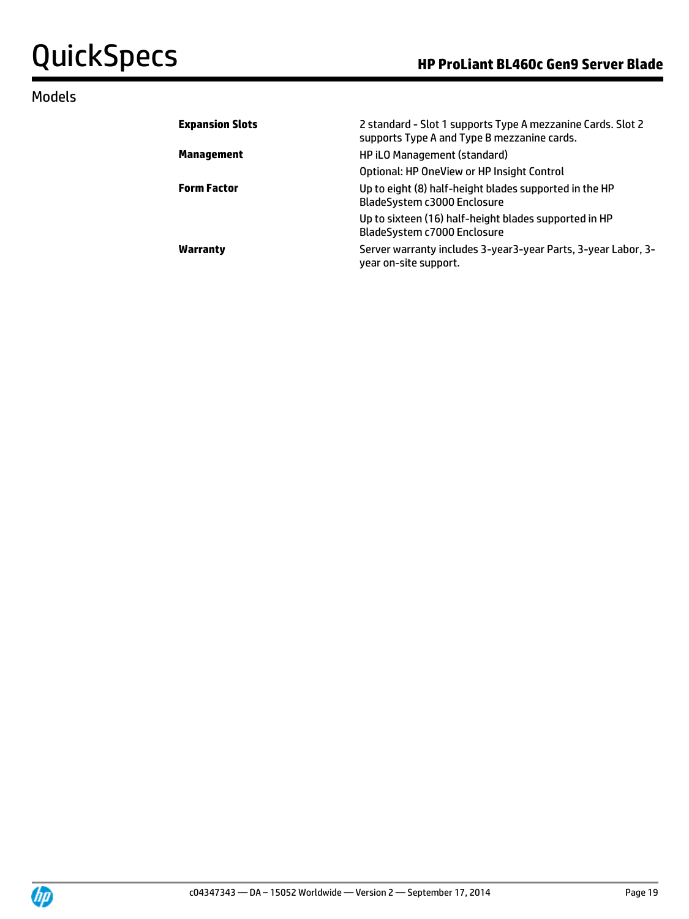## Models

| | |
|---|---|
| **Expansion Slots** | 2 standard - Slot 1 supports Type A mezzanine Cards. Slot 2 supports Type A and Type B mezzanine cards. |
| **Management** | HP iLO Management (standard) |
| | Optional: HP OneView or HP Insight Control |
| **Form Factor** | Up to eight (8) half-height blades supported in the HP BladeSystem c3000 Enclosure |
| | Up to sixteen (16) half-height blades supported in HP BladeSystem c7000 Enclosure |
| **Warranty** | Server warranty includes 3-year3-year Parts, 3-year Labor, 3-year on-site support. |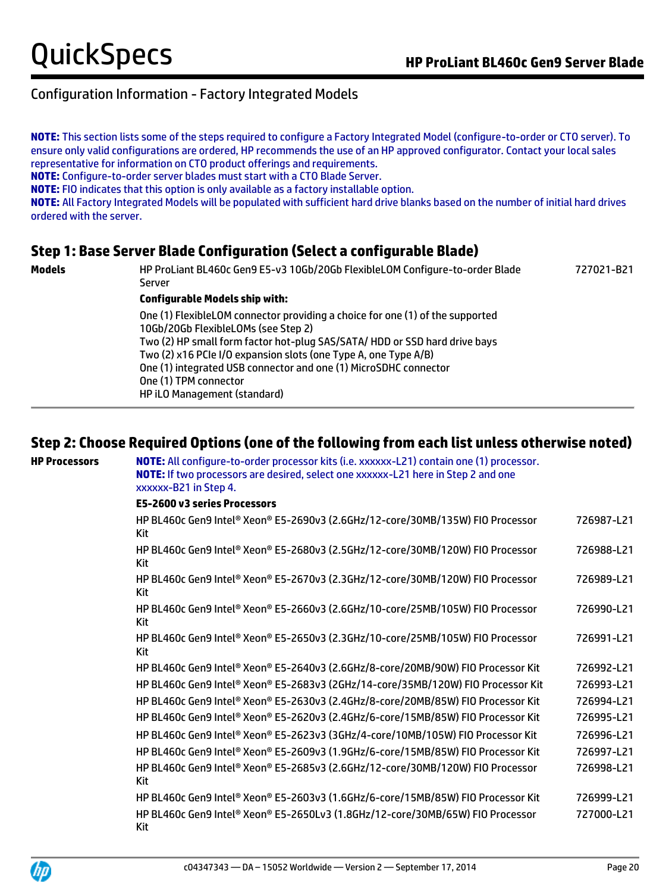## Configuration Information - Factory Integrated Models

**NOTE:** This section lists some of the steps required to configure a Factory Integrated Model (configure-to-order or CTO server). To ensure only valid configurations are ordered, HP recommends the use of an HP approved configurator. Contact your local sales representative for information on CTO product offerings and requirements.
**NOTE:** Configure-to-order server blades must start with a CTO Blade Server.
**NOTE:** FIO indicates that this option is only available as a factory installable option.
**NOTE:** All Factory Integrated Models will be populated with sufficient hard drive blanks based on the number of initial hard drives ordered with the server.

### Step 1: Base Server Blade Configuration (Select a configurable Blade)

**Models**

| | |
|---|---|
| HP ProLiant BL460c Gen9 E5-v3 10Gb/20Gb FlexibleLOM Configure-to-order Blade Server | 727021-B21 |

**Configurable Models ship with:**

One (1) FlexibleLOM connector providing a choice for one (1) of the supported 10Gb/20Gb FlexibleLOMs (see Step 2)
Two (2) HP small form factor hot-plug SAS/SATA/ HDD or SSD hard drive bays
Two (2) x16 PCIe I/O expansion slots (one Type A, one Type A/B)
One (1) integrated USB connector and one (1) MicroSDHC connector
One (1) TPM connector
HP iLO Management (standard)

### Step 2: Choose Required Options (one of the following from each list unless otherwise noted)

**HP Processors**

**NOTE:** All configure-to-order processor kits (i.e. xxxxxx-L21) contain one (1) processor.
**NOTE:** If two processors are desired, select one xxxxxx-L21 here in Step 2 and one xxxxxx-B21 in Step 4.

**E5-2600 v3 series Processors**

| | |
|---|---|
| HP BL460c Gen9 Intel® Xeon® E5-2690v3 (2.6GHz/12-core/30MB/135W) FIO Processor Kit | 726987-L21 |
| HP BL460c Gen9 Intel® Xeon® E5-2680v3 (2.5GHz/12-core/30MB/120W) FIO Processor Kit | 726988-L21 |
| HP BL460c Gen9 Intel® Xeon® E5-2670v3 (2.3GHz/12-core/30MB/120W) FIO Processor Kit | 726989-L21 |
| HP BL460c Gen9 Intel® Xeon® E5-2660v3 (2.6GHz/10-core/25MB/105W) FIO Processor Kit | 726990-L21 |
| HP BL460c Gen9 Intel® Xeon® E5-2650v3 (2.3GHz/10-core/25MB/105W) FIO Processor Kit | 726991-L21 |
| HP BL460c Gen9 Intel® Xeon® E5-2640v3 (2.6GHz/8-core/20MB/90W) FIO Processor Kit | 726992-L21 |
| HP BL460c Gen9 Intel® Xeon® E5-2683v3 (2GHz/14-core/35MB/120W) FIO Processor Kit | 726993-L21 |
| HP BL460c Gen9 Intel® Xeon® E5-2630v3 (2.4GHz/8-core/20MB/85W) FIO Processor Kit | 726994-L21 |
| HP BL460c Gen9 Intel® Xeon® E5-2620v3 (2.4GHz/6-core/15MB/85W) FIO Processor Kit | 726995-L21 |
| HP BL460c Gen9 Intel® Xeon® E5-2623v3 (3GHz/4-core/10MB/105W) FIO Processor Kit | 726996-L21 |
| HP BL460c Gen9 Intel® Xeon® E5-2609v3 (1.9GHz/6-core/15MB/85W) FIO Processor Kit | 726997-L21 |
| HP BL460c Gen9 Intel® Xeon® E5-2685v3 (2.6GHz/12-core/30MB/120W) FIO Processor Kit | 726998-L21 |
| HP BL460c Gen9 Intel® Xeon® E5-2603v3 (1.6GHz/6-core/15MB/85W) FIO Processor Kit | 726999-L21 |
| HP BL460c Gen9 Intel® Xeon® E5-2650Lv3 (1.8GHz/12-core/30MB/65W) FIO Processor Kit | 727000-L21 |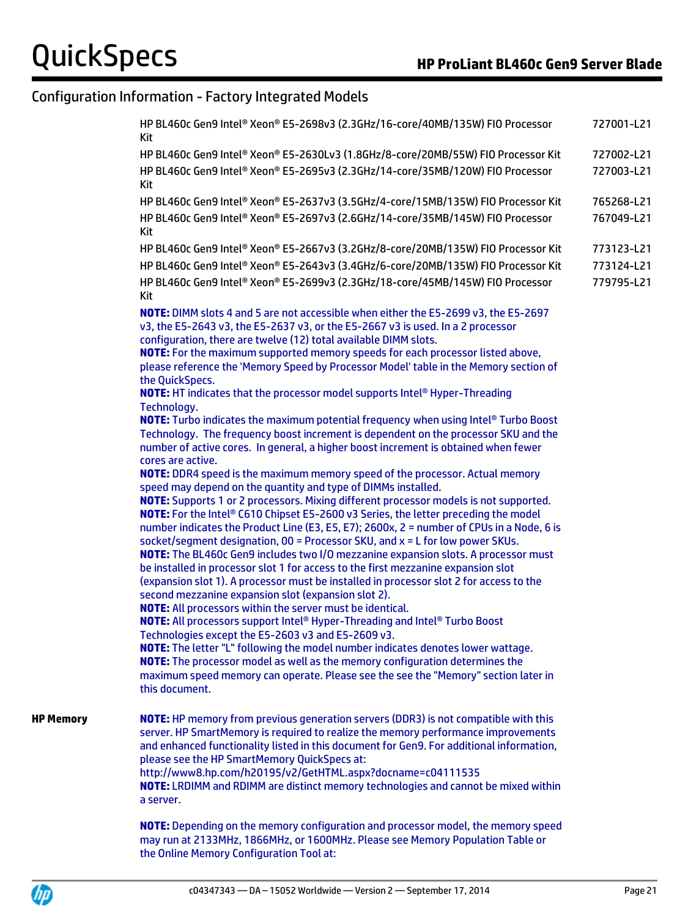## Configuration Information - Factory Integrated Models

| | |
|---|---|
| HP BL460c Gen9 Intel® Xeon® E5-2698v3 (2.3GHz/16-core/40MB/135W) FIO Processor Kit | 727001-L21 |
| HP BL460c Gen9 Intel® Xeon® E5-2630Lv3 (1.8GHz/8-core/20MB/55W) FIO Processor Kit | 727002-L21 |
| HP BL460c Gen9 Intel® Xeon® E5-2695v3 (2.3GHz/14-core/35MB/120W) FIO Processor Kit | 727003-L21 |
| HP BL460c Gen9 Intel® Xeon® E5-2637v3 (3.5GHz/4-core/15MB/135W) FIO Processor Kit | 765268-L21 |
| HP BL460c Gen9 Intel® Xeon® E5-2697v3 (2.6GHz/14-core/35MB/145W) FIO Processor Kit | 767049-L21 |
| HP BL460c Gen9 Intel® Xeon® E5-2667v3 (3.2GHz/8-core/20MB/135W) FIO Processor Kit | 773123-L21 |
| HP BL460c Gen9 Intel® Xeon® E5-2643v3 (3.4GHz/6-core/20MB/135W) FIO Processor Kit | 773124-L21 |
| HP BL460c Gen9 Intel® Xeon® E5-2699v3 (2.3GHz/18-core/45MB/145W) FIO Processor Kit | 779795-L21 |

**NOTE:** DIMM slots 4 and 5 are not accessible when either the E5-2699 v3, the E5-2697 v3, the E5-2643 v3, the E5-2637 v3, or the E5-2667 v3 is used. In a 2 processor configuration, there are twelve (12) total available DIMM slots.
**NOTE:** For the maximum supported memory speeds for each processor listed above, please reference the 'Memory Speed by Processor Model' table in the Memory section of the QuickSpecs.
**NOTE:** HT indicates that the processor model supports Intel® Hyper-Threading Technology.
**NOTE:** Turbo indicates the maximum potential frequency when using Intel® Turbo Boost Technology. The frequency boost increment is dependent on the processor SKU and the number of active cores. In general, a higher boost increment is obtained when fewer cores are active.
**NOTE:** DDR4 speed is the maximum memory speed of the processor. Actual memory speed may depend on the quantity and type of DIMMs installed.
**NOTE:** Supports 1 or 2 processors. Mixing different processor models is not supported.
**NOTE:** For the Intel® C610 Chipset E5-2600 v3 Series, the letter preceding the model number indicates the Product Line (E3, E5, E7); 2600x, 2 = number of CPUs in a Node, 6 is socket/segment designation, 00 = Processor SKU, and x = L for low power SKUs.
**NOTE:** The BL460c Gen9 includes two I/O mezzanine expansion slots. A processor must be installed in processor slot 1 for access to the first mezzanine expansion slot (expansion slot 1). A processor must be installed in processor slot 2 for access to the second mezzanine expansion slot (expansion slot 2).
**NOTE:** All processors within the server must be identical.
**NOTE:** All processors support Intel® Hyper-Threading and Intel® Turbo Boost Technologies except the E5-2603 v3 and E5-2609 v3.
**NOTE:** The letter "L" following the model number indicates denotes lower wattage.
**NOTE:** The processor model as well as the memory configuration determines the maximum speed memory can operate. Please see the see the "Memory" section later in this document.

### HP Memory

**NOTE:** HP memory from previous generation servers (DDR3) is not compatible with this server. HP SmartMemory is required to realize the memory performance improvements and enhanced functionality listed in this document for Gen9. For additional information, please see the HP SmartMemory QuickSpecs at:
http://www8.hp.com/h20195/v2/GetHTML.aspx?docname=c04111535
**NOTE:** LRDIMM and RDIMM are distinct memory technologies and cannot be mixed within a server.

**NOTE:** Depending on the memory configuration and processor model, the memory speed may run at 2133MHz, 1866MHz, or 1600MHz. Please see Memory Population Table or the Online Memory Configuration Tool at: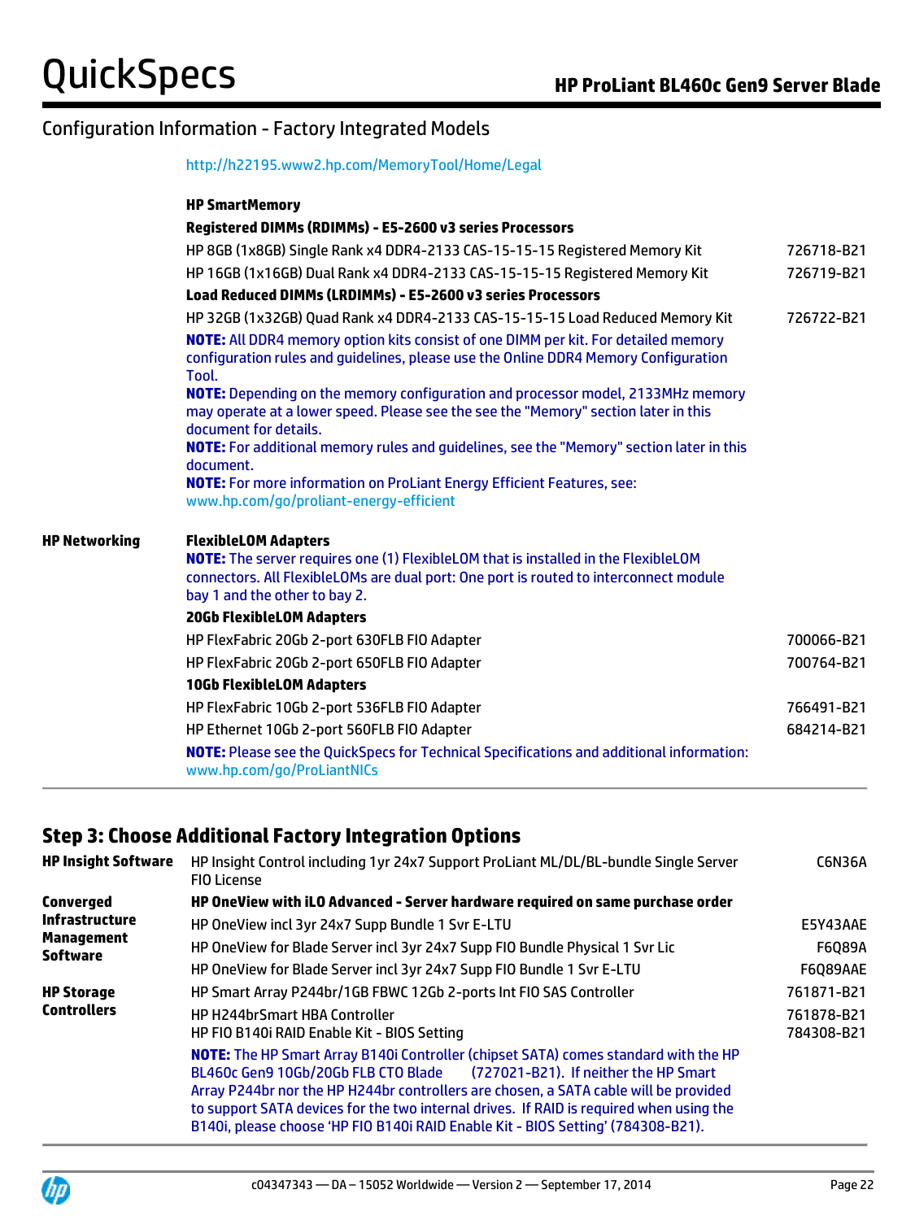## Configuration Information - Factory Integrated Models

http://h22195.www2.hp.com/MemoryTool/Home/Legal

**HP SmartMemory**

**Registered DIMMs (RDIMMs) - E5-2600 v3 series Processors**

| | |
|---|---|
| HP 8GB (1x8GB) Single Rank x4 DDR4-2133 CAS-15-15-15 Registered Memory Kit | 726718-B21 |
| HP 16GB (1x16GB) Dual Rank x4 DDR4-2133 CAS-15-15-15 Registered Memory Kit | 726719-B21 |

**Load Reduced DIMMs (LRDIMMs) - E5-2600 v3 series Processors**

| | |
|---|---|
| HP 32GB (1x32GB) Quad Rank x4 DDR4-2133 CAS-15-15-15 Load Reduced Memory Kit | 726722-B21 |

**NOTE:** All DDR4 memory option kits consist of one DIMM per kit. For detailed memory configuration rules and guidelines, please use the Online DDR4 Memory Configuration Tool.

**NOTE:** Depending on the memory configuration and processor model, 2133MHz memory may operate at a lower speed. Please see the see the "Memory" section later in this document for details.

**NOTE:** For additional memory rules and guidelines, see the "Memory" section later in this document.

**NOTE:** For more information on ProLiant Energy Efficient Features, see: www.hp.com/go/proliant-energy-efficient

### HP Networking

**FlexibleLOM Adapters**

**NOTE:** The server requires one (1) FlexibleLOM that is installed in the FlexibleLOM connectors. All FlexibleLOMs are dual port: One port is routed to interconnect module bay 1 and the other to bay 2.

**20Gb FlexibleLOM Adapters**

| | |
|---|---|
| HP FlexFabric 20Gb 2-port 630FLB FIO Adapter | 700066-B21 |
| HP FlexFabric 20Gb 2-port 650FLB FIO Adapter | 700764-B21 |

**10Gb FlexibleLOM Adapters**

| | |
|---|---|
| HP FlexFabric 10Gb 2-port 536FLB FIO Adapter | 766491-B21 |
| HP Ethernet 10Gb 2-port 560FLB FIO Adapter | 684214-B21 |

**NOTE:** Please see the QuickSpecs for Technical Specifications and additional information: www.hp.com/go/ProLiantNICs

## Step 3: Choose Additional Factory Integration Options

| | | |
|---|---|---|
| **HP Insight Software** | HP Insight Control including 1yr 24x7 Support ProLiant ML/DL/BL-bundle Single Server FIO License | C6N36A |
| **Converged Infrastructure Management Software** | **HP OneView with iLO Advanced - Server hardware required on same purchase order** | |
| | HP OneView incl 3yr 24x7 Supp Bundle 1 Svr E-LTU | E5Y43AAE |
| | HP OneView for Blade Server incl 3yr 24x7 Supp FIO Bundle Physical 1 Svr Lic | F6Q89A |
| | HP OneView for Blade Server incl 3yr 24x7 Supp FIO Bundle 1 Svr E-LTU | F6Q89AAE |
| **HP Storage Controllers** | HP Smart Array P244br/1GB FBWC 12Gb 2-ports Int FIO SAS Controller | 761871-B21 |
| | HP H244brSmart HBA Controller | 761878-B21 |
| | HP FIO B140i RAID Enable Kit - BIOS Setting | 784308-B21 |

**NOTE:** The HP Smart Array B140i Controller (chipset SATA) comes standard with the HP BL460c Gen9 10Gb/20Gb FLB CTO Blade (727021-B21). If neither the HP Smart Array P244br nor the HP H244br controllers are chosen, a SATA cable will be provided to support SATA devices for the two internal drives. If RAID is required when using the B140i, please choose 'HP FIO B140i RAID Enable Kit - BIOS Setting' (784308-B21).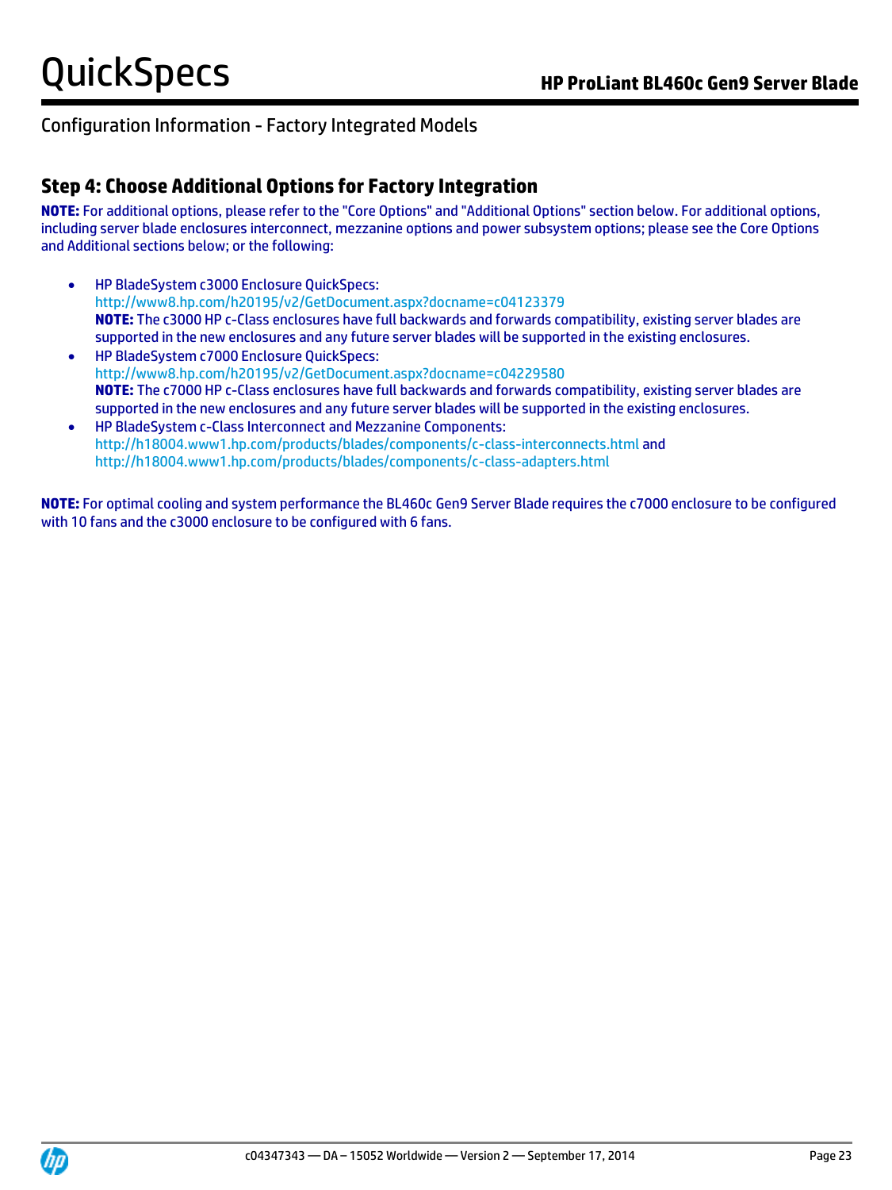## Configuration Information - Factory Integrated Models

### Step 4: Choose Additional Options for Factory Integration

**NOTE:** For additional options, please refer to the "Core Options" and "Additional Options" section below. For additional options, including server blade enclosures interconnect, mezzanine options and power subsystem options; please see the Core Options and Additional sections below; or the following:

- HP BladeSystem c3000 Enclosure QuickSpecs:
  http://www8.hp.com/h20195/v2/GetDocument.aspx?docname=c04123379
  **NOTE:** The c3000 HP c-Class enclosures have full backwards and forwards compatibility, existing server blades are supported in the new enclosures and any future server blades will be supported in the existing enclosures.
- HP BladeSystem c7000 Enclosure QuickSpecs:
  http://www8.hp.com/h20195/v2/GetDocument.aspx?docname=c04229580
  **NOTE:** The c7000 HP c-Class enclosures have full backwards and forwards compatibility, existing server blades are supported in the new enclosures and any future server blades will be supported in the existing enclosures.
- HP BladeSystem c-Class Interconnect and Mezzanine Components:
  http://h18004.www1.hp.com/products/blades/components/c-class-interconnects.html and
  http://h18004.www1.hp.com/products/blades/components/c-class-adapters.html

**NOTE:** For optimal cooling and system performance the BL460c Gen9 Server Blade requires the c7000 enclosure to be configured with 10 fans and the c3000 enclosure to be configured with 6 fans.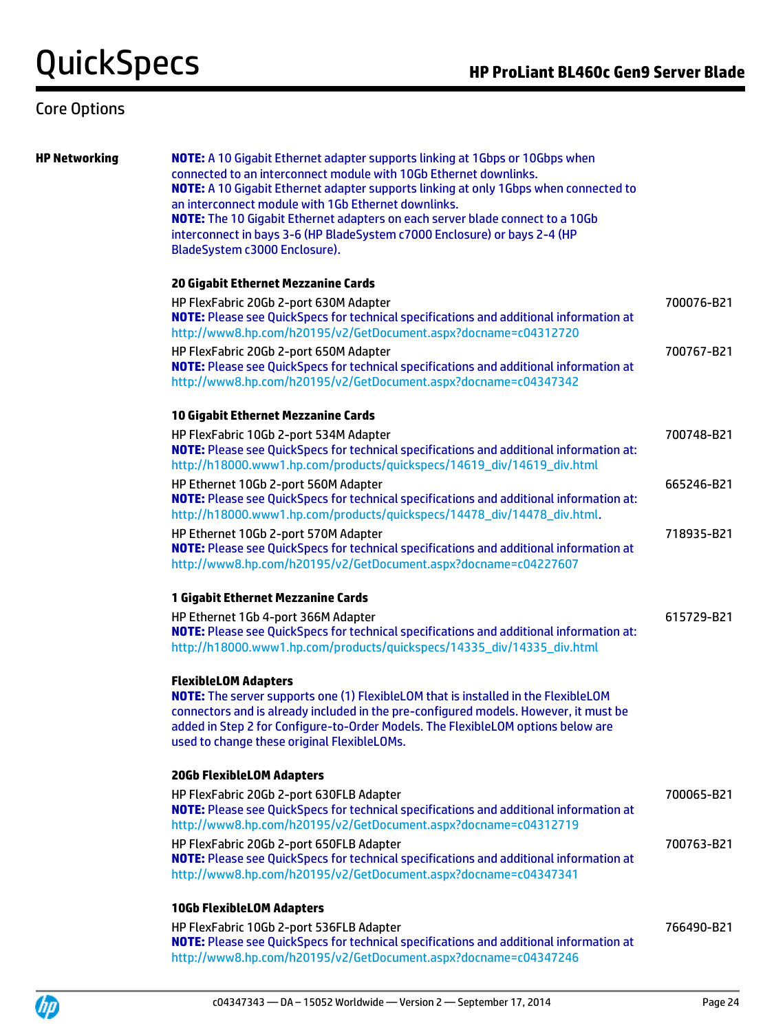## Core Options

### HP Networking

**NOTE:** A 10 Gigabit Ethernet adapter supports linking at 1Gbps or 10Gbps when connected to an interconnect module with 10Gb Ethernet downlinks.
**NOTE:** A 10 Gigabit Ethernet adapter supports linking at only 1Gbps when connected to an interconnect module with 1Gb Ethernet downlinks.
**NOTE:** The 10 Gigabit Ethernet adapters on each server blade connect to a 10Gb interconnect in bays 3-6 (HP BladeSystem c7000 Enclosure) or bays 2-4 (HP BladeSystem c3000 Enclosure).

**20 Gigabit Ethernet Mezzanine Cards**

HP FlexFabric 20Gb 2-port 630M Adapter — 700076-B21
**NOTE:** Please see QuickSpecs for technical specifications and additional information at http://www8.hp.com/h20195/v2/GetDocument.aspx?docname=c04312720

HP FlexFabric 20Gb 2-port 650M Adapter — 700767-B21
**NOTE:** Please see QuickSpecs for technical specifications and additional information at http://www8.hp.com/h20195/v2/GetDocument.aspx?docname=c04347342

**10 Gigabit Ethernet Mezzanine Cards**

HP FlexFabric 10Gb 2-port 534M Adapter — 700748-B21
**NOTE:** Please see QuickSpecs for technical specifications and additional information at: http://h18000.www1.hp.com/products/quickspecs/14619_div/14619_div.html

HP Ethernet 10Gb 2-port 560M Adapter — 665246-B21
**NOTE:** Please see QuickSpecs for technical specifications and additional information at: http://h18000.www1.hp.com/products/quickspecs/14478_div/14478_div.html.

HP Ethernet 10Gb 2-port 570M Adapter — 718935-B21
**NOTE:** Please see QuickSpecs for technical specifications and additional information at http://www8.hp.com/h20195/v2/GetDocument.aspx?docname=c04227607

**1 Gigabit Ethernet Mezzanine Cards**

HP Ethernet 1Gb 4-port 366M Adapter — 615729-B21
**NOTE:** Please see QuickSpecs for technical specifications and additional information at: http://h18000.www1.hp.com/products/quickspecs/14335_div/14335_div.html

**FlexibleLOM Adapters**

**NOTE:** The server supports one (1) FlexibleLOM that is installed in the FlexibleLOM connectors and is already included in the pre-configured models. However, it must be added in Step 2 for Configure-to-Order Models. The FlexibleLOM options below are used to change these original FlexibleLOMs.

**20Gb FlexibleLOM Adapters**

HP FlexFabric 20Gb 2-port 630FLB Adapter — 700065-B21
**NOTE:** Please see QuickSpecs for technical specifications and additional information at http://www8.hp.com/h20195/v2/GetDocument.aspx?docname=c04312719

HP FlexFabric 20Gb 2-port 650FLB Adapter — 700763-B21
**NOTE:** Please see QuickSpecs for technical specifications and additional information at http://www8.hp.com/h20195/v2/GetDocument.aspx?docname=c04347341

**10Gb FlexibleLOM Adapters**

HP FlexFabric 10Gb 2-port 536FLB Adapter — 766490-B21
**NOTE:** Please see QuickSpecs for technical specifications and additional information at http://www8.hp.com/h20195/v2/GetDocument.aspx?docname=c04347246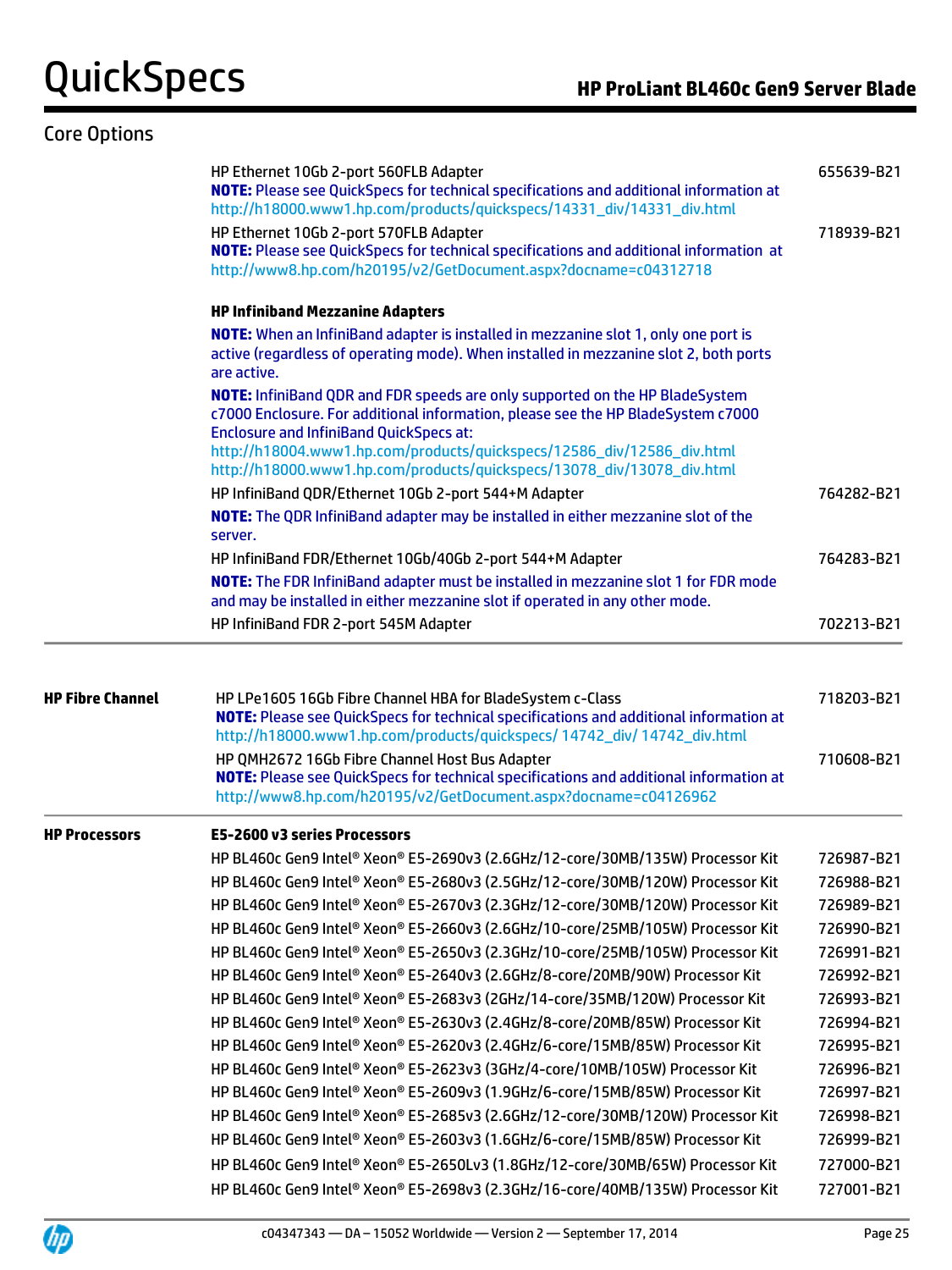## Core Options

| | | |
|---|---|---|
| | HP Ethernet 10Gb 2-port 560FLB Adapter<br>**NOTE:** Please see QuickSpecs for technical specifications and additional information at http://h18000.www1.hp.com/products/quickspecs/14331_div/14331_div.html | 655639-B21 |
| | HP Ethernet 10Gb 2-port 570FLB Adapter<br>**NOTE:** Please see QuickSpecs for technical specifications and additional information at http://www8.hp.com/h20195/v2/GetDocument.aspx?docname=c04312718 | 718939-B21 |
| | **HP Infiniband Mezzanine Adapters**<br>**NOTE:** When an InfiniBand adapter is installed in mezzanine slot 1, only one port is active (regardless of operating mode). When installed in mezzanine slot 2, both ports are active.<br>**NOTE:** InfiniBand QDR and FDR speeds are only supported on the HP BladeSystem c7000 Enclosure. For additional information, please see the HP BladeSystem c7000 Enclosure and InfiniBand QuickSpecs at:<br>http://h18004.www1.hp.com/products/quickspecs/12586_div/12586_div.html<br>http://h18000.www1.hp.com/products/quickspecs/13078_div/13078_div.html | |
| | HP InfiniBand QDR/Ethernet 10Gb 2-port 544+M Adapter<br>**NOTE:** The QDR InfiniBand adapter may be installed in either mezzanine slot of the server. | 764282-B21 |
| | HP InfiniBand FDR/Ethernet 10Gb/40Gb 2-port 544+M Adapter<br>**NOTE:** The FDR InfiniBand adapter must be installed in mezzanine slot 1 for FDR mode and may be installed in either mezzanine slot if operated in any other mode. | 764283-B21 |
| | HP InfiniBand FDR 2-port 545M Adapter | 702213-B21 |
| **HP Fibre Channel** | HP LPe1605 16Gb Fibre Channel HBA for BladeSystem c-Class<br>**NOTE:** Please see QuickSpecs for technical specifications and additional information at http://h18000.www1.hp.com/products/quickspecs/ 14742_div/ 14742_div.html | 718203-B21 |
| | HP QMH2672 16Gb Fibre Channel Host Bus Adapter<br>**NOTE:** Please see QuickSpecs for technical specifications and additional information at http://www8.hp.com/h20195/v2/GetDocument.aspx?docname=c04126962 | 710608-B21 |
| **HP Processors** | **E5-2600 v3 series Processors** | |
| | HP BL460c Gen9 Intel® Xeon® E5-2690v3 (2.6GHz/12-core/30MB/135W) Processor Kit | 726987-B21 |
| | HP BL460c Gen9 Intel® Xeon® E5-2680v3 (2.5GHz/12-core/30MB/120W) Processor Kit | 726988-B21 |
| | HP BL460c Gen9 Intel® Xeon® E5-2670v3 (2.3GHz/12-core/30MB/120W) Processor Kit | 726989-B21 |
| | HP BL460c Gen9 Intel® Xeon® E5-2660v3 (2.6GHz/10-core/25MB/105W) Processor Kit | 726990-B21 |
| | HP BL460c Gen9 Intel® Xeon® E5-2650v3 (2.3GHz/10-core/25MB/105W) Processor Kit | 726991-B21 |
| | HP BL460c Gen9 Intel® Xeon® E5-2640v3 (2.6GHz/8-core/20MB/90W) Processor Kit | 726992-B21 |
| | HP BL460c Gen9 Intel® Xeon® E5-2683v3 (2GHz/14-core/35MB/120W) Processor Kit | 726993-B21 |
| | HP BL460c Gen9 Intel® Xeon® E5-2630v3 (2.4GHz/8-core/20MB/85W) Processor Kit | 726994-B21 |
| | HP BL460c Gen9 Intel® Xeon® E5-2620v3 (2.4GHz/6-core/15MB/85W) Processor Kit | 726995-B21 |
| | HP BL460c Gen9 Intel® Xeon® E5-2623v3 (3GHz/4-core/10MB/105W) Processor Kit | 726996-B21 |
| | HP BL460c Gen9 Intel® Xeon® E5-2609v3 (1.9GHz/6-core/15MB/85W) Processor Kit | 726997-B21 |
| | HP BL460c Gen9 Intel® Xeon® E5-2685v3 (2.6GHz/12-core/30MB/120W) Processor Kit | 726998-B21 |
| | HP BL460c Gen9 Intel® Xeon® E5-2603v3 (1.6GHz/6-core/15MB/85W) Processor Kit | 726999-B21 |
| | HP BL460c Gen9 Intel® Xeon® E5-2650Lv3 (1.8GHz/12-core/30MB/65W) Processor Kit | 727000-B21 |
| | HP BL460c Gen9 Intel® Xeon® E5-2698v3 (2.3GHz/16-core/40MB/135W) Processor Kit | 727001-B21 |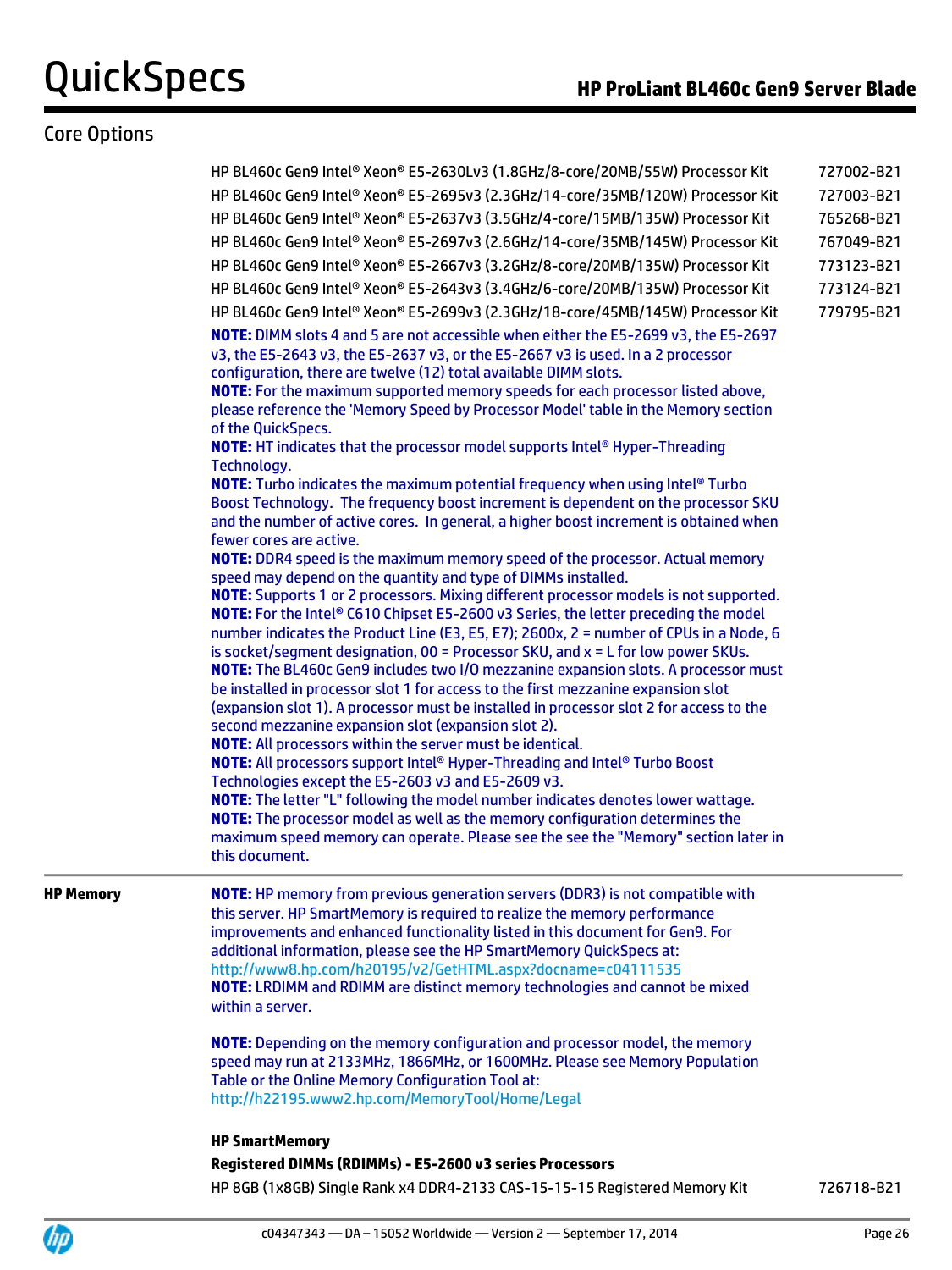## Core Options

| | |
|---|---|
| HP BL460c Gen9 Intel® Xeon® E5-2630Lv3 (1.8GHz/8-core/20MB/55W) Processor Kit | 727002-B21 |
| HP BL460c Gen9 Intel® Xeon® E5-2695v3 (2.3GHz/14-core/35MB/120W) Processor Kit | 727003-B21 |
| HP BL460c Gen9 Intel® Xeon® E5-2637v3 (3.5GHz/4-core/15MB/135W) Processor Kit | 765268-B21 |
| HP BL460c Gen9 Intel® Xeon® E5-2697v3 (2.6GHz/14-core/35MB/145W) Processor Kit | 767049-B21 |
| HP BL460c Gen9 Intel® Xeon® E5-2667v3 (3.2GHz/8-core/20MB/135W) Processor Kit | 773123-B21 |
| HP BL460c Gen9 Intel® Xeon® E5-2643v3 (3.4GHz/6-core/20MB/135W) Processor Kit | 773124-B21 |
| HP BL460c Gen9 Intel® Xeon® E5-2699v3 (2.3GHz/18-core/45MB/145W) Processor Kit | 779795-B21 |

**NOTE:** DIMM slots 4 and 5 are not accessible when either the E5-2699 v3, the E5-2697 v3, the E5-2643 v3, the E5-2637 v3, or the E5-2667 v3 is used. In a 2 processor configuration, there are twelve (12) total available DIMM slots.
**NOTE:** For the maximum supported memory speeds for each processor listed above, please reference the 'Memory Speed by Processor Model' table in the Memory section of the QuickSpecs.
**NOTE:** HT indicates that the processor model supports Intel® Hyper-Threading Technology.
**NOTE:** Turbo indicates the maximum potential frequency when using Intel® Turbo Boost Technology. The frequency boost increment is dependent on the processor SKU and the number of active cores. In general, a higher boost increment is obtained when fewer cores are active.
**NOTE:** DDR4 speed is the maximum memory speed of the processor. Actual memory speed may depend on the quantity and type of DIMMs installed.
**NOTE:** Supports 1 or 2 processors. Mixing different processor models is not supported.
**NOTE:** For the Intel® C610 Chipset E5-2600 v3 Series, the letter preceding the model number indicates the Product Line (E3, E5, E7); 2600x, 2 = number of CPUs in a Node, 6 is socket/segment designation, 00 = Processor SKU, and x = L for low power SKUs.
**NOTE:** The BL460c Gen9 includes two I/O mezzanine expansion slots. A processor must be installed in processor slot 1 for access to the first mezzanine expansion slot (expansion slot 1). A processor must be installed in processor slot 2 for access to the second mezzanine expansion slot (expansion slot 2).
**NOTE:** All processors within the server must be identical.
**NOTE:** All processors support Intel® Hyper-Threading and Intel® Turbo Boost Technologies except the E5-2603 v3 and E5-2609 v3.
**NOTE:** The letter "L" following the model number indicates denotes lower wattage.
**NOTE:** The processor model as well as the memory configuration determines the maximum speed memory can operate. Please see the see the "Memory" section later in this document.

## HP Memory

**NOTE:** HP memory from previous generation servers (DDR3) is not compatible with this server. HP SmartMemory is required to realize the memory performance improvements and enhanced functionality listed in this document for Gen9. For additional information, please see the HP SmartMemory QuickSpecs at: http://www8.hp.com/h20195/v2/GetHTML.aspx?docname=c04111535
**NOTE:** LRDIMM and RDIMM are distinct memory technologies and cannot be mixed within a server.

**NOTE:** Depending on the memory configuration and processor model, the memory speed may run at 2133MHz, 1866MHz, or 1600MHz. Please see Memory Population Table or the Online Memory Configuration Tool at: http://h22195.www2.hp.com/MemoryTool/Home/Legal

**HP SmartMemory**

**Registered DIMMs (RDIMMs) - E5-2600 v3 series Processors**

| | |
|---|---|
| HP 8GB (1x8GB) Single Rank x4 DDR4-2133 CAS-15-15-15 Registered Memory Kit | 726718-B21 |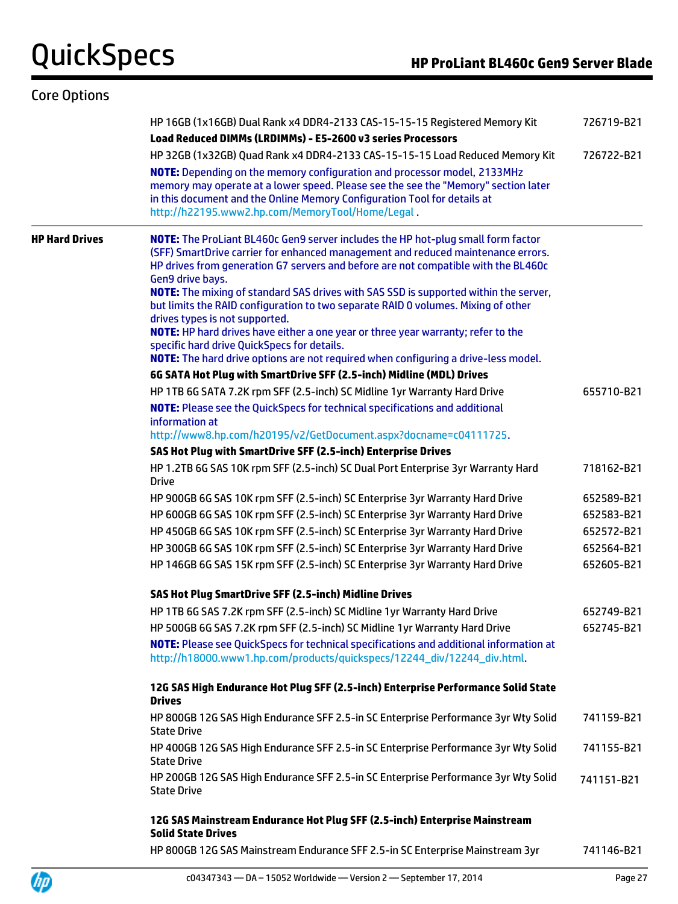## Core Options

| | | |
|---|---|---|
| | HP 16GB (1x16GB) Dual Rank x4 DDR4-2133 CAS-15-15-15 Registered Memory Kit | 726719-B21 |
| | **Load Reduced DIMMs (LRDIMMs) - E5-2600 v3 series Processors** | |
| | HP 32GB (1x32GB) Quad Rank x4 DDR4-2133 CAS-15-15-15 Load Reduced Memory Kit | 726722-B21 |
| | **NOTE:** Depending on the memory configuration and processor model, 2133MHz memory may operate at a lower speed. Please see the see the "Memory" section later in this document and the Online Memory Configuration Tool for details at http://h22195.www2.hp.com/MemoryTool/Home/Legal . | |
| **HP Hard Drives** | **NOTE:** The ProLiant BL460c Gen9 server includes the HP hot-plug small form factor (SFF) SmartDrive carrier for enhanced management and reduced maintenance errors. HP drives from generation G7 servers and before are not compatible with the BL460c Gen9 drive bays.<br>**NOTE:** The mixing of standard SAS drives with SAS SSD is supported within the server, but limits the RAID configuration to two separate RAID 0 volumes. Mixing of other drives types is not supported.<br>**NOTE:** HP hard drives have either a one year or three year warranty; refer to the specific hard drive QuickSpecs for details.<br>**NOTE:** The hard drive options are not required when configuring a drive-less model. | |
| | **6G SATA Hot Plug with SmartDrive SFF (2.5-inch) Midline (MDL) Drives** | |
| | HP 1TB 6G SATA 7.2K rpm SFF (2.5-inch) SC Midline 1yr Warranty Hard Drive | 655710-B21 |
| | **NOTE:** Please see the QuickSpecs for technical specifications and additional information at http://www8.hp.com/h20195/v2/GetDocument.aspx?docname=c04111725. | |
| | **SAS Hot Plug with SmartDrive SFF (2.5-inch) Enterprise Drives** | |
| | HP 1.2TB 6G SAS 10K rpm SFF (2.5-inch) SC Dual Port Enterprise 3yr Warranty Hard Drive | 718162-B21 |
| | HP 900GB 6G SAS 10K rpm SFF (2.5-inch) SC Enterprise 3yr Warranty Hard Drive | 652589-B21 |
| | HP 600GB 6G SAS 10K rpm SFF (2.5-inch) SC Enterprise 3yr Warranty Hard Drive | 652583-B21 |
| | HP 450GB 6G SAS 10K rpm SFF (2.5-inch) SC Enterprise 3yr Warranty Hard Drive | 652572-B21 |
| | HP 300GB 6G SAS 10K rpm SFF (2.5-inch) SC Enterprise 3yr Warranty Hard Drive | 652564-B21 |
| | HP 146GB 6G SAS 15K rpm SFF (2.5-inch) SC Enterprise 3yr Warranty Hard Drive | 652605-B21 |
| | **SAS Hot Plug SmartDrive SFF (2.5-inch) Midline Drives** | |
| | HP 1TB 6G SAS 7.2K rpm SFF (2.5-inch) SC Midline 1yr Warranty Hard Drive | 652749-B21 |
| | HP 500GB 6G SAS 7.2K rpm SFF (2.5-inch) SC Midline 1yr Warranty Hard Drive | 652745-B21 |
| | **NOTE:** Please see QuickSpecs for technical specifications and additional information at http://h18000.www1.hp.com/products/quickspecs/12244_div/12244_div.html. | |
| | **12G SAS High Endurance Hot Plug SFF (2.5-inch) Enterprise Performance Solid State Drives** | |
| | HP 800GB 12G SAS High Endurance SFF 2.5-in SC Enterprise Performance 3yr Wty Solid State Drive | 741159-B21 |
| | HP 400GB 12G SAS High Endurance SFF 2.5-in SC Enterprise Performance 3yr Wty Solid State Drive | 741155-B21 |
| | HP 200GB 12G SAS High Endurance SFF 2.5-in SC Enterprise Performance 3yr Wty Solid State Drive | 741151-B21 |
| | **12G SAS Mainstream Endurance Hot Plug SFF (2.5-inch) Enterprise Mainstream Solid State Drives** | |
| | HP 800GB 12G SAS Mainstream Endurance SFF 2.5-in SC Enterprise Mainstream 3yr | 741146-B21 |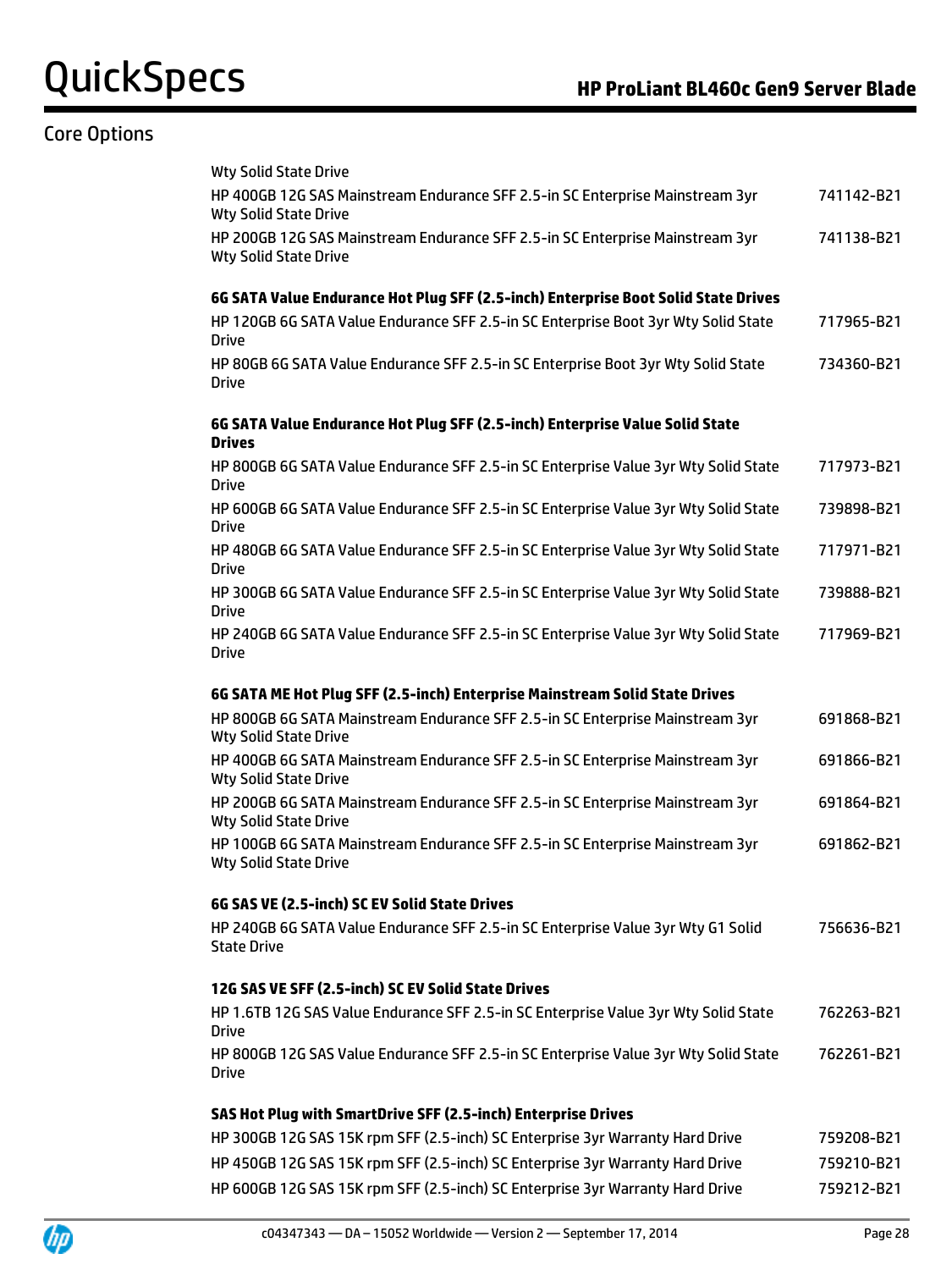## Core Options

| | |
|---|---|
| Wty Solid State Drive | |
| HP 400GB 12G SAS Mainstream Endurance SFF 2.5-in SC Enterprise Mainstream 3yr Wty Solid State Drive | 741142-B21 |
| HP 200GB 12G SAS Mainstream Endurance SFF 2.5-in SC Enterprise Mainstream 3yr Wty Solid State Drive | 741138-B21 |
| **6G SATA Value Endurance Hot Plug SFF (2.5-inch) Enterprise Boot Solid State Drives** | |
| HP 120GB 6G SATA Value Endurance SFF 2.5-in SC Enterprise Boot 3yr Wty Solid State Drive | 717965-B21 |
| HP 80GB 6G SATA Value Endurance SFF 2.5-in SC Enterprise Boot 3yr Wty Solid State Drive | 734360-B21 |
| **6G SATA Value Endurance Hot Plug SFF (2.5-inch) Enterprise Value Solid State Drives** | |
| HP 800GB 6G SATA Value Endurance SFF 2.5-in SC Enterprise Value 3yr Wty Solid State Drive | 717973-B21 |
| HP 600GB 6G SATA Value Endurance SFF 2.5-in SC Enterprise Value 3yr Wty Solid State Drive | 739898-B21 |
| HP 480GB 6G SATA Value Endurance SFF 2.5-in SC Enterprise Value 3yr Wty Solid State Drive | 717971-B21 |
| HP 300GB 6G SATA Value Endurance SFF 2.5-in SC Enterprise Value 3yr Wty Solid State Drive | 739888-B21 |
| HP 240GB 6G SATA Value Endurance SFF 2.5-in SC Enterprise Value 3yr Wty Solid State Drive | 717969-B21 |
| **6G SATA ME Hot Plug SFF (2.5-inch) Enterprise Mainstream Solid State Drives** | |
| HP 800GB 6G SATA Mainstream Endurance SFF 2.5-in SC Enterprise Mainstream 3yr Wty Solid State Drive | 691868-B21 |
| HP 400GB 6G SATA Mainstream Endurance SFF 2.5-in SC Enterprise Mainstream 3yr Wty Solid State Drive | 691866-B21 |
| HP 200GB 6G SATA Mainstream Endurance SFF 2.5-in SC Enterprise Mainstream 3yr Wty Solid State Drive | 691864-B21 |
| HP 100GB 6G SATA Mainstream Endurance SFF 2.5-in SC Enterprise Mainstream 3yr Wty Solid State Drive | 691862-B21 |
| **6G SAS VE (2.5-inch) SC EV Solid State Drives** | |
| HP 240GB 6G SATA Value Endurance SFF 2.5-in SC Enterprise Value 3yr Wty G1 Solid State Drive | 756636-B21 |
| **12G SAS VE SFF (2.5-inch) SC EV Solid State Drives** | |
| HP 1.6TB 12G SAS Value Endurance SFF 2.5-in SC Enterprise Value 3yr Wty Solid State Drive | 762263-B21 |
| HP 800GB 12G SAS Value Endurance SFF 2.5-in SC Enterprise Value 3yr Wty Solid State Drive | 762261-B21 |
| **SAS Hot Plug with SmartDrive SFF (2.5-inch) Enterprise Drives** | |
| HP 300GB 12G SAS 15K rpm SFF (2.5-inch) SC Enterprise 3yr Warranty Hard Drive | 759208-B21 |
| HP 450GB 12G SAS 15K rpm SFF (2.5-inch) SC Enterprise 3yr Warranty Hard Drive | 759210-B21 |
| HP 600GB 12G SAS 15K rpm SFF (2.5-inch) SC Enterprise 3yr Warranty Hard Drive | 759212-B21 |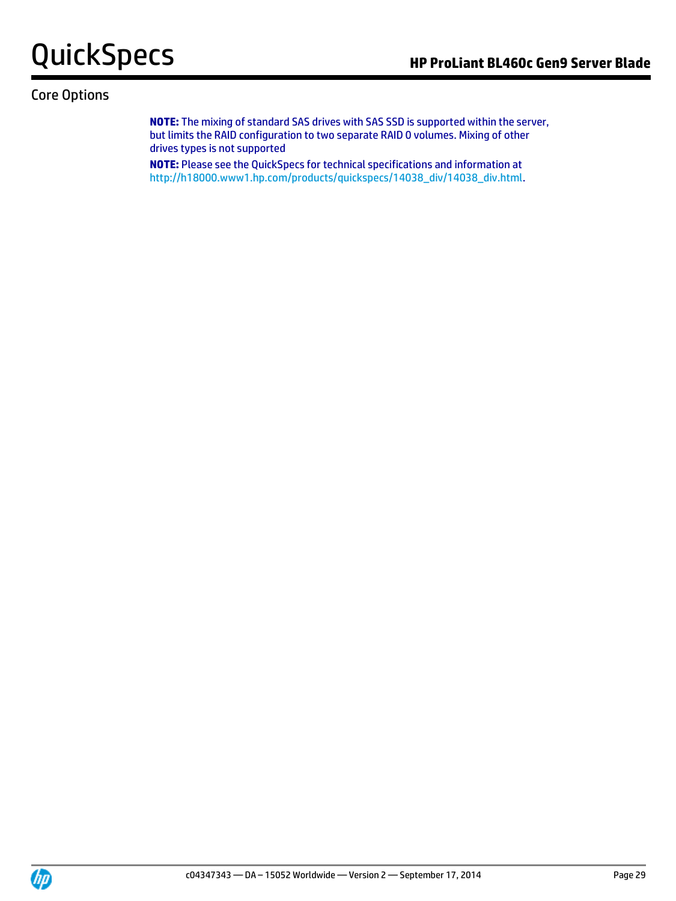## Core Options

**NOTE:** The mixing of standard SAS drives with SAS SSD is supported within the server, but limits the RAID configuration to two separate RAID 0 volumes. Mixing of other drives types is not supported

**NOTE:** Please see the QuickSpecs for technical specifications and information at http://h18000.www1.hp.com/products/quickspecs/14038_div/14038_div.html.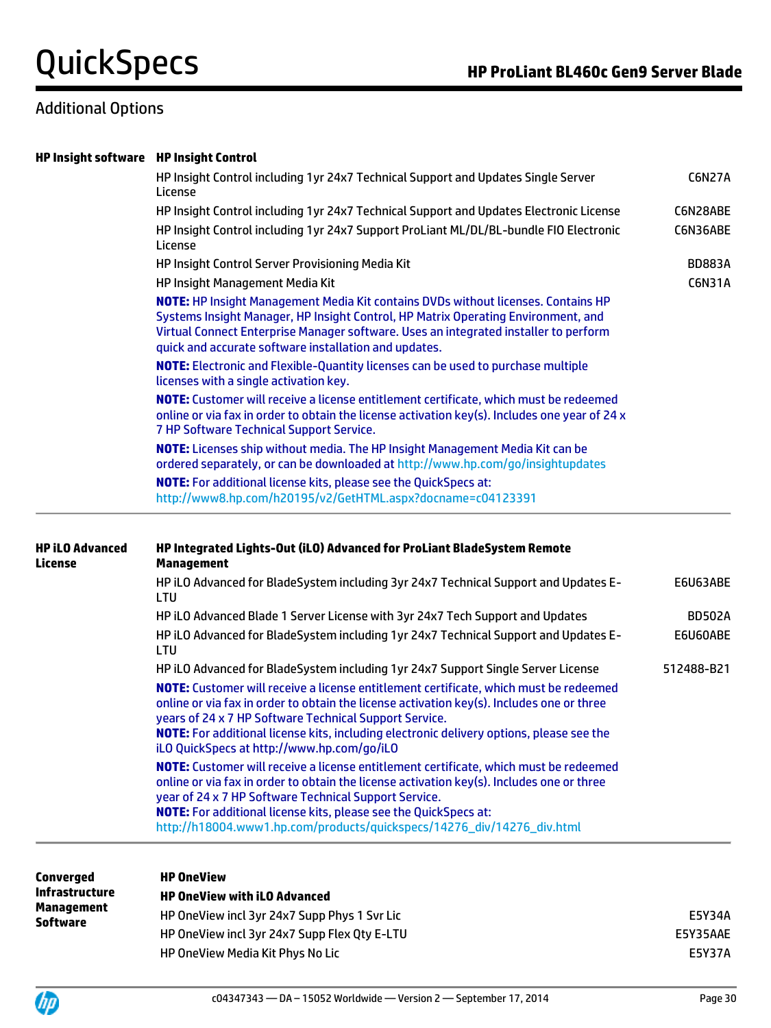## Additional Options

| | | |
|---|---|---|
| **HP Insight software** | **HP Insight Control** | |
| | HP Insight Control including 1yr 24x7 Technical Support and Updates Single Server License | C6N27A |
| | HP Insight Control including 1yr 24x7 Technical Support and Updates Electronic License | C6N28ABE |
| | HP Insight Control including 1yr 24x7 Support ProLiant ML/DL/BL-bundle FIO Electronic License | C6N36ABE |
| | HP Insight Control Server Provisioning Media Kit | BD883A |
| | HP Insight Management Media Kit | C6N31A |
| | **NOTE:** HP Insight Management Media Kit contains DVDs without licenses. Contains HP Systems Insight Manager, HP Insight Control, HP Matrix Operating Environment, and Virtual Connect Enterprise Manager software. Uses an integrated installer to perform quick and accurate software installation and updates. | |
| | **NOTE:** Electronic and Flexible-Quantity licenses can be used to purchase multiple licenses with a single activation key. | |
| | **NOTE:** Customer will receive a license entitlement certificate, which must be redeemed online or via fax in order to obtain the license activation key(s). Includes one year of 24 x 7 HP Software Technical Support Service. | |
| | **NOTE:** Licenses ship without media. The HP Insight Management Media Kit can be ordered separately, or can be downloaded at http://www.hp.com/go/insightupdates | |
| | **NOTE:** For additional license kits, please see the QuickSpecs at: http://www8.hp.com/h20195/v2/GetHTML.aspx?docname=c04123391 | |

| | | |
|---|---|---|
| **HP iLO Advanced License** | **HP Integrated Lights-Out (iLO) Advanced for ProLiant BladeSystem Remote Management** | |
| | HP iLO Advanced for BladeSystem including 3yr 24x7 Technical Support and Updates E-LTU | E6U63ABE |
| | HP iLO Advanced Blade 1 Server License with 3yr 24x7 Tech Support and Updates | BD502A |
| | HP iLO Advanced for BladeSystem including 1yr 24x7 Technical Support and Updates E-LTU | E6U60ABE |
| | HP iLO Advanced for BladeSystem including 1yr 24x7 Support Single Server License | 512488-B21 |
| | **NOTE:** Customer will receive a license entitlement certificate, which must be redeemed online or via fax in order to obtain the license activation key(s). Includes one or three years of 24 x 7 HP Software Technical Support Service.<br>**NOTE:** For additional license kits, including electronic delivery options, please see the iLO QuickSpecs at http://www.hp.com/go/iLO | |
| | **NOTE:** Customer will receive a license entitlement certificate, which must be redeemed online or via fax in order to obtain the license activation key(s). Includes one or three year of 24 x 7 HP Software Technical Support Service.<br>**NOTE:** For additional license kits, please see the QuickSpecs at: http://h18004.www1.hp.com/products/quickspecs/14276_div/14276_div.html | |

| | | |
|---|---|---|
| **Converged Infrastructure Management Software** | **HP OneView** | |
| | **HP OneView with iLO Advanced** | |
| | HP OneView incl 3yr 24x7 Supp Phys 1 Svr Lic | E5Y34A |
| | HP OneView incl 3yr 24x7 Supp Flex Qty E-LTU | E5Y35AAE |
| | HP OneView Media Kit Phys No Lic | E5Y37A |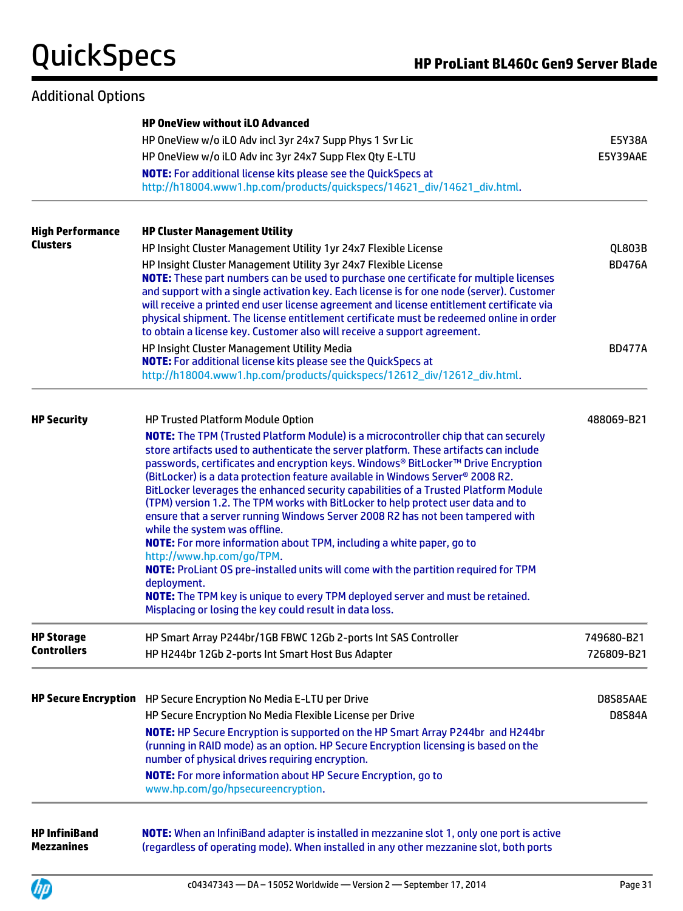## Additional Options

| | | |
|---|---|---|
| | **HP OneView without iLO Advanced** | |
| | HP OneView w/o iLO Adv incl 3yr 24x7 Supp Phys 1 Svr Lic | E5Y38A |
| | HP OneView w/o iLO Adv inc 3yr 24x7 Supp Flex Qty E-LTU | E5Y39AAE |
| | **NOTE:** For additional license kits please see the QuickSpecs at http://h18004.www1.hp.com/products/quickspecs/14621_div/14621_div.html. | |
| **High Performance Clusters** | **HP Cluster Management Utility** | |
| | HP Insight Cluster Management Utility 1yr 24x7 Flexible License | QL803B |
| | HP Insight Cluster Management Utility 3yr 24x7 Flexible License<br>**NOTE:** These part numbers can be used to purchase one certificate for multiple licenses and support with a single activation key. Each license is for one node (server). Customer will receive a printed end user license agreement and license entitlement certificate via physical shipment. The license entitlement certificate must be redeemed online in order to obtain a license key. Customer also will receive a support agreement. | BD476A |
| | HP Insight Cluster Management Utility Media<br>**NOTE:** For additional license kits please see the QuickSpecs at http://h18004.www1.hp.com/products/quickspecs/12612_div/12612_div.html. | BD477A |
| **HP Security** | HP Trusted Platform Module Option | 488069-B21 |
| | **NOTE:** The TPM (Trusted Platform Module) is a microcontroller chip that can securely store artifacts used to authenticate the server platform. These artifacts can include passwords, certificates and encryption keys. Windows® BitLocker™ Drive Encryption (BitLocker) is a data protection feature available in Windows Server® 2008 R2. BitLocker leverages the enhanced security capabilities of a Trusted Platform Module (TPM) version 1.2. The TPM works with BitLocker to help protect user data and to ensure that a server running Windows Server 2008 R2 has not been tampered with while the system was offline.<br>**NOTE:** For more information about TPM, including a white paper, go to http://www.hp.com/go/TPM.<br>**NOTE:** ProLiant OS pre-installed units will come with the partition required for TPM deployment.<br>**NOTE:** The TPM key is unique to every TPM deployed server and must be retained. Misplacing or losing the key could result in data loss. | |
| **HP Storage Controllers** | HP Smart Array P244br/1GB FBWC 12Gb 2-ports Int SAS Controller | 749680-B21 |
| | HP H244br 12Gb 2-ports Int Smart Host Bus Adapter | 726809-B21 |
| **HP Secure Encryption** | HP Secure Encryption No Media E-LTU per Drive | D8S85AAE |
| | HP Secure Encryption No Media Flexible License per Drive | D8S84A |
| | **NOTE:** HP Secure Encryption is supported on the HP Smart Array P244br and H244br (running in RAID mode) as an option. HP Secure Encryption licensing is based on the number of physical drives requiring encryption.<br>**NOTE:** For more information about HP Secure Encryption, go to www.hp.com/go/hpsecureencryption. | |
| **HP InfiniBand Mezzanines** | **NOTE:** When an InfiniBand adapter is installed in mezzanine slot 1, only one port is active (regardless of operating mode). When installed in any other mezzanine slot, both ports | |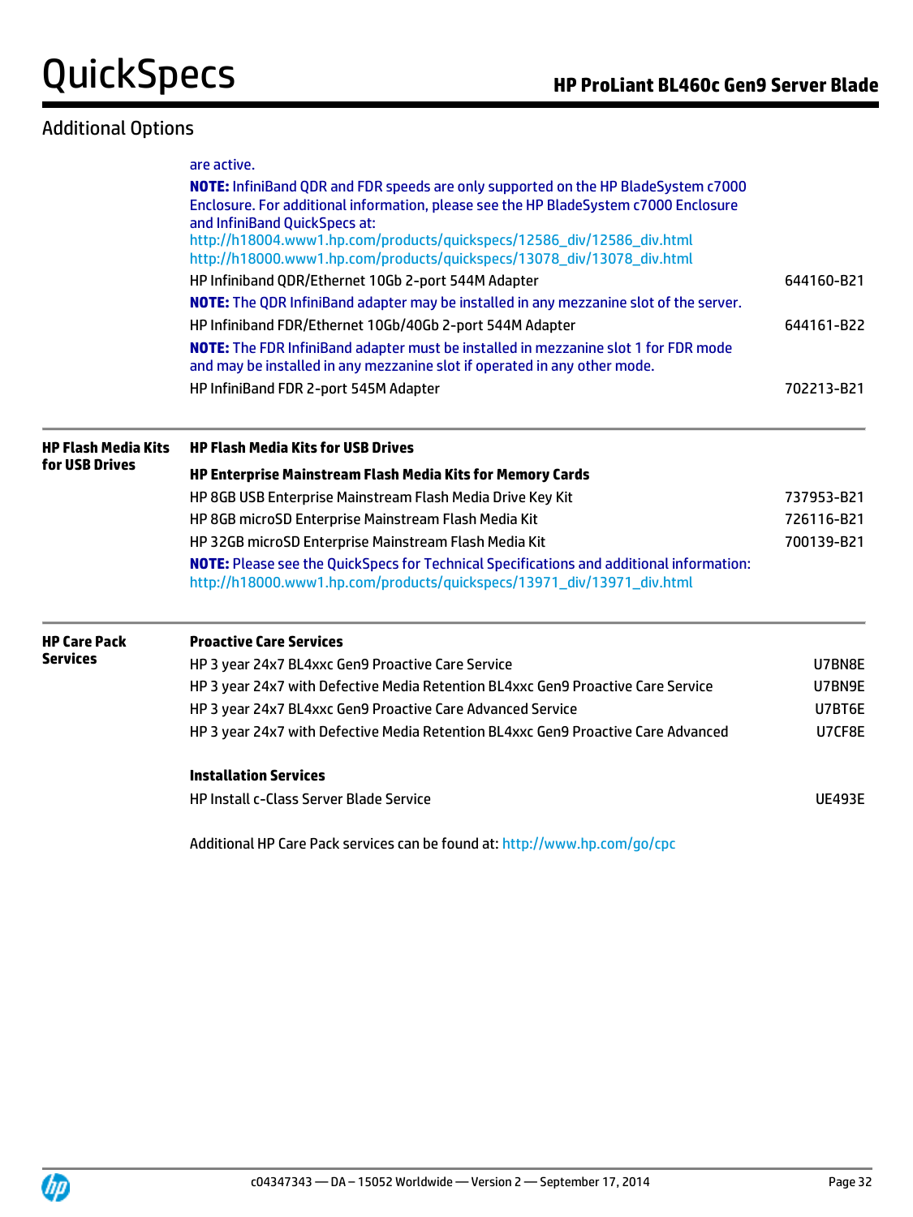## Additional Options

are active.

**NOTE:** InfiniBand QDR and FDR speeds are only supported on the HP BladeSystem c7000 Enclosure. For additional information, please see the HP BladeSystem c7000 Enclosure and InfiniBand QuickSpecs at:
http://h18004.www1.hp.com/products/quickspecs/12586_div/12586_div.html
http://h18000.www1.hp.com/products/quickspecs/13078_div/13078_div.html

| | |
|---|---|
| HP Infiniband QDR/Ethernet 10Gb 2-port 544M Adapter | 644160-B21 |

**NOTE:** The QDR InfiniBand adapter may be installed in any mezzanine slot of the server.

| | |
|---|---|
| HP Infiniband FDR/Ethernet 10Gb/40Gb 2-port 544M Adapter | 644161-B22 |

**NOTE:** The FDR InfiniBand adapter must be installed in mezzanine slot 1 for FDR mode and may be installed in any mezzanine slot if operated in any other mode.

| | |
|---|---|
| HP InfiniBand FDR 2-port 545M Adapter | 702213-B21 |

### HP Flash Media Kits for USB Drives

**HP Flash Media Kits for USB Drives**

**HP Enterprise Mainstream Flash Media Kits for Memory Cards**

| | |
|---|---|
| HP 8GB USB Enterprise Mainstream Flash Media Drive Key Kit | 737953-B21 |
| HP 8GB microSD Enterprise Mainstream Flash Media Kit | 726116-B21 |
| HP 32GB microSD Enterprise Mainstream Flash Media Kit | 700139-B21 |

**NOTE:** Please see the QuickSpecs for Technical Specifications and additional information:
http://h18000.www1.hp.com/products/quickspecs/13971_div/13971_div.html

### HP Care Pack Services

**Proactive Care Services**

| | |
|---|---|
| HP 3 year 24x7 BL4xxc Gen9 Proactive Care Service | U7BN8E |
| HP 3 year 24x7 with Defective Media Retention BL4xxc Gen9 Proactive Care Service | U7BN9E |
| HP 3 year 24x7 BL4xxc Gen9 Proactive Care Advanced Service | U7BT6E |
| HP 3 year 24x7 with Defective Media Retention BL4xxc Gen9 Proactive Care Advanced | U7CF8E |

**Installation Services**

| | |
|---|---|
| HP Install c-Class Server Blade Service | UE493E |

Additional HP Care Pack services can be found at: http://www.hp.com/go/cpc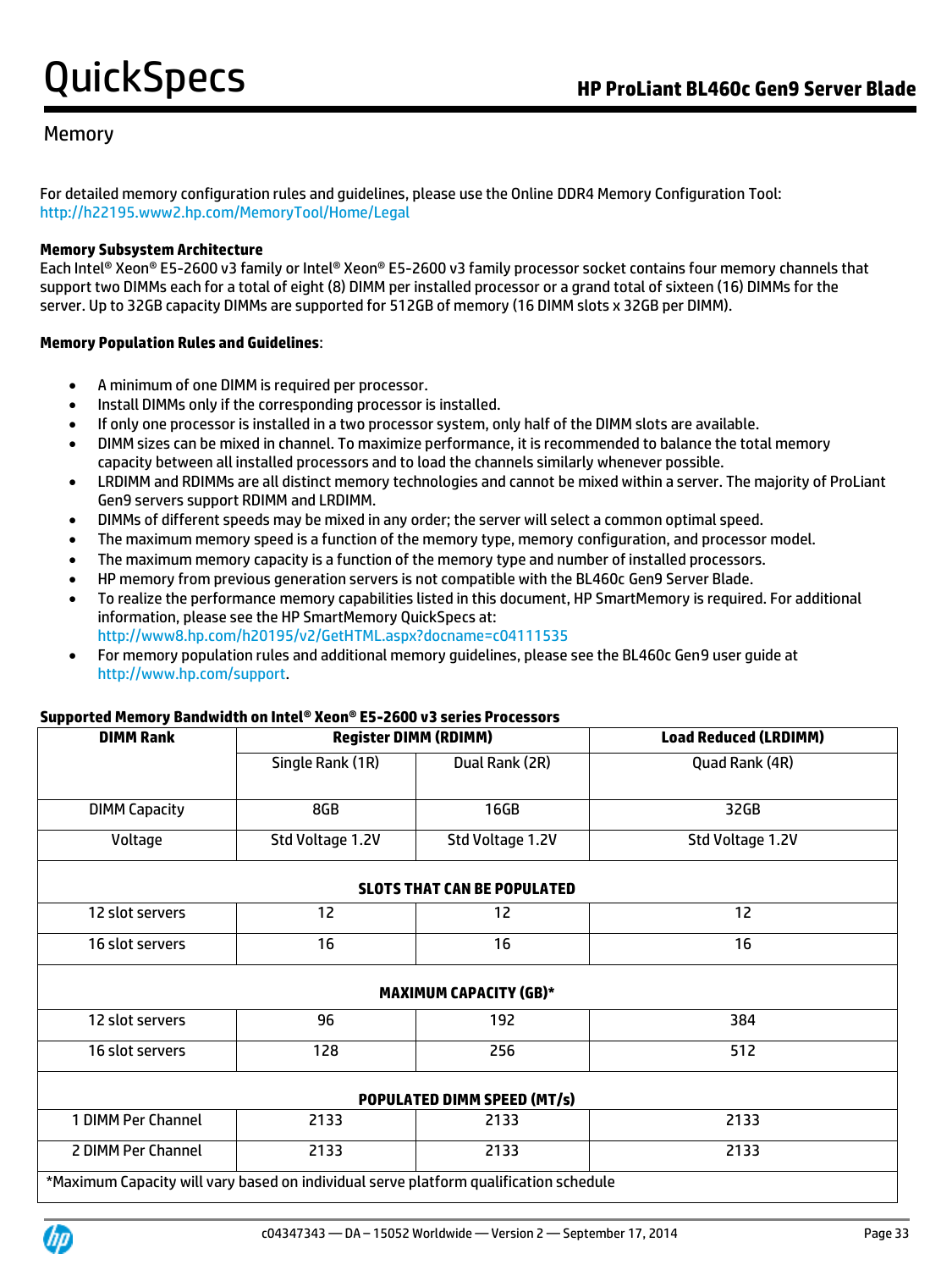## Memory

For detailed memory configuration rules and guidelines, please use the Online DDR4 Memory Configuration Tool: http://h22195.www2.hp.com/MemoryTool/Home/Legal

**Memory Subsystem Architecture**
Each Intel® Xeon® E5-2600 v3 family or Intel® Xeon® E5-2600 v3 family processor socket contains four memory channels that support two DIMMs each for a total of eight (8) DIMM per installed processor or a grand total of sixteen (16) DIMMs for the server. Up to 32GB capacity DIMMs are supported for 512GB of memory (16 DIMM slots x 32GB per DIMM).

**Memory Population Rules and Guidelines**:

- A minimum of one DIMM is required per processor.
- Install DIMMs only if the corresponding processor is installed.
- If only one processor is installed in a two processor system, only half of the DIMM slots are available.
- DIMM sizes can be mixed in channel. To maximize performance, it is recommended to balance the total memory capacity between all installed processors and to load the channels similarly whenever possible.
- LRDIMM and RDIMMs are all distinct memory technologies and cannot be mixed within a server. The majority of ProLiant Gen9 servers support RDIMM and LRDIMM.
- DIMMs of different speeds may be mixed in any order; the server will select a common optimal speed.
- The maximum memory speed is a function of the memory type, memory configuration, and processor model.
- The maximum memory capacity is a function of the memory type and number of installed processors.
- HP memory from previous generation servers is not compatible with the BL460c Gen9 Server Blade.
- To realize the performance memory capabilities listed in this document, HP SmartMemory is required. For additional information, please see the HP SmartMemory QuickSpecs at: http://www8.hp.com/h20195/v2/GetHTML.aspx?docname=c04111535
- For memory population rules and additional memory guidelines, please see the BL460c Gen9 user guide at http://www.hp.com/support.

**Supported Memory Bandwidth on Intel® Xeon® E5-2600 v3 series Processors**

| DIMM Rank | Register DIMM (RDIMM) | | Load Reduced (LRDIMM) |
|---|---|---|---|
| | Single Rank (1R) | Dual Rank (2R) | Quad Rank (4R) |
| DIMM Capacity | 8GB | 16GB | 32GB |
| Voltage | Std Voltage 1.2V | Std Voltage 1.2V | Std Voltage 1.2V |
| **SLOTS THAT CAN BE POPULATED** | | | |
| 12 slot servers | 12 | 12 | 12 |
| 16 slot servers | 16 | 16 | 16 |
| **MAXIMUM CAPACITY (GB)*** | | | |
| 12 slot servers | 96 | 192 | 384 |
| 16 slot servers | 128 | 256 | 512 |
| **POPULATED DIMM SPEED (MT/s)** | | | |
| 1 DIMM Per Channel | 2133 | 2133 | 2133 |
| 2 DIMM Per Channel | 2133 | 2133 | 2133 |

*Maximum Capacity will vary based on individual serve platform qualification schedule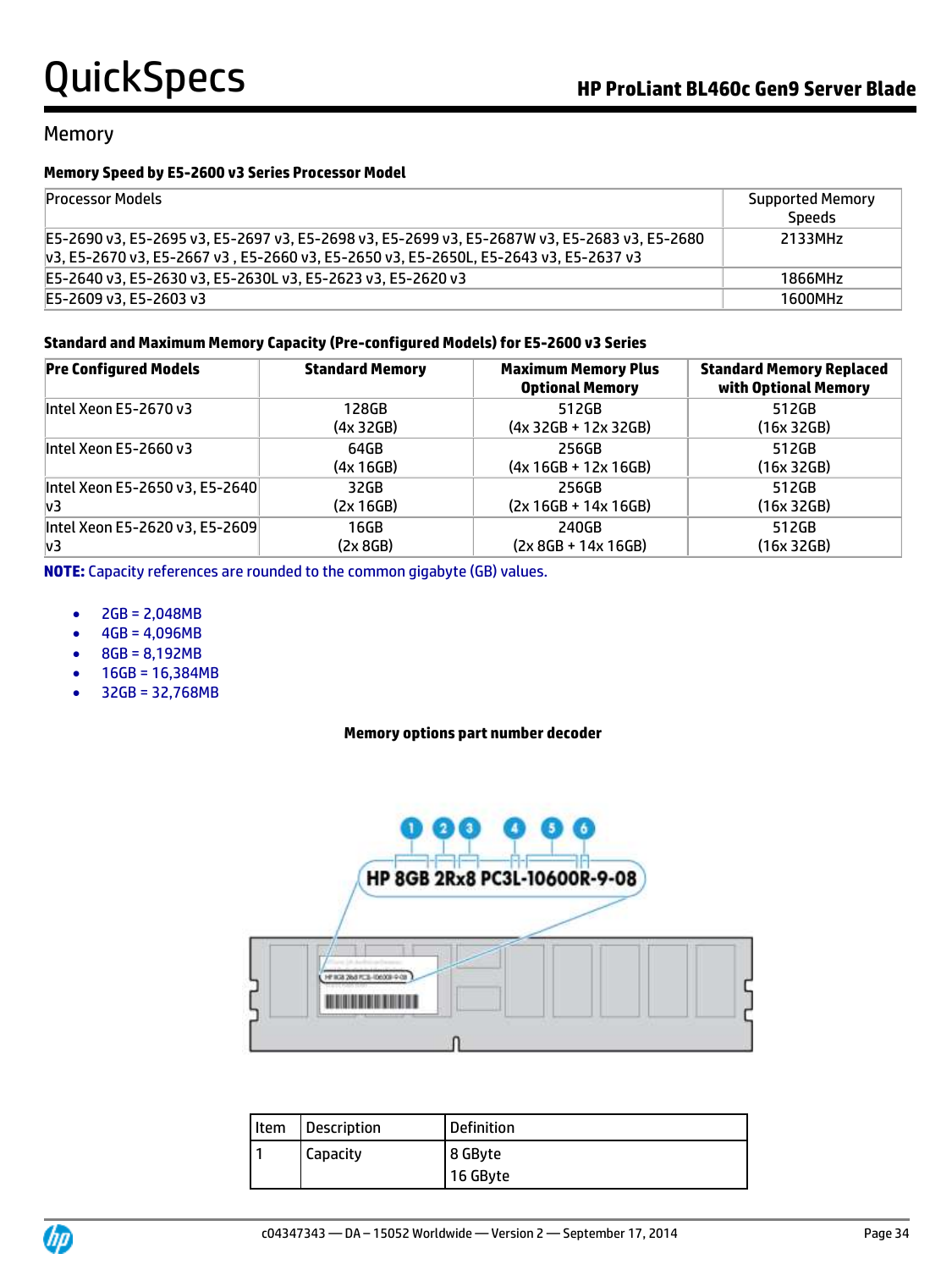## Memory

**Memory Speed by E5-2600 v3 Series Processor Model**

| Processor Models | Supported Memory Speeds |
|---|---|
| E5-2690 v3, E5-2695 v3, E5-2697 v3, E5-2698 v3, E5-2699 v3, E5-2687W v3, E5-2683 v3, E5-2680 v3, E5-2670 v3, E5-2667 v3 , E5-2660 v3, E5-2650 v3, E5-2650L, E5-2643 v3, E5-2637 v3 | 2133MHz |
| E5-2640 v3, E5-2630 v3, E5-2630L v3, E5-2623 v3, E5-2620 v3 | 1866MHz |
| E5-2609 v3, E5-2603 v3 | 1600MHz |

**Standard and Maximum Memory Capacity (Pre-configured Models) for E5-2600 v3 Series**

| Pre Configured Models | Standard Memory | Maximum Memory Plus Optional Memory | Standard Memory Replaced with Optional Memory |
|---|---|---|---|
| Intel Xeon E5-2670 v3 | 128GB (4x 32GB) | 512GB (4x 32GB + 12x 32GB) | 512GB (16x 32GB) |
| Intel Xeon E5-2660 v3 | 64GB (4x 16GB) | 256GB (4x 16GB + 12x 16GB) | 512GB (16x 32GB) |
| Intel Xeon E5-2650 v3, E5-2640 v3 | 32GB (2x 16GB) | 256GB (2x 16GB + 14x 16GB) | 512GB (16x 32GB) |
| Intel Xeon E5-2620 v3, E5-2609 v3 | 16GB (2x 8GB) | 240GB (2x 8GB + 14x 16GB) | 512GB (16x 32GB) |

**NOTE:** Capacity references are rounded to the common gigabyte (GB) values.

- 2GB = 2,048MB
- 4GB = 4,096MB
- 8GB = 8,192MB
- 16GB = 16,384MB
- 32GB = 32,768MB

**Memory options part number decoder**

HP 8GB 2Rx8 PC3L-10600R-9-08

| Item | Description | Definition |
|---|---|---|
| 1 | Capacity | 8 GByte<br>16 GByte |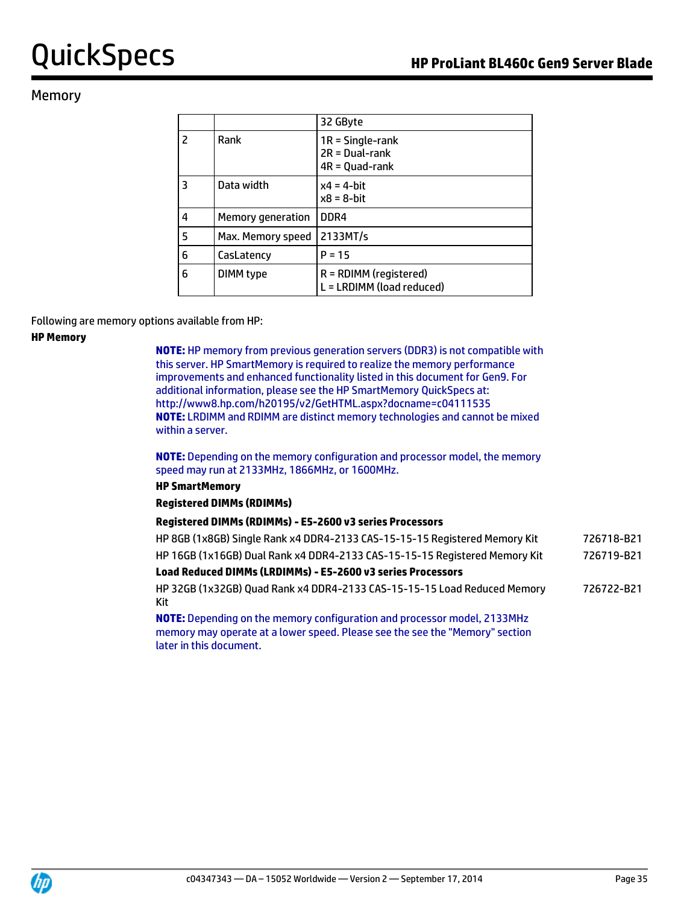## Memory

| | | 32 GByte |
|---|---|---|
| 2 | Rank | 1R = Single-rank<br>2R = Dual-rank<br>4R = Quad-rank |
| 3 | Data width | x4 = 4-bit<br>x8 = 8-bit |
| 4 | Memory generation | DDR4 |
| 5 | Max. Memory speed | 2133MT/s |
| 6 | CasLatency | P = 15 |
| 6 | DIMM type | R = RDIMM (registered)<br>L = LRDIMM (load reduced) |

Following are memory options available from HP:

**HP Memory**

**NOTE:** HP memory from previous generation servers (DDR3) is not compatible with this server. HP SmartMemory is required to realize the memory performance improvements and enhanced functionality listed in this document for Gen9. For additional information, please see the HP SmartMemory QuickSpecs at: http://www8.hp.com/h20195/v2/GetHTML.aspx?docname=c04111535

**NOTE:** LRDIMM and RDIMM are distinct memory technologies and cannot be mixed within a server.

**NOTE:** Depending on the memory configuration and processor model, the memory speed may run at 2133MHz, 1866MHz, or 1600MHz.

**HP SmartMemory**

**Registered DIMMs (RDIMMs)**

**Registered DIMMs (RDIMMs) - E5-2600 v3 series Processors**

| | |
|---|---|
| HP 8GB (1x8GB) Single Rank x4 DDR4-2133 CAS-15-15-15 Registered Memory Kit | 726718-B21 |
| HP 16GB (1x16GB) Dual Rank x4 DDR4-2133 CAS-15-15-15 Registered Memory Kit | 726719-B21 |

**Load Reduced DIMMs (LRDIMMs) - E5-2600 v3 series Processors**

| | |
|---|---|
| HP 32GB (1x32GB) Quad Rank x4 DDR4-2133 CAS-15-15-15 Load Reduced Memory Kit | 726722-B21 |

**NOTE:** Depending on the memory configuration and processor model, 2133MHz memory may operate at a lower speed. Please see the see the "Memory" section later in this document.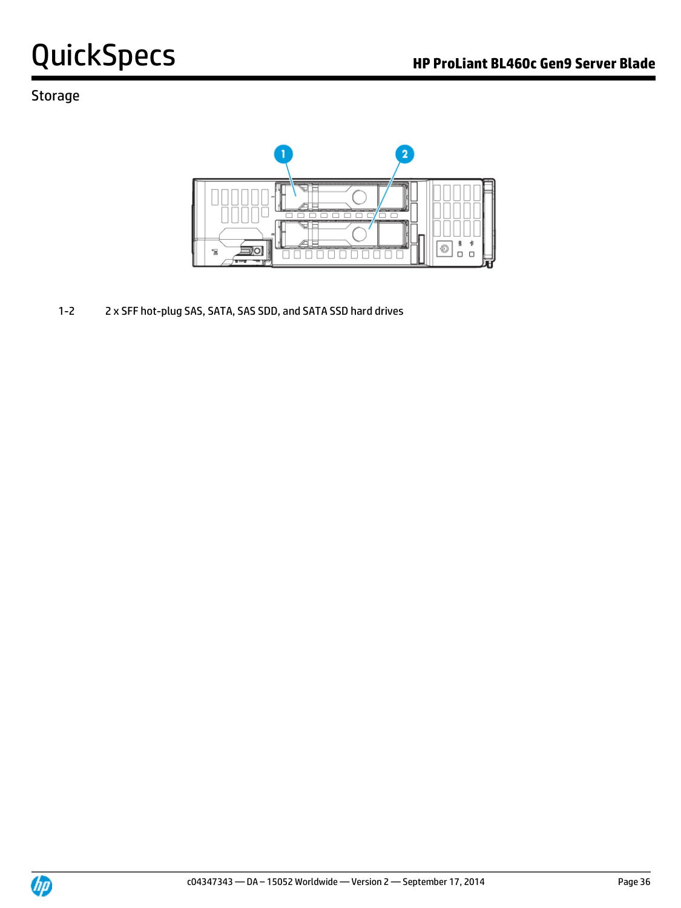## Storage

1-2 2 x SFF hot-plug SAS, SATA, SAS SDD, and SATA SSD hard drives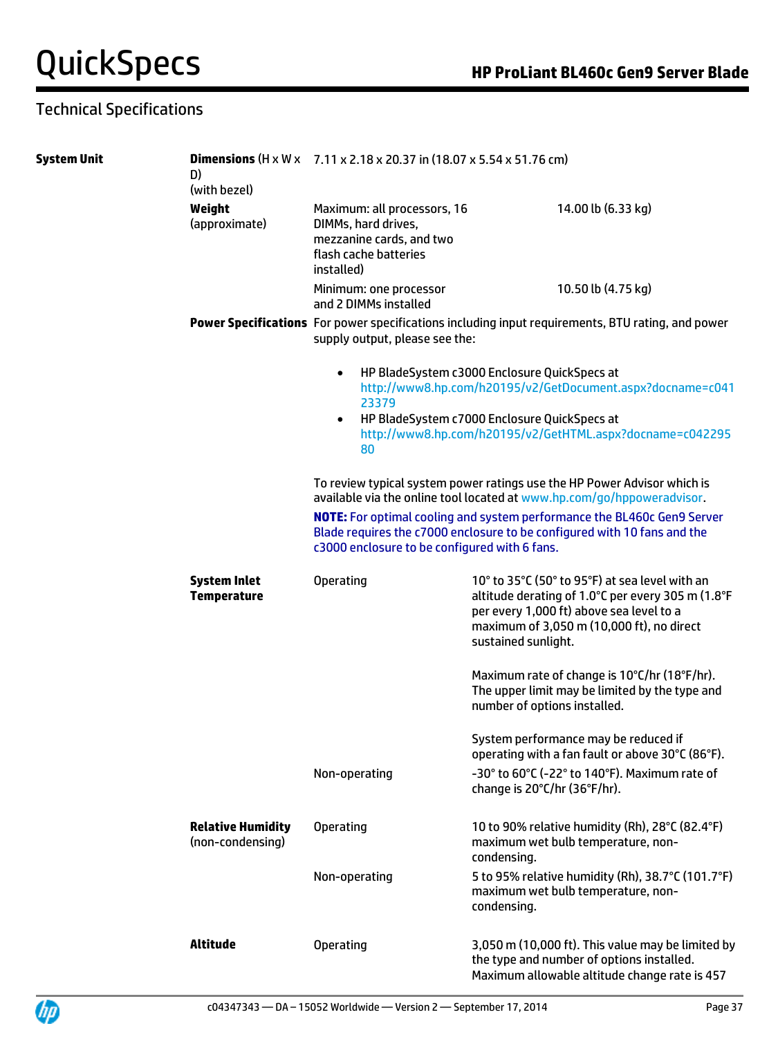## Technical Specifications

| | | | |
|---|---|---|---|
| **System Unit** | **Dimensions** (H x W x D) (with bezel) | 7.11 x 2.18 x 20.37 in (18.07 x 5.54 x 51.76 cm) | |
| | **Weight** (approximate) | Maximum: all processors, 16 DIMMs, hard drives, mezzanine cards, and two flash cache batteries installed) | 14.00 lb (6.33 kg) |
| | | Minimum: one processor and 2 DIMMs installed | 10.50 lb (4.75 kg) |

**Power Specifications**

For power specifications including input requirements, BTU rating, and power supply output, please see the:

- HP BladeSystem c3000 Enclosure QuickSpecs at http://www8.hp.com/h20195/v2/GetDocument.aspx?docname=c04123379
- HP BladeSystem c7000 Enclosure QuickSpecs at http://www8.hp.com/h20195/v2/GetHTML.aspx?docname=c04229580

To review typical system power ratings use the HP Power Advisor which is available via the online tool located at www.hp.com/go/hppoweradvisor.

**NOTE:** For optimal cooling and system performance the BL460c Gen9 Server Blade requires the c7000 enclosure to be configured with 10 fans and the c3000 enclosure to be configured with 6 fans.

| | | |
|---|---|---|
| **System Inlet Temperature** | Operating | 10° to 35°C (50° to 95°F) at sea level with an altitude derating of 1.0°C per every 305 m (1.8°F per every 1,000 ft) above sea level to a maximum of 3,050 m (10,000 ft), no direct sustained sunlight.<br><br>Maximum rate of change is 10°C/hr (18°F/hr). The upper limit may be limited by the type and number of options installed.<br><br>System performance may be reduced if operating with a fan fault or above 30°C (86°F). |
| | Non-operating | -30° to 60°C (-22° to 140°F). Maximum rate of change is 20°C/hr (36°F/hr). |
| **Relative Humidity** (non-condensing) | Operating | 10 to 90% relative humidity (Rh), 28°C (82.4°F) maximum wet bulb temperature, non-condensing. |
| | Non-operating | 5 to 95% relative humidity (Rh), 38.7°C (101.7°F) maximum wet bulb temperature, non-condensing. |
| **Altitude** | Operating | 3,050 m (10,000 ft). This value may be limited by the type and number of options installed. Maximum allowable altitude change rate is 457 |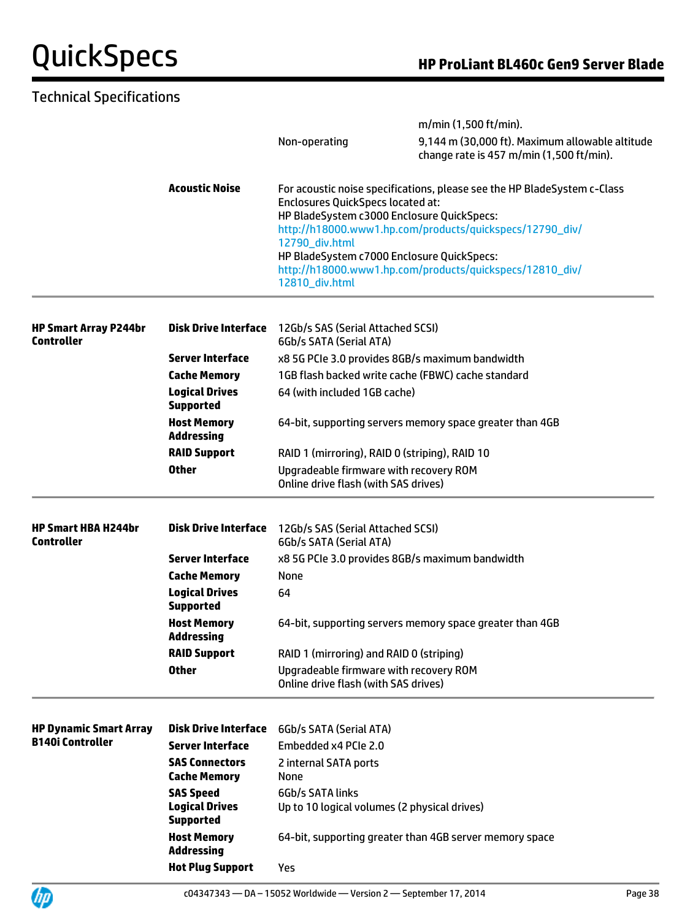## Technical Specifications

| | | | |
|---|---|---|---|
| | | | m/min (1,500 ft/min). |
| | | Non-operating | 9,144 m (30,000 ft). Maximum allowable altitude change rate is 457 m/min (1,500 ft/min). |
| | **Acoustic Noise** | For acoustic noise specifications, please see the HP BladeSystem c-Class Enclosures QuickSpecs located at: HP BladeSystem c3000 Enclosure QuickSpecs: http://h18000.www1.hp.com/products/quickspecs/12790_div/12790_div.html HP BladeSystem c7000 Enclosure QuickSpecs: http://h18000.www1.hp.com/products/quickspecs/12810_div/12810_div.html | |

| | | |
|---|---|---|
| **HP Smart Array P244br Controller** | **Disk Drive Interface** | 12Gb/s SAS (Serial Attached SCSI)<br>6Gb/s SATA (Serial ATA) |
| | **Server Interface** | x8 5G PCIe 3.0 provides 8GB/s maximum bandwidth |
| | **Cache Memory** | 1GB flash backed write cache (FBWC) cache standard |
| | **Logical Drives Supported** | 64 (with included 1GB cache) |
| | **Host Memory Addressing** | 64-bit, supporting servers memory space greater than 4GB |
| | **RAID Support** | RAID 1 (mirroring), RAID 0 (striping), RAID 10 |
| | **Other** | Upgradeable firmware with recovery ROM<br>Online drive flash (with SAS drives) |

| | | |
|---|---|---|
| **HP Smart HBA H244br Controller** | **Disk Drive Interface** | 12Gb/s SAS (Serial Attached SCSI)<br>6Gb/s SATA (Serial ATA) |
| | **Server Interface** | x8 5G PCIe 3.0 provides 8GB/s maximum bandwidth |
| | **Cache Memory** | None |
| | **Logical Drives Supported** | 64 |
| | **Host Memory Addressing** | 64-bit, supporting servers memory space greater than 4GB |
| | **RAID Support** | RAID 1 (mirroring) and RAID 0 (striping) |
| | **Other** | Upgradeable firmware with recovery ROM<br>Online drive flash (with SAS drives) |

| | | |
|---|---|---|
| **HP Dynamic Smart Array B140i Controller** | **Disk Drive Interface** | 6Gb/s SATA (Serial ATA) |
| | **Server Interface** | Embedded x4 PCIe 2.0 |
| | **SAS Connectors** | 2 internal SATA ports |
| | **Cache Memory** | None |
| | **SAS Speed** | 6Gb/s SATA links |
| | **Logical Drives Supported** | Up to 10 logical volumes (2 physical drives) |
| | **Host Memory Addressing** | 64-bit, supporting greater than 4GB server memory space |
| | **Hot Plug Support** | Yes |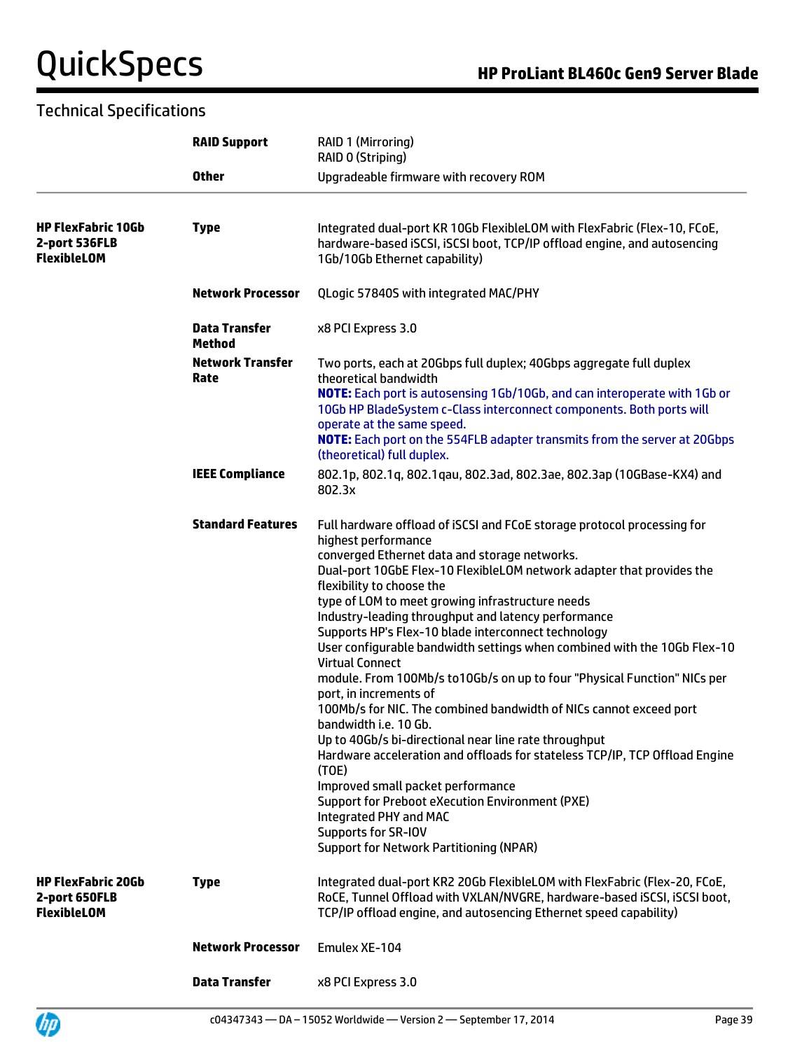## Technical Specifications

| | | |
|---|---|---|
| | **RAID Support** | RAID 1 (Mirroring)<br>RAID 0 (Striping) |
| | **Other** | Upgradeable firmware with recovery ROM |
| **HP FlexFabric 10Gb 2-port 536FLB FlexibleLOM** | **Type** | Integrated dual-port KR 10Gb FlexibleLOM with FlexFabric (Flex-10, FCoE, hardware-based iSCSI, iSCSI boot, TCP/IP offload engine, and autosencing 1Gb/10Gb Ethernet capability) |
| | **Network Processor** | QLogic 57840S with integrated MAC/PHY |
| | **Data Transfer Method** | x8 PCI Express 3.0 |
| | **Network Transfer Rate** | Two ports, each at 20Gbps full duplex; 40Gbps aggregate full duplex theoretical bandwidth<br>**NOTE:** Each port is autosensing 1Gb/10Gb, and can interoperate with 1Gb or 10Gb HP BladeSystem c-Class interconnect components. Both ports will operate at the same speed.<br>**NOTE:** Each port on the 554FLB adapter transmits from the server at 20Gbps (theoretical) full duplex. |
| | **IEEE Compliance** | 802.1p, 802.1q, 802.1qau, 802.3ad, 802.3ae, 802.3ap (10GBase-KX4) and 802.3x |
| | **Standard Features** | Full hardware offload of iSCSI and FCoE storage protocol processing for highest performance<br>converged Ethernet data and storage networks.<br>Dual-port 10GbE Flex-10 FlexibleLOM network adapter that provides the flexibility to choose the<br>type of LOM to meet growing infrastructure needs<br>Industry-leading throughput and latency performance<br>Supports HP's Flex-10 blade interconnect technology<br>User configurable bandwidth settings when combined with the 10Gb Flex-10 Virtual Connect<br>module. From 100Mb/s to10Gb/s on up to four "Physical Function" NICs per port, in increments of<br>100Mb/s for NIC. The combined bandwidth of NICs cannot exceed port bandwidth i.e. 10 Gb.<br>Up to 40Gb/s bi-directional near line rate throughput<br>Hardware acceleration and offloads for stateless TCP/IP, TCP Offload Engine (TOE)<br>Improved small packet performance<br>Support for Preboot eXecution Environment (PXE)<br>Integrated PHY and MAC<br>Supports for SR-IOV<br>Support for Network Partitioning (NPAR) |
| **HP FlexFabric 20Gb 2-port 650FLB FlexibleLOM** | **Type** | Integrated dual-port KR2 20Gb FlexibleLOM with FlexFabric (Flex-20, FCoE, RoCE, Tunnel Offload with VXLAN/NVGRE, hardware-based iSCSI, iSCSI boot, TCP/IP offload engine, and autosencing Ethernet speed capability) |
| | **Network Processor** | Emulex XE-104 |
| | **Data Transfer** | x8 PCI Express 3.0 |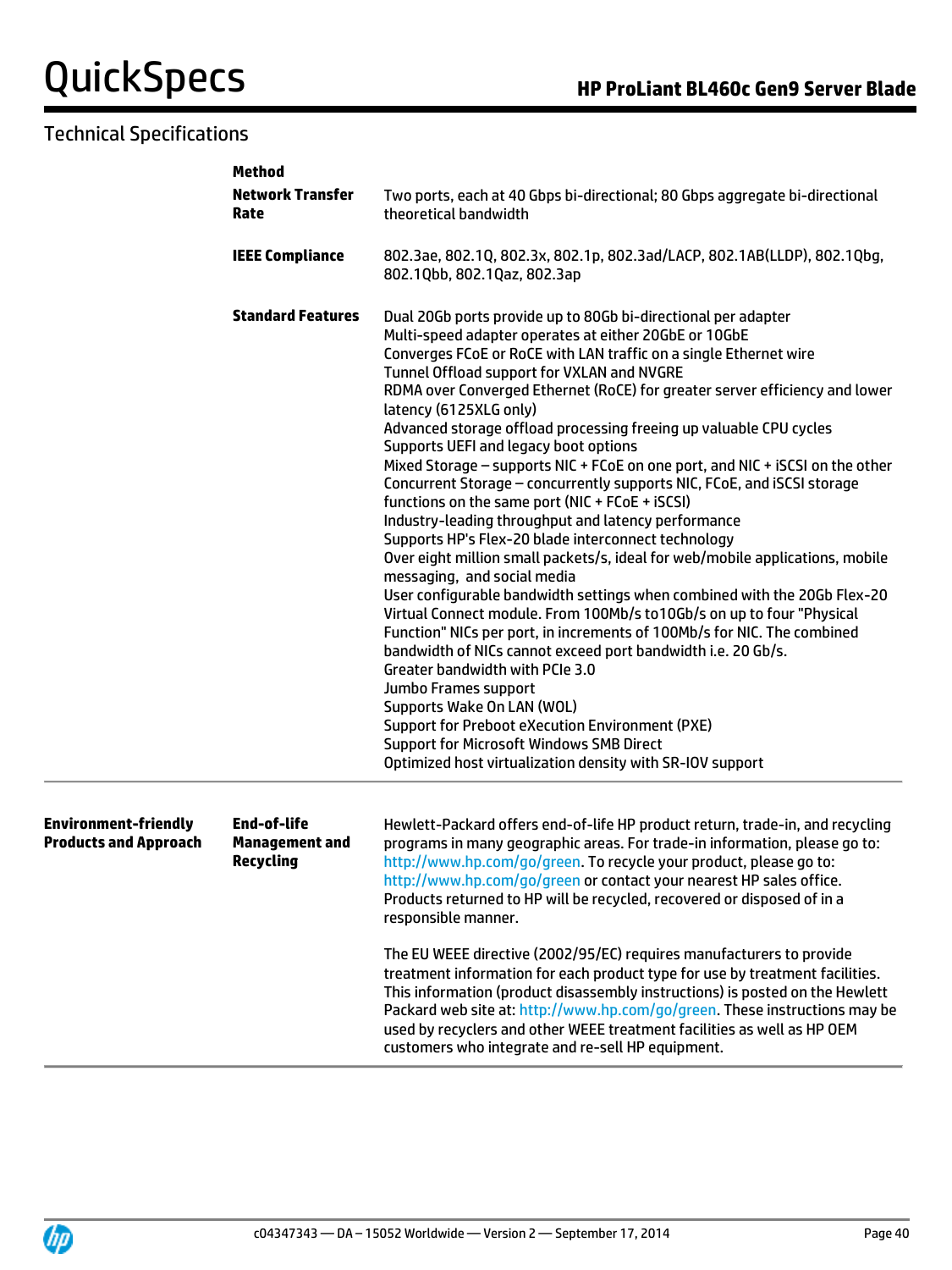## Technical Specifications

| | | |
|---|---|---|
| | **Method** | |
| | **Network Transfer Rate** | Two ports, each at 40 Gbps bi-directional; 80 Gbps aggregate bi-directional theoretical bandwidth |
| | **IEEE Compliance** | 802.3ae, 802.1Q, 802.3x, 802.1p, 802.3ad/LACP, 802.1AB(LLDP), 802.1Qbg, 802.1Qbb, 802.1Qaz, 802.3ap |
| | **Standard Features** | Dual 20Gb ports provide up to 80Gb bi-directional per adapter<br>Multi-speed adapter operates at either 20GbE or 10GbE<br>Converges FCoE or RoCE with LAN traffic on a single Ethernet wire<br>Tunnel Offload support for VXLAN and NVGRE<br>RDMA over Converged Ethernet (RoCE) for greater server efficiency and lower latency (6125XLG only)<br>Advanced storage offload processing freeing up valuable CPU cycles<br>Supports UEFI and legacy boot options<br>Mixed Storage – supports NIC + FCoE on one port, and NIC + iSCSI on the other<br>Concurrent Storage – concurrently supports NIC, FCoE, and iSCSI storage functions on the same port (NIC + FCoE + iSCSI)<br>Industry-leading throughput and latency performance<br>Supports HP's Flex-20 blade interconnect technology<br>Over eight million small packets/s, ideal for web/mobile applications, mobile messaging, and social media<br>User configurable bandwidth settings when combined with the 20Gb Flex-20 Virtual Connect module. From 100Mb/s to10Gb/s on up to four "Physical Function" NICs per port, in increments of 100Mb/s for NIC. The combined bandwidth of NICs cannot exceed port bandwidth i.e. 20 Gb/s.<br>Greater bandwidth with PCIe 3.0<br>Jumbo Frames support<br>Supports Wake On LAN (WOL)<br>Support for Preboot eXecution Environment (PXE)<br>Support for Microsoft Windows SMB Direct<br>Optimized host virtualization density with SR-IOV support |
| **Environment-friendly Products and Approach** | **End-of-life Management and Recycling** | Hewlett-Packard offers end-of-life HP product return, trade-in, and recycling programs in many geographic areas. For trade-in information, please go to: http://www.hp.com/go/green. To recycle your product, please go to: http://www.hp.com/go/green or contact your nearest HP sales office. Products returned to HP will be recycled, recovered or disposed of in a responsible manner.<br><br>The EU WEEE directive (2002/95/EC) requires manufacturers to provide treatment information for each product type for use by treatment facilities. This information (product disassembly instructions) is posted on the Hewlett Packard web site at: http://www.hp.com/go/green. These instructions may be used by recyclers and other WEEE treatment facilities as well as HP OEM customers who integrate and re-sell HP equipment. |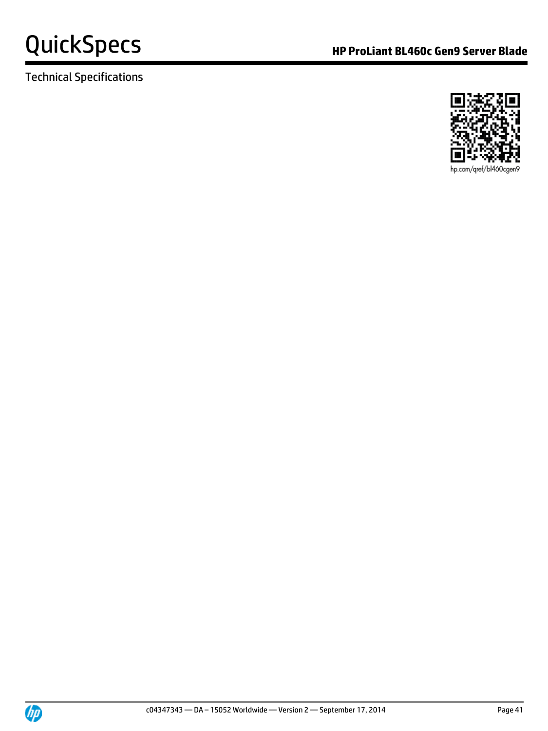Technical Specifications

hp.com/qref/bl460cgen9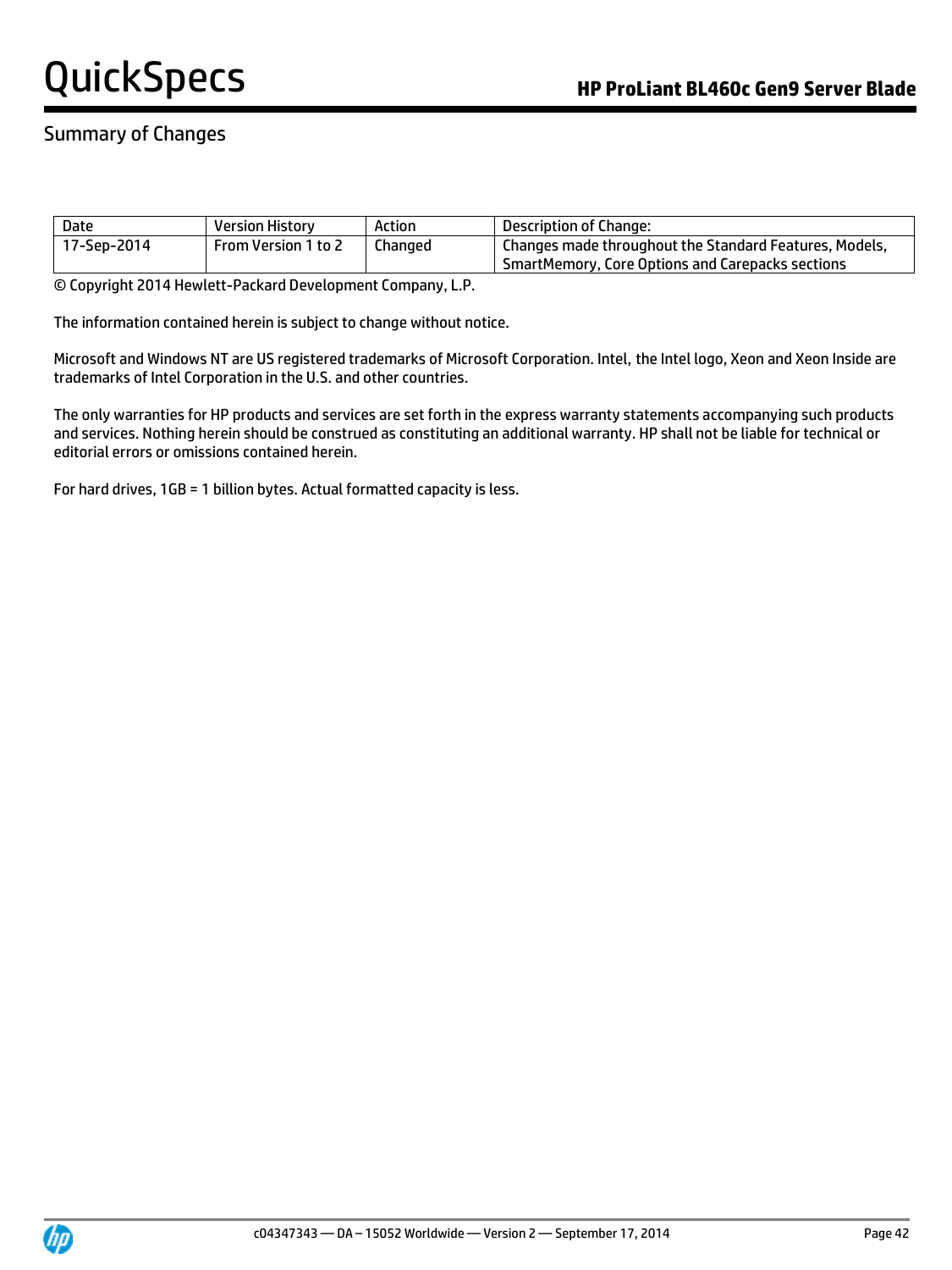## Summary of Changes

| Date | Version History | Action | Description of Change: |
|---|---|---|---|
| 17-Sep-2014 | From Version 1 to 2 | Changed | Changes made throughout the Standard Features, Models, SmartMemory, Core Options and Carepacks sections |

© Copyright 2014 Hewlett-Packard Development Company, L.P.

The information contained herein is subject to change without notice.

Microsoft and Windows NT are US registered trademarks of Microsoft Corporation. Intel, the Intel logo, Xeon and Xeon Inside are trademarks of Intel Corporation in the U.S. and other countries.

The only warranties for HP products and services are set forth in the express warranty statements accompanying such products and services. Nothing herein should be construed as constituting an additional warranty. HP shall not be liable for technical or editorial errors or omissions contained herein.

For hard drives, 1GB = 1 billion bytes. Actual formatted capacity is less.

c04347343 — DA – 15052 Worldwide — Version 2 — September 17, 2014